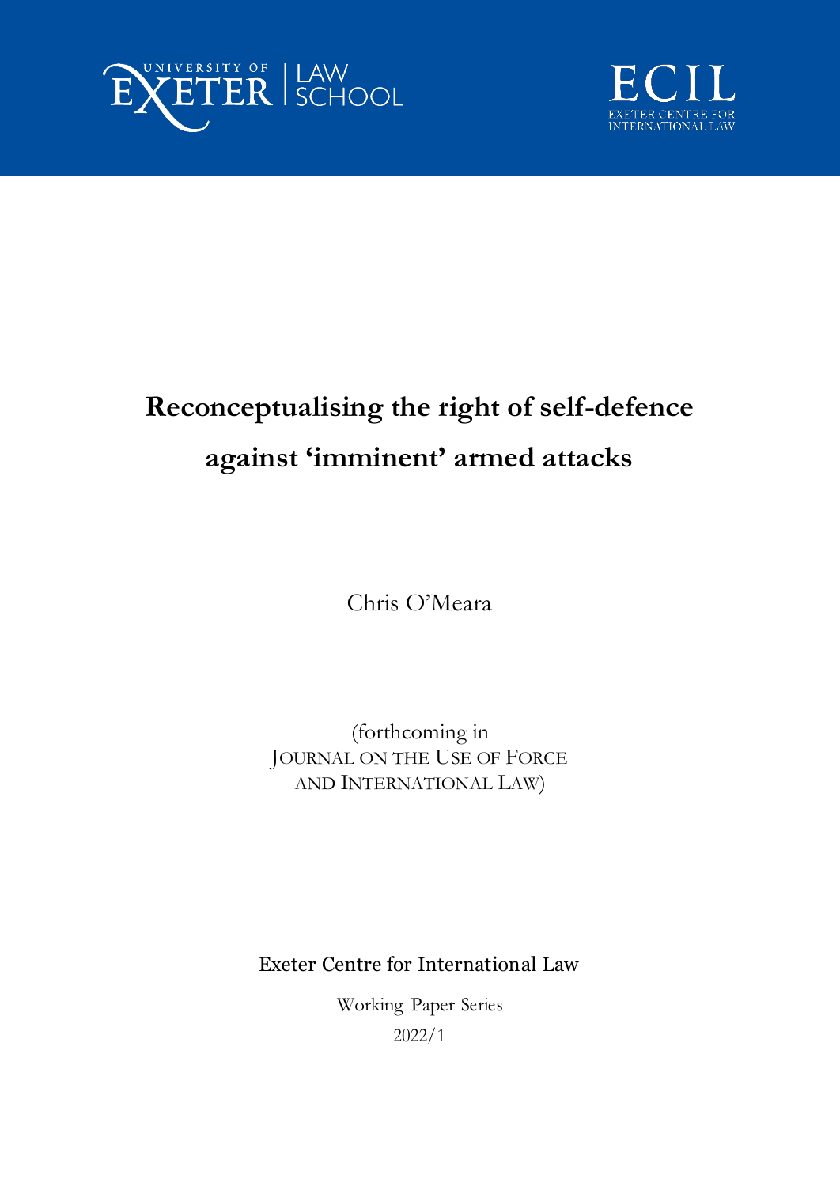UNIVERSITY OF EXETER | LAW SCHOOL

ECIL
EXETER CENTRE FOR INTERNATIONAL LAW

# Reconceptualising the right of self-defence against 'imminent' armed attacks

Chris O'Meara

(forthcoming in
JOURNAL ON THE USE OF FORCE AND INTERNATIONAL LAW)

Exeter Centre for International Law

Working Paper Series

2022/1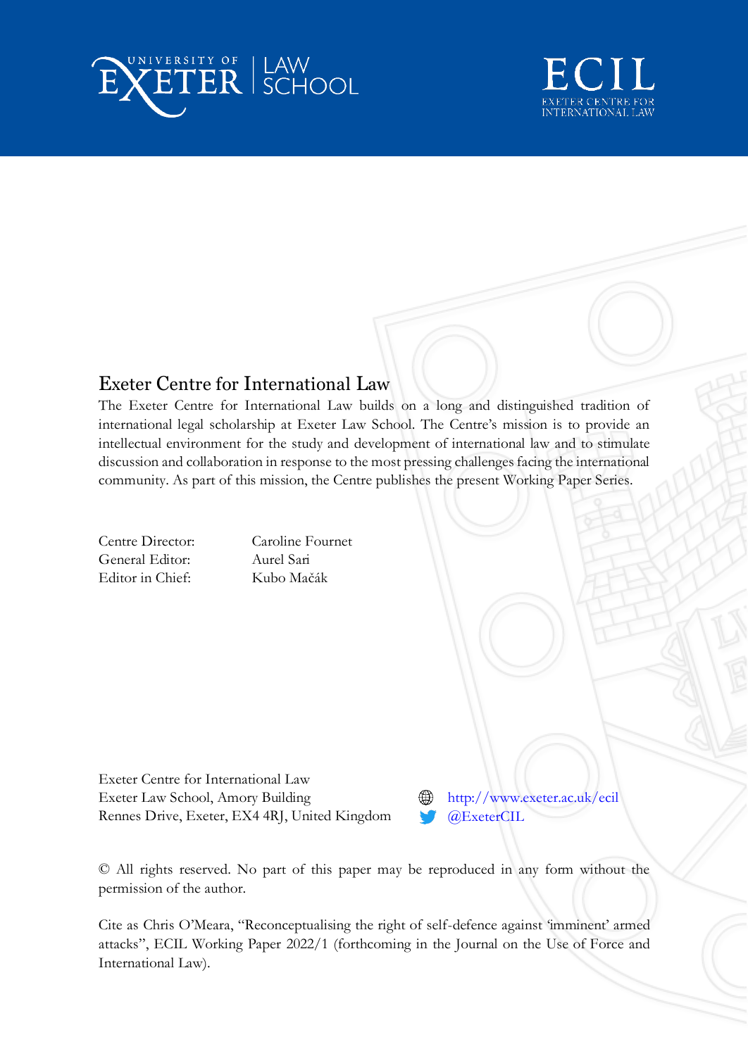## Exeter Centre for International Law

The Exeter Centre for International Law builds on a long and distinguished tradition of international legal scholarship at Exeter Law School. The Centre's mission is to provide an intellectual environment for the study and development of international law and to stimulate discussion and collaboration in response to the most pressing challenges facing the international community. As part of this mission, the Centre publishes the present Working Paper Series.

| | |
|---|---|
| Centre Director: | Caroline Fournet |
| General Editor: | Aurel Sari |
| Editor in Chief: | Kubo Mačák |

Exeter Centre for International Law
Exeter Law School, Amory Building
Rennes Drive, Exeter, EX4 4RJ, United Kingdom

http://www.exeter.ac.uk/ecil
@ExeterCIL

© All rights reserved. No part of this paper may be reproduced in any form without the permission of the author.

Cite as Chris O'Meara, "Reconceptualising the right of self-defence against 'imminent' armed attacks", ECIL Working Paper 2022/1 (forthcoming in the Journal on the Use of Force and International Law).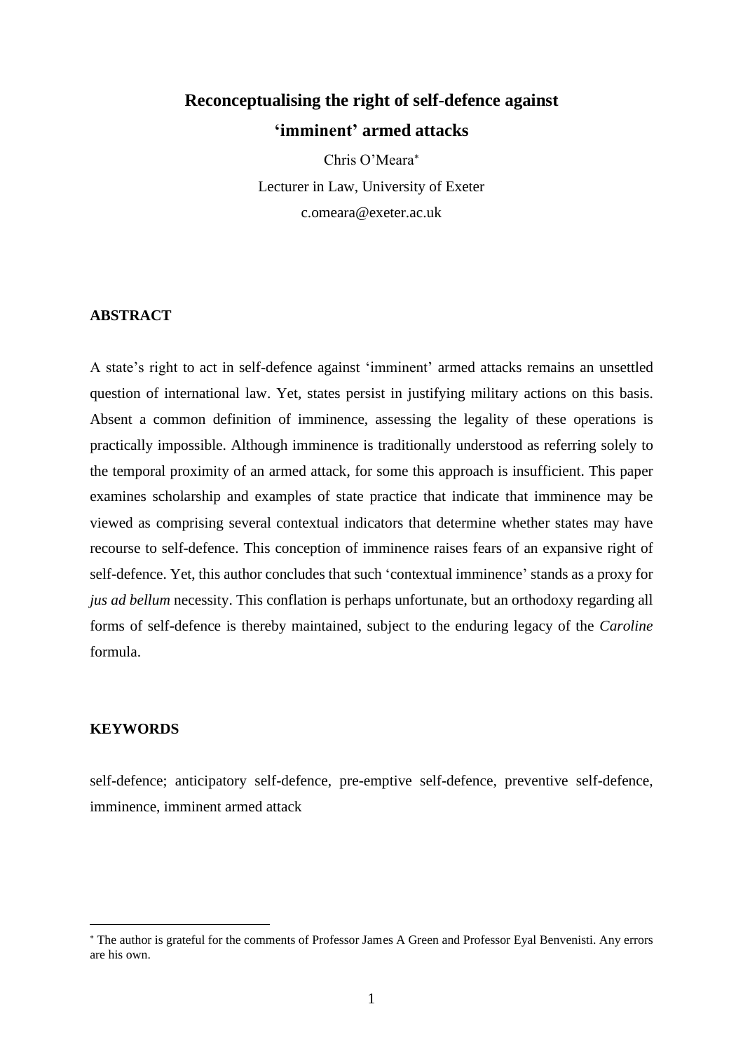# Reconceptualising the right of self-defence against 'imminent' armed attacks

Chris O'Meara[*]

Lecturer in Law, University of Exeter

c.omeara@exeter.ac.uk

## ABSTRACT

A state's right to act in self-defence against 'imminent' armed attacks remains an unsettled question of international law. Yet, states persist in justifying military actions on this basis. Absent a common definition of imminence, assessing the legality of these operations is practically impossible. Although imminence is traditionally understood as referring solely to the temporal proximity of an armed attack, for some this approach is insufficient. This paper examines scholarship and examples of state practice that indicate that imminence may be viewed as comprising several contextual indicators that determine whether states may have recourse to self-defence. This conception of imminence raises fears of an expansive right of self-defence. Yet, this author concludes that such 'contextual imminence' stands as a proxy for *jus ad bellum* necessity. This conflation is perhaps unfortunate, but an orthodoxy regarding all forms of self-defence is thereby maintained, subject to the enduring legacy of the *Caroline* formula.

## KEYWORDS

self-defence; anticipatory self-defence, pre-emptive self-defence, preventive self-defence, imminence, imminent armed attack

[*] The author is grateful for the comments of Professor James A Green and Professor Eyal Benvenisti. Any errors are his own.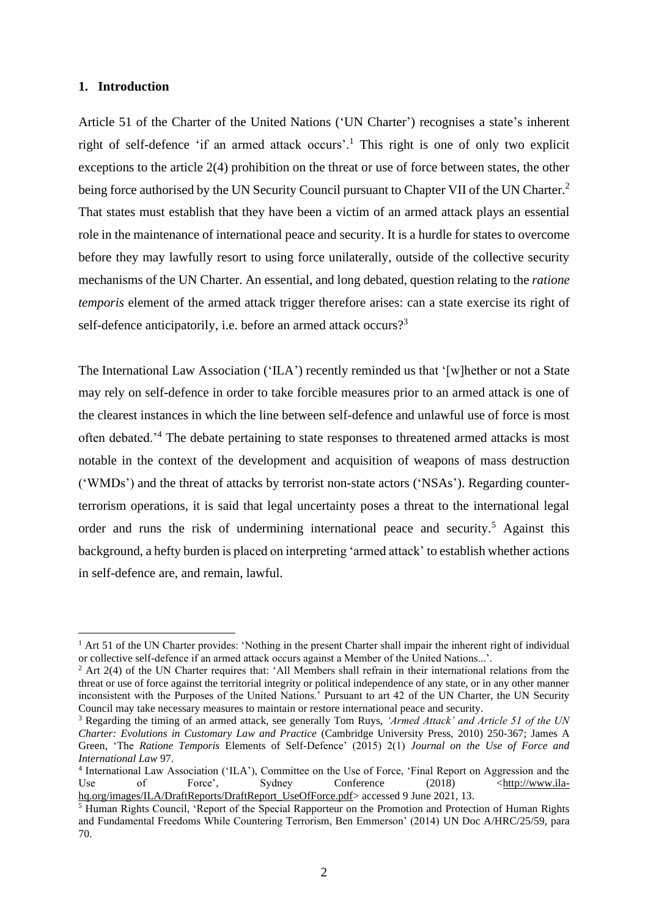## 1. Introduction

Article 51 of the Charter of the United Nations ('UN Charter') recognises a state's inherent right of self-defence 'if an armed attack occurs'.[1] This right is one of only two explicit exceptions to the article 2(4) prohibition on the threat or use of force between states, the other being force authorised by the UN Security Council pursuant to Chapter VII of the UN Charter.[2] That states must establish that they have been a victim of an armed attack plays an essential role in the maintenance of international peace and security. It is a hurdle for states to overcome before they may lawfully resort to using force unilaterally, outside of the collective security mechanisms of the UN Charter. An essential, and long debated, question relating to the *ratione temporis* element of the armed attack trigger therefore arises: can a state exercise its right of self-defence anticipatorily, i.e. before an armed attack occurs?[3]

The International Law Association ('ILA') recently reminded us that '[w]hether or not a State may rely on self-defence in order to take forcible measures prior to an armed attack is one of the clearest instances in which the line between self-defence and unlawful use of force is most often debated.'[4] The debate pertaining to state responses to threatened armed attacks is most notable in the context of the development and acquisition of weapons of mass destruction ('WMDs') and the threat of attacks by terrorist non-state actors ('NSAs'). Regarding counter-terrorism operations, it is said that legal uncertainty poses a threat to the international legal order and runs the risk of undermining international peace and security.[5] Against this background, a hefty burden is placed on interpreting 'armed attack' to establish whether actions in self-defence are, and remain, lawful.

---

[1] Art 51 of the UN Charter provides: 'Nothing in the present Charter shall impair the inherent right of individual or collective self-defence if an armed attack occurs against a Member of the United Nations...'.

[2] Art 2(4) of the UN Charter requires that: 'All Members shall refrain in their international relations from the threat or use of force against the territorial integrity or political independence of any state, or in any other manner inconsistent with the Purposes of the United Nations.' Pursuant to art 42 of the UN Charter, the UN Security Council may take necessary measures to maintain or restore international peace and security.

[3] Regarding the timing of an armed attack, see generally Tom Ruys, *'Armed Attack' and Article 51 of the UN Charter: Evolutions in Customary Law and Practice* (Cambridge University Press, 2010) 250-367; James A Green, 'The *Ratione Temporis* Elements of Self-Defence' (2015) 2(1) *Journal on the Use of Force and International Law* 97.

[4] International Law Association ('ILA'), Committee on the Use of Force, 'Final Report on Aggression and the Use of Force', Sydney Conference (2018) <http://www.ila-hq.org/images/ILA/DraftReports/DraftReport_UseOfForce.pdf> accessed 9 June 2021, 13.

[5] Human Rights Council, 'Report of the Special Rapporteur on the Promotion and Protection of Human Rights and Fundamental Freedoms While Countering Terrorism, Ben Emmerson' (2014) UN Doc A/HRC/25/59, para 70.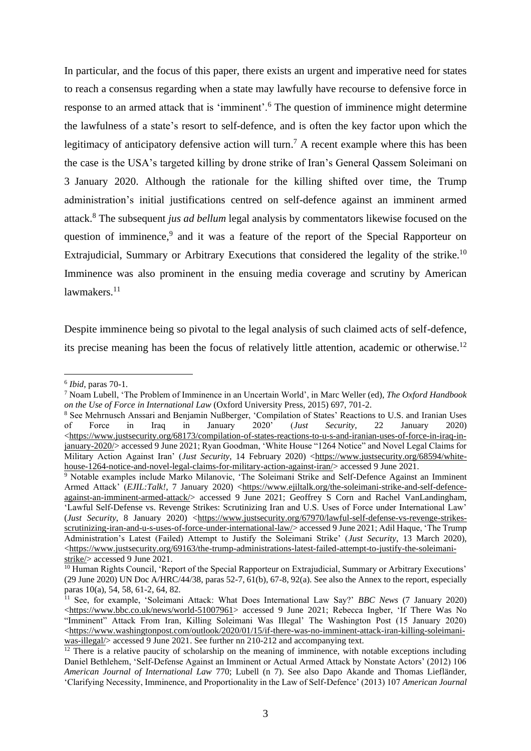In particular, and the focus of this paper, there exists an urgent and imperative need for states to reach a consensus regarding when a state may lawfully have recourse to defensive force in response to an armed attack that is 'imminent'.[6] The question of imminence might determine the lawfulness of a state's resort to self-defence, and is often the key factor upon which the legitimacy of anticipatory defensive action will turn.[7] A recent example where this has been the case is the USA's targeted killing by drone strike of Iran's General Qassem Soleimani on 3 January 2020. Although the rationale for the killing shifted over time, the Trump administration's initial justifications centred on self-defence against an imminent armed attack.[8] The subsequent *jus ad bellum* legal analysis by commentators likewise focused on the question of imminence,[9] and it was a feature of the report of the Special Rapporteur on Extrajudicial, Summary or Arbitrary Executions that considered the legality of the strike.[10] Imminence was also prominent in the ensuing media coverage and scrutiny by American lawmakers.[11]

Despite imminence being so pivotal to the legal analysis of such claimed acts of self-defence, its precise meaning has been the focus of relatively little attention, academic or otherwise.[12]

---

[6] *Ibid*, paras 70-1.

[7] Noam Lubell, 'The Problem of Imminence in an Uncertain World', in Marc Weller (ed), *The Oxford Handbook on the Use of Force in International Law* (Oxford University Press, 2015) 697, 701-2.

[8] See Mehrnusch Anssari and Benjamin Nußberger, 'Compilation of States' Reactions to U.S. and Iranian Uses of Force in Iraq in January 2020' (*Just Security*, 22 January 2020) <https://www.justsecurity.org/68173/compilation-of-states-reactions-to-u-s-and-iranian-uses-of-force-in-iraq-in-january-2020/> accessed 9 June 2021; Ryan Goodman, 'White House "1264 Notice" and Novel Legal Claims for Military Action Against Iran' (*Just Security*, 14 February 2020) <https://www.justsecurity.org/68594/white-house-1264-notice-and-novel-legal-claims-for-military-action-against-iran/> accessed 9 June 2021.

[9] Notable examples include Marko Milanovic, 'The Soleimani Strike and Self-Defence Against an Imminent Armed Attack' (*EJIL:Talk!*, 7 January 2020) <https://www.ejiltalk.org/the-soleimani-strike-and-self-defence-against-an-imminent-armed-attack/> accessed 9 June 2021; Geoffrey S Corn and Rachel VanLandingham, 'Lawful Self-Defense vs. Revenge Strikes: Scrutinizing Iran and U.S. Uses of Force under International Law' (*Just Security*, 8 January 2020) <https://www.justsecurity.org/67970/lawful-self-defense-vs-revenge-strikes-scrutinizing-iran-and-u-s-uses-of-force-under-international-law/> accessed 9 June 2021; Adil Haque, 'The Trump Administration's Latest (Failed) Attempt to Justify the Soleimani Strike' (*Just Security*, 13 March 2020), <https://www.justsecurity.org/69163/the-trump-administrations-latest-failed-attempt-to-justify-the-soleimani-strike/> accessed 9 June 2021.

[10] Human Rights Council, 'Report of the Special Rapporteur on Extrajudicial, Summary or Arbitrary Executions' (29 June 2020) UN Doc A/HRC/44/38, paras 52-7, 61(b), 67-8, 92(a). See also the Annex to the report, especially paras 10(a), 54, 58, 61-2, 64, 82.

[11] See, for example, 'Soleimani Attack: What Does International Law Say?' *BBC News* (7 January 2020) <https://www.bbc.co.uk/news/world-51007961> accessed 9 June 2021; Rebecca Ingber, 'If There Was No "Imminent" Attack From Iran, Killing Soleimani Was Illegal' The Washington Post (15 January 2020) <https://www.washingtonpost.com/outlook/2020/01/15/if-there-was-no-imminent-attack-iran-killing-soleimani-was-illegal/> accessed 9 June 2021. See further nn 210-212 and accompanying text.

[12] There is a relative paucity of scholarship on the meaning of imminence, with notable exceptions including Daniel Bethlehem, 'Self-Defense Against an Imminent or Actual Armed Attack by Nonstate Actors' (2012) 106 *American Journal of International Law* 770; Lubell (n 7). See also Dapo Akande and Thomas Liefländer, 'Clarifying Necessity, Imminence, and Proportionality in the Law of Self-Defence' (2013) 107 *American Journal*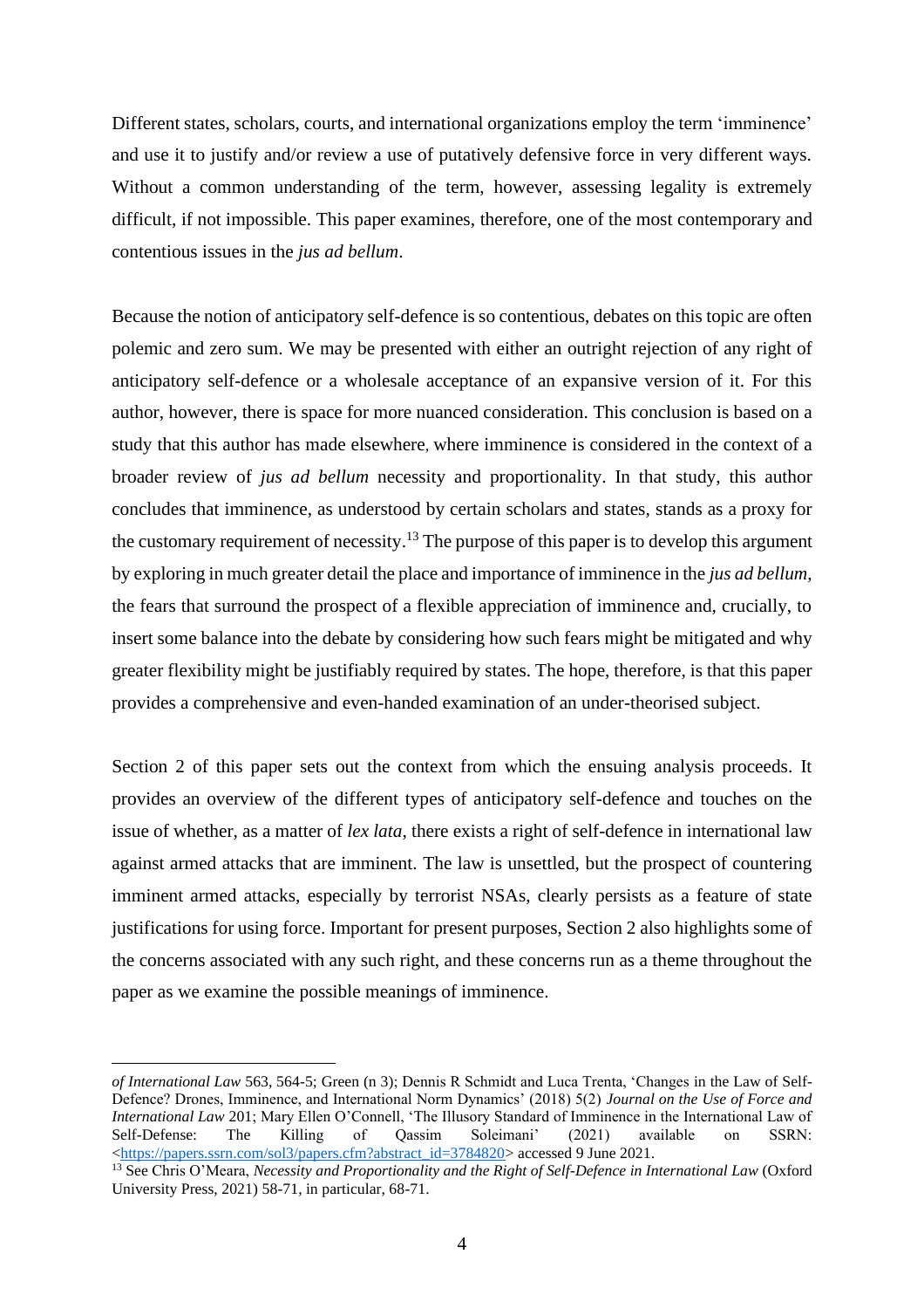Different states, scholars, courts, and international organizations employ the term 'imminence' and use it to justify and/or review a use of putatively defensive force in very different ways. Without a common understanding of the term, however, assessing legality is extremely difficult, if not impossible. This paper examines, therefore, one of the most contemporary and contentious issues in the *jus ad bellum*.

Because the notion of anticipatory self-defence is so contentious, debates on this topic are often polemic and zero sum. We may be presented with either an outright rejection of any right of anticipatory self-defence or a wholesale acceptance of an expansive version of it. For this author, however, there is space for more nuanced consideration. This conclusion is based on a study that this author has made elsewhere, where imminence is considered in the context of a broader review of *jus ad bellum* necessity and proportionality. In that study, this author concludes that imminence, as understood by certain scholars and states, stands as a proxy for the customary requirement of necessity.[13] The purpose of this paper is to develop this argument by exploring in much greater detail the place and importance of imminence in the *jus ad bellum*, the fears that surround the prospect of a flexible appreciation of imminence and, crucially, to insert some balance into the debate by considering how such fears might be mitigated and why greater flexibility might be justifiably required by states. The hope, therefore, is that this paper provides a comprehensive and even-handed examination of an under-theorised subject.

Section 2 of this paper sets out the context from which the ensuing analysis proceeds. It provides an overview of the different types of anticipatory self-defence and touches on the issue of whether, as a matter of *lex lata*, there exists a right of self-defence in international law against armed attacks that are imminent. The law is unsettled, but the prospect of countering imminent armed attacks, especially by terrorist NSAs, clearly persists as a feature of state justifications for using force. Important for present purposes, Section 2 also highlights some of the concerns associated with any such right, and these concerns run as a theme throughout the paper as we examine the possible meanings of imminence.

---

*of International Law* 563, 564-5; Green (n 3); Dennis R Schmidt and Luca Trenta, 'Changes in the Law of Self-Defence? Drones, Imminence, and International Norm Dynamics' (2018) 5(2) *Journal on the Use of Force and International Law* 201; Mary Ellen O'Connell, 'The Illusory Standard of Imminence in the International Law of Self-Defense: The Killing of Qassim Soleimani' (2021) available on SSRN: <https://papers.ssrn.com/sol3/papers.cfm?abstract_id=3784820> accessed 9 June 2021.

[13] See Chris O'Meara, *Necessity and Proportionality and the Right of Self-Defence in International Law* (Oxford University Press, 2021) 58-71, in particular, 68-71.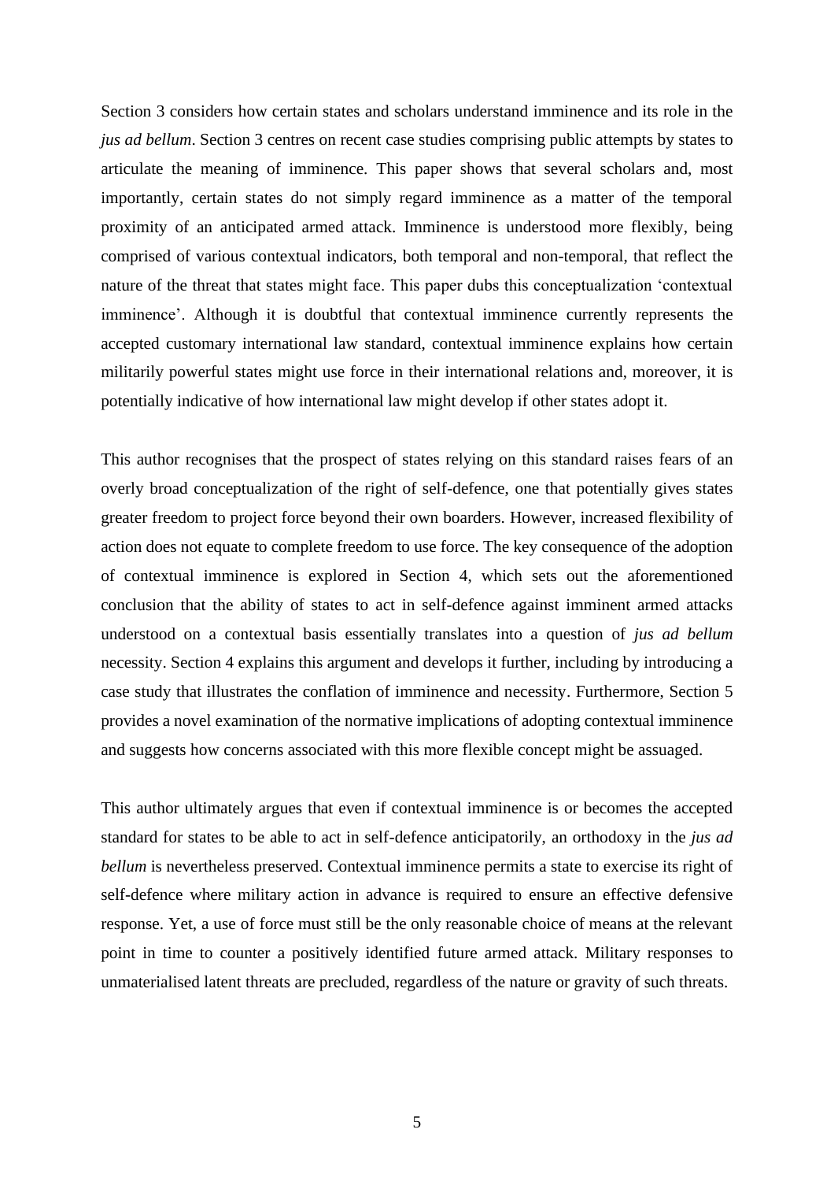Section 3 considers how certain states and scholars understand imminence and its role in the *jus ad bellum*. Section 3 centres on recent case studies comprising public attempts by states to articulate the meaning of imminence. This paper shows that several scholars and, most importantly, certain states do not simply regard imminence as a matter of the temporal proximity of an anticipated armed attack. Imminence is understood more flexibly, being comprised of various contextual indicators, both temporal and non-temporal, that reflect the nature of the threat that states might face. This paper dubs this conceptualization 'contextual imminence'. Although it is doubtful that contextual imminence currently represents the accepted customary international law standard, contextual imminence explains how certain militarily powerful states might use force in their international relations and, moreover, it is potentially indicative of how international law might develop if other states adopt it.

This author recognises that the prospect of states relying on this standard raises fears of an overly broad conceptualization of the right of self-defence, one that potentially gives states greater freedom to project force beyond their own boarders. However, increased flexibility of action does not equate to complete freedom to use force. The key consequence of the adoption of contextual imminence is explored in Section 4, which sets out the aforementioned conclusion that the ability of states to act in self-defence against imminent armed attacks understood on a contextual basis essentially translates into a question of *jus ad bellum* necessity. Section 4 explains this argument and develops it further, including by introducing a case study that illustrates the conflation of imminence and necessity. Furthermore, Section 5 provides a novel examination of the normative implications of adopting contextual imminence and suggests how concerns associated with this more flexible concept might be assuaged.

This author ultimately argues that even if contextual imminence is or becomes the accepted standard for states to be able to act in self-defence anticipatorily, an orthodoxy in the *jus ad bellum* is nevertheless preserved. Contextual imminence permits a state to exercise its right of self-defence where military action in advance is required to ensure an effective defensive response. Yet, a use of force must still be the only reasonable choice of means at the relevant point in time to counter a positively identified future armed attack. Military responses to unmaterialised latent threats are precluded, regardless of the nature or gravity of such threats.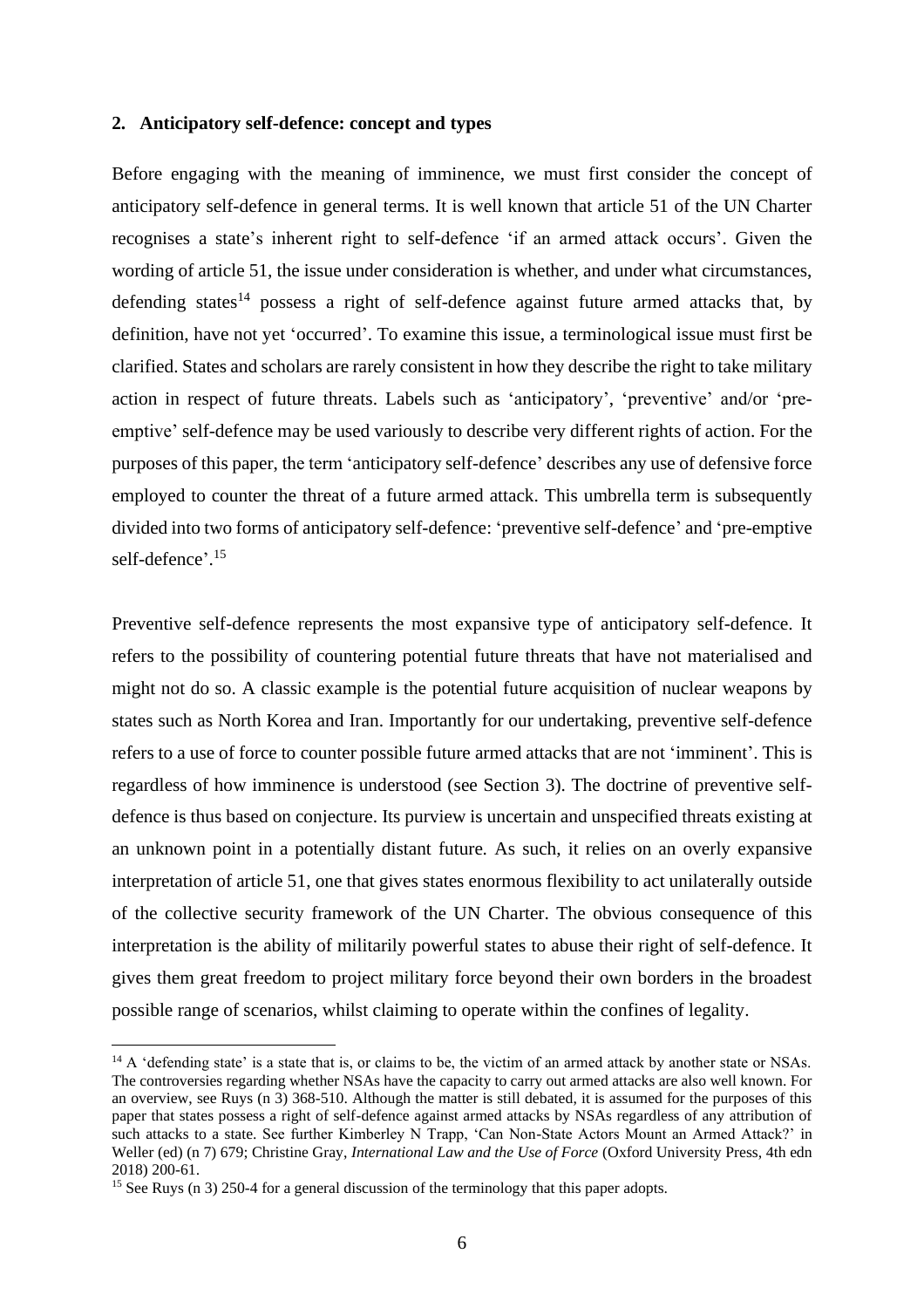## 2. Anticipatory self-defence: concept and types

Before engaging with the meaning of imminence, we must first consider the concept of anticipatory self-defence in general terms. It is well known that article 51 of the UN Charter recognises a state's inherent right to self-defence 'if an armed attack occurs'. Given the wording of article 51, the issue under consideration is whether, and under what circumstances, defending states[14] possess a right of self-defence against future armed attacks that, by definition, have not yet 'occurred'. To examine this issue, a terminological issue must first be clarified. States and scholars are rarely consistent in how they describe the right to take military action in respect of future threats. Labels such as 'anticipatory', 'preventive' and/or 'pre-emptive' self-defence may be used variously to describe very different rights of action. For the purposes of this paper, the term 'anticipatory self-defence' describes any use of defensive force employed to counter the threat of a future armed attack. This umbrella term is subsequently divided into two forms of anticipatory self-defence: 'preventive self-defence' and 'pre-emptive self-defence'.[15]

Preventive self-defence represents the most expansive type of anticipatory self-defence. It refers to the possibility of countering potential future threats that have not materialised and might not do so. A classic example is the potential future acquisition of nuclear weapons by states such as North Korea and Iran. Importantly for our undertaking, preventive self-defence refers to a use of force to counter possible future armed attacks that are not 'imminent'. This is regardless of how imminence is understood (see Section 3). The doctrine of preventive self-defence is thus based on conjecture. Its purview is uncertain and unspecified threats existing at an unknown point in a potentially distant future. As such, it relies on an overly expansive interpretation of article 51, one that gives states enormous flexibility to act unilaterally outside of the collective security framework of the UN Charter. The obvious consequence of this interpretation is the ability of militarily powerful states to abuse their right of self-defence. It gives them great freedom to project military force beyond their own borders in the broadest possible range of scenarios, whilst claiming to operate within the confines of legality.

---

[14] A 'defending state' is a state that is, or claims to be, the victim of an armed attack by another state or NSAs. The controversies regarding whether NSAs have the capacity to carry out armed attacks are also well known. For an overview, see Ruys (n 3) 368-510. Although the matter is still debated, it is assumed for the purposes of this paper that states possess a right of self-defence against armed attacks by NSAs regardless of any attribution of such attacks to a state. See further Kimberley N Trapp, 'Can Non-State Actors Mount an Armed Attack?' in Weller (ed) (n 7) 679; Christine Gray, *International Law and the Use of Force* (Oxford University Press, 4th edn 2018) 200-61.

[15] See Ruys (n 3) 250-4 for a general discussion of the terminology that this paper adopts.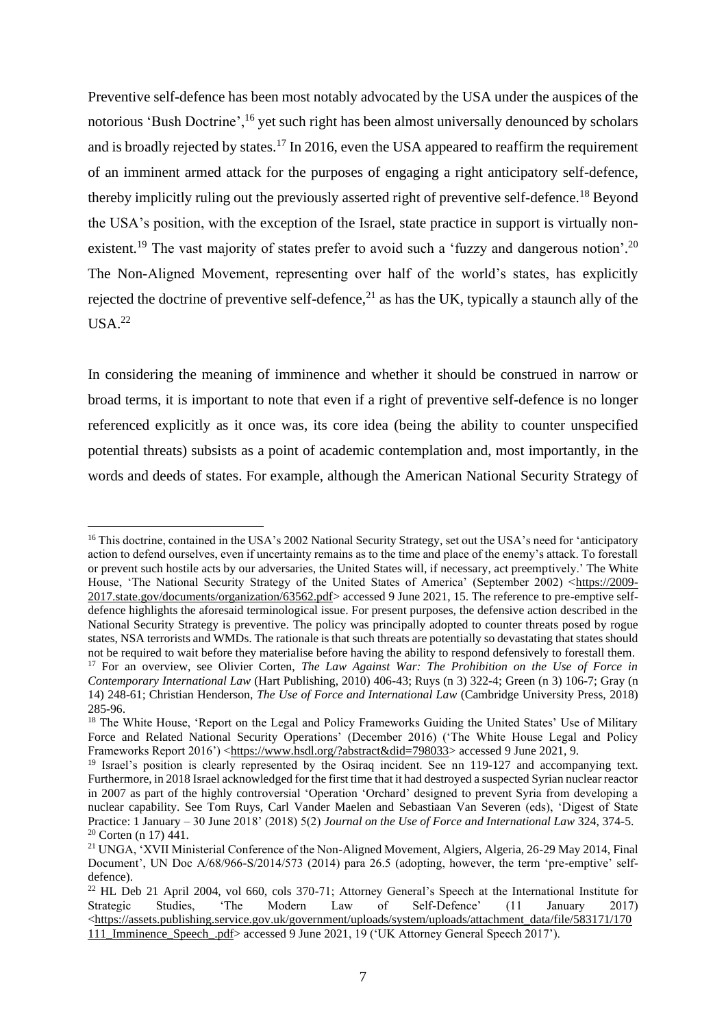Preventive self-defence has been most notably advocated by the USA under the auspices of the notorious 'Bush Doctrine',[16] yet such right has been almost universally denounced by scholars and is broadly rejected by states.[17] In 2016, even the USA appeared to reaffirm the requirement of an imminent armed attack for the purposes of engaging a right anticipatory self-defence, thereby implicitly ruling out the previously asserted right of preventive self-defence.[18] Beyond the USA's position, with the exception of the Israel, state practice in support is virtually non-existent.[19] The vast majority of states prefer to avoid such a 'fuzzy and dangerous notion'.[20] The Non-Aligned Movement, representing over half of the world's states, has explicitly rejected the doctrine of preventive self-defence,[21] as has the UK, typically a staunch ally of the USA.[22]

In considering the meaning of imminence and whether it should be construed in narrow or broad terms, it is important to note that even if a right of preventive self-defence is no longer referenced explicitly as it once was, its core idea (being the ability to counter unspecified potential threats) subsists as a point of academic contemplation and, most importantly, in the words and deeds of states. For example, although the American National Security Strategy of

---

[16] This doctrine, contained in the USA's 2002 National Security Strategy, set out the USA's need for 'anticipatory action to defend ourselves, even if uncertainty remains as to the time and place of the enemy's attack. To forestall or prevent such hostile acts by our adversaries, the United States will, if necessary, act preemptively.' The White House, 'The National Security Strategy of the United States of America' (September 2002) <https://2009-2017.state.gov/documents/organization/63562.pdf> accessed 9 June 2021, 15. The reference to pre-emptive self-defence highlights the aforesaid terminological issue. For present purposes, the defensive action described in the National Security Strategy is preventive. The policy was principally adopted to counter threats posed by rogue states, NSA terrorists and WMDs. The rationale is that such threats are potentially so devastating that states should not be required to wait before they materialise before having the ability to respond defensively to forestall them.

[17] For an overview, see Olivier Corten, *The Law Against War: The Prohibition on the Use of Force in Contemporary International Law* (Hart Publishing, 2010) 406-43; Ruys (n 3) 322-4; Green (n 3) 106-7; Gray (n 14) 248-61; Christian Henderson, *The Use of Force and International Law* (Cambridge University Press, 2018) 285-96.

[18] The White House, 'Report on the Legal and Policy Frameworks Guiding the United States' Use of Military Force and Related National Security Operations' (December 2016) ('The White House Legal and Policy Frameworks Report 2016') <https://www.hsdl.org/?abstract&did=798033> accessed 9 June 2021, 9.

[19] Israel's position is clearly represented by the Osiraq incident. See nn 119-127 and accompanying text. Furthermore, in 2018 Israel acknowledged for the first time that it had destroyed a suspected Syrian nuclear reactor in 2007 as part of the highly controversial 'Operation 'Orchard' designed to prevent Syria from developing a nuclear capability. See Tom Ruys, Carl Vander Maelen and Sebastiaan Van Severen (eds), 'Digest of State Practice: 1 January – 30 June 2018' (2018) 5(2) *Journal on the Use of Force and International Law* 324, 374-5.

[20] Corten (n 17) 441.

[21] UNGA, 'XVII Ministerial Conference of the Non-Aligned Movement, Algiers, Algeria, 26-29 May 2014, Final Document', UN Doc A/68/966-S/2014/573 (2014) para 26.5 (adopting, however, the term 'pre-emptive' self-defence).

[22] HL Deb 21 April 2004, vol 660, cols 370-71; Attorney General's Speech at the International Institute for Strategic Studies, 'The Modern Law of Self-Defence' (11 January 2017) <https://assets.publishing.service.gov.uk/government/uploads/system/uploads/attachment_data/file/583171/170111_Imminence_Speech_.pdf> accessed 9 June 2021, 19 ('UK Attorney General Speech 2017').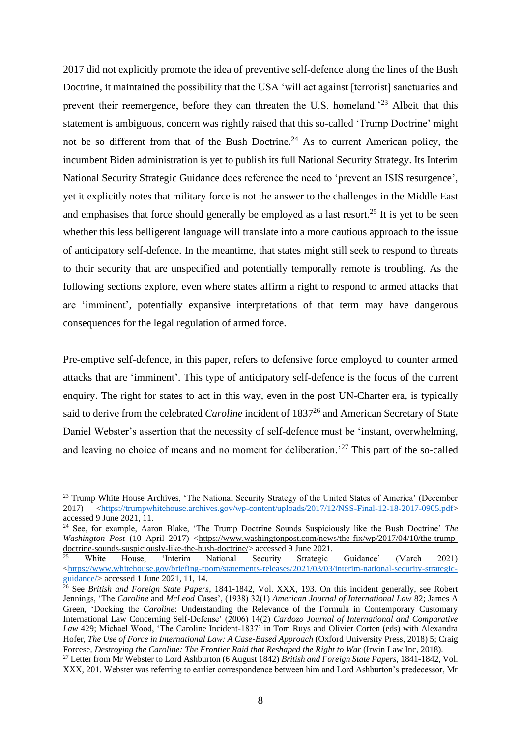2017 did not explicitly promote the idea of preventive self-defence along the lines of the Bush Doctrine, it maintained the possibility that the USA 'will act against [terrorist] sanctuaries and prevent their reemergence, before they can threaten the U.S. homeland.'[23] Albeit that this statement is ambiguous, concern was rightly raised that this so-called 'Trump Doctrine' might not be so different from that of the Bush Doctrine.[24] As to current American policy, the incumbent Biden administration is yet to publish its full National Security Strategy. Its Interim National Security Strategic Guidance does reference the need to 'prevent an ISIS resurgence', yet it explicitly notes that military force is not the answer to the challenges in the Middle East and emphasises that force should generally be employed as a last resort.[25] It is yet to be seen whether this less belligerent language will translate into a more cautious approach to the issue of anticipatory self-defence. In the meantime, that states might still seek to respond to threats to their security that are unspecified and potentially temporally remote is troubling. As the following sections explore, even where states affirm a right to respond to armed attacks that are 'imminent', potentially expansive interpretations of that term may have dangerous consequences for the legal regulation of armed force.

Pre-emptive self-defence, in this paper, refers to defensive force employed to counter armed attacks that are 'imminent'. This type of anticipatory self-defence is the focus of the current enquiry. The right for states to act in this way, even in the post UN-Charter era, is typically said to derive from the celebrated *Caroline* incident of 1837[26] and American Secretary of State Daniel Webster's assertion that the necessity of self-defence must be 'instant, overwhelming, and leaving no choice of means and no moment for deliberation.'[27] This part of the so-called

---

[23] Trump White House Archives, 'The National Security Strategy of the United States of America' (December 2017) <https://trumpwhitehouse.archives.gov/wp-content/uploads/2017/12/NSS-Final-12-18-2017-0905.pdf> accessed 9 June 2021, 11.

[24] See, for example, Aaron Blake, 'The Trump Doctrine Sounds Suspiciously like the Bush Doctrine' *The Washington Post* (10 April 2017) <https://www.washingtonpost.com/news/the-fix/wp/2017/04/10/the-trump-doctrine-sounds-suspiciously-like-the-bush-doctrine/> accessed 9 June 2021.

[25] White House, 'Interim National Security Strategic Guidance' (March 2021) <https://www.whitehouse.gov/briefing-room/statements-releases/2021/03/03/interim-national-security-strategic-guidance/> accessed 1 June 2021, 11, 14.

[26] See *British and Foreign State Papers*, 1841-1842, Vol. XXX, 193. On this incident generally, see Robert Jennings, 'The *Caroline* and *McLeod* Cases', (1938) 32(1) *American Journal of International Law* 82; James A Green, 'Docking the *Caroline*: Understanding the Relevance of the Formula in Contemporary Customary International Law Concerning Self-Defense' (2006) 14(2) *Cardozo Journal of International and Comparative Law* 429; Michael Wood, 'The Caroline Incident-1837' in Tom Ruys and Olivier Corten (eds) with Alexandra Hofer, *The Use of Force in International Law: A Case-Based Approach* (Oxford University Press, 2018) 5; Craig Forcese, *Destroying the Caroline: The Frontier Raid that Reshaped the Right to War* (Irwin Law Inc, 2018).

[27] Letter from Mr Webster to Lord Ashburton (6 August 1842) *British and Foreign State Papers*, 1841-1842, Vol. XXX, 201. Webster was referring to earlier correspondence between him and Lord Ashburton's predecessor, Mr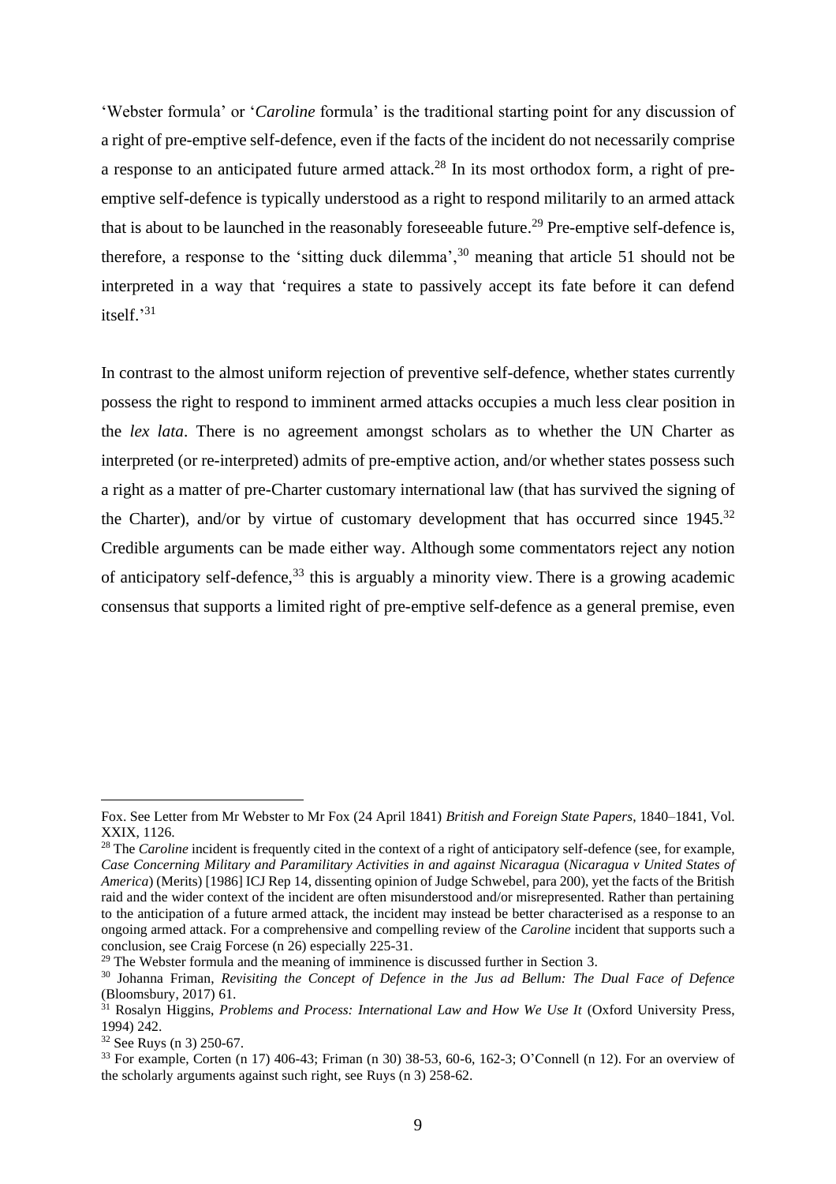'Webster formula' or '*Caroline* formula' is the traditional starting point for any discussion of a right of pre-emptive self-defence, even if the facts of the incident do not necessarily comprise a response to an anticipated future armed attack.[28] In its most orthodox form, a right of pre-emptive self-defence is typically understood as a right to respond militarily to an armed attack that is about to be launched in the reasonably foreseeable future.[29] Pre-emptive self-defence is, therefore, a response to the 'sitting duck dilemma',[30] meaning that article 51 should not be interpreted in a way that 'requires a state to passively accept its fate before it can defend itself.'[31]

In contrast to the almost uniform rejection of preventive self-defence, whether states currently possess the right to respond to imminent armed attacks occupies a much less clear position in the *lex lata*. There is no agreement amongst scholars as to whether the UN Charter as interpreted (or re-interpreted) admits of pre-emptive action, and/or whether states possess such a right as a matter of pre-Charter customary international law (that has survived the signing of the Charter), and/or by virtue of customary development that has occurred since 1945.[32] Credible arguments can be made either way. Although some commentators reject any notion of anticipatory self-defence,[33] this is arguably a minority view. There is a growing academic consensus that supports a limited right of pre-emptive self-defence as a general premise, even

---

Fox. See Letter from Mr Webster to Mr Fox (24 April 1841) *British and Foreign State Papers*, 1840–1841, Vol. XXIX, 1126.

[28] The *Caroline* incident is frequently cited in the context of a right of anticipatory self-defence (see, for example, *Case Concerning Military and Paramilitary Activities in and against Nicaragua* (*Nicaragua v United States of America*) (Merits) [1986] ICJ Rep 14, dissenting opinion of Judge Schwebel, para 200), yet the facts of the British raid and the wider context of the incident are often misunderstood and/or misrepresented. Rather than pertaining to the anticipation of a future armed attack, the incident may instead be better characterised as a response to an ongoing armed attack. For a comprehensive and compelling review of the *Caroline* incident that supports such a conclusion, see Craig Forcese (n 26) especially 225-31.

[29] The Webster formula and the meaning of imminence is discussed further in Section 3.

[30] Johanna Friman, *Revisiting the Concept of Defence in the Jus ad Bellum: The Dual Face of Defence* (Bloomsbury, 2017) 61.

[31] Rosalyn Higgins, *Problems and Process: International Law and How We Use It* (Oxford University Press, 1994) 242.

[32] See Ruys (n 3) 250-67.

[33] For example, Corten (n 17) 406-43; Friman (n 30) 38-53, 60-6, 162-3; O'Connell (n 12). For an overview of the scholarly arguments against such right, see Ruys (n 3) 258-62.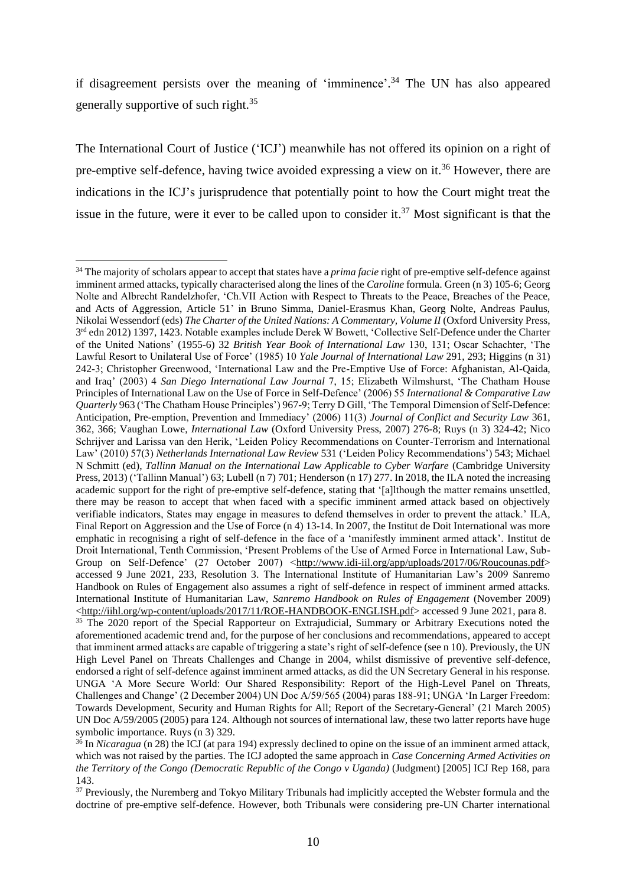if disagreement persists over the meaning of 'imminence'.[34] The UN has also appeared generally supportive of such right.[35]

The International Court of Justice ('ICJ') meanwhile has not offered its opinion on a right of pre-emptive self-defence, having twice avoided expressing a view on it.[36] However, there are indications in the ICJ's jurisprudence that potentially point to how the Court might treat the issue in the future, were it ever to be called upon to consider it.[37] Most significant is that the

---

[34] The majority of scholars appear to accept that states have a *prima facie* right of pre-emptive self-defence against imminent armed attacks, typically characterised along the lines of the *Caroline* formula. Green (n 3) 105-6; Georg Nolte and Albrecht Randelzhofer, 'Ch.VII Action with Respect to Threats to the Peace, Breaches of the Peace, and Acts of Aggression, Article 51' in Bruno Simma, Daniel-Erasmus Khan, Georg Nolte, Andreas Paulus, Nikolai Wessendorf (eds) *The Charter of the United Nations: A Commentary, Volume II* (Oxford University Press, 3rd edn 2012) 1397, 1423. Notable examples include Derek W Bowett, 'Collective Self-Defence under the Charter of the United Nations' (1955-6) 32 *British Year Book of International Law* 130, 131; Oscar Schachter, 'The Lawful Resort to Unilateral Use of Force' (1985) 10 *Yale Journal of International Law* 291, 293; Higgins (n 31) 242-3; Christopher Greenwood, 'International Law and the Pre-Emptive Use of Force: Afghanistan, Al-Qaida, and Iraq' (2003) 4 *San Diego International Law Journal* 7, 15; Elizabeth Wilmshurst, 'The Chatham House Principles of International Law on the Use of Force in Self-Defence' (2006) 55 *International & Comparative Law Quarterly* 963 ('The Chatham House Principles') 967-9; Terry D Gill, 'The Temporal Dimension of Self-Defence: Anticipation, Pre-emption, Prevention and Immediacy' (2006) 11(3) *Journal of Conflict and Security Law* 361, 362, 366; Vaughan Lowe, *International Law* (Oxford University Press, 2007) 276-8; Ruys (n 3) 324-42; Nico Schrijver and Larissa van den Herik, 'Leiden Policy Recommendations on Counter-Terrorism and International Law' (2010) 57(3) *Netherlands International Law Review* 531 ('Leiden Policy Recommendations') 543; Michael N Schmitt (ed), *Tallinn Manual on the International Law Applicable to Cyber Warfare* (Cambridge University Press, 2013) ('Tallinn Manual') 63; Lubell (n 7) 701; Henderson (n 17) 277. In 2018, the ILA noted the increasing academic support for the right of pre-emptive self-defence, stating that '[a]lthough the matter remains unsettled, there may be reason to accept that when faced with a specific imminent armed attack based on objectively verifiable indicators, States may engage in measures to defend themselves in order to prevent the attack.' ILA, Final Report on Aggression and the Use of Force (n 4) 13-14. In 2007, the Institut de Doit International was more emphatic in recognising a right of self-defence in the face of a 'manifestly imminent armed attack'. Institut de Droit International, Tenth Commission, 'Present Problems of the Use of Armed Force in International Law, Sub-Group on Self-Defence' (27 October 2007) <http://www.idi-iil.org/app/uploads/2017/06/Roucounas.pdf> accessed 9 June 2021, 233, Resolution 3. The International Institute of Humanitarian Law's 2009 Sanremo Handbook on Rules of Engagement also assumes a right of self-defence in respect of imminent armed attacks. International Institute of Humanitarian Law, *Sanremo Handbook on Rules of Engagement* (November 2009) <http://iihl.org/wp-content/uploads/2017/11/ROE-HANDBOOK-ENGLISH.pdf> accessed 9 June 2021, para 8.

[35] The 2020 report of the Special Rapporteur on Extrajudicial, Summary or Arbitrary Executions noted the aforementioned academic trend and, for the purpose of her conclusions and recommendations, appeared to accept that imminent armed attacks are capable of triggering a state's right of self-defence (see n 10). Previously, the UN High Level Panel on Threats Challenges and Change in 2004, whilst dismissive of preventive self-defence, endorsed a right of self-defence against imminent armed attacks, as did the UN Secretary General in his response. UNGA 'A More Secure World: Our Shared Responsibility: Report of the High-Level Panel on Threats, Challenges and Change' (2 December 2004) UN Doc A/59/565 (2004) paras 188-91; UNGA 'In Larger Freedom: Towards Development, Security and Human Rights for All; Report of the Secretary-General' (21 March 2005) UN Doc A/59/2005 (2005) para 124. Although not sources of international law, these two latter reports have huge symbolic importance. Ruys (n 3) 329.

[36] In *Nicaragua* (n 28) the ICJ (at para 194) expressly declined to opine on the issue of an imminent armed attack, which was not raised by the parties. The ICJ adopted the same approach in *Case Concerning Armed Activities on the Territory of the Congo (Democratic Republic of the Congo v Uganda)* (Judgment) [2005] ICJ Rep 168, para 143.

[37] Previously, the Nuremberg and Tokyo Military Tribunals had implicitly accepted the Webster formula and the doctrine of pre-emptive self-defence. However, both Tribunals were considering pre-UN Charter international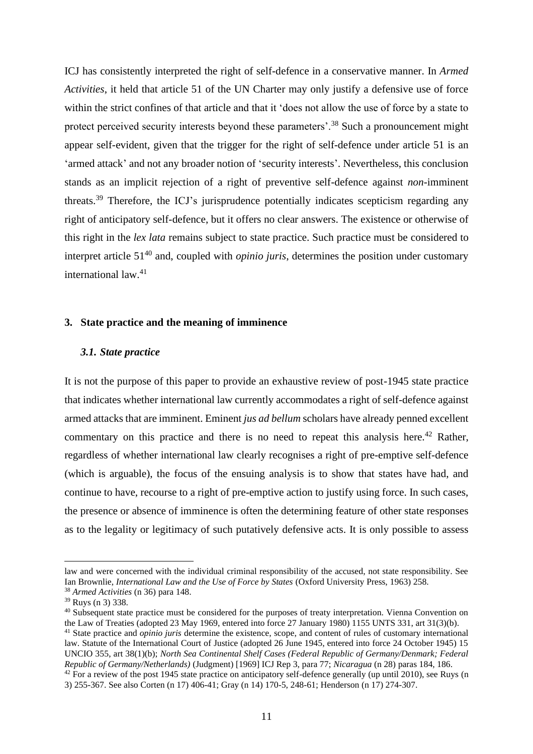ICJ has consistently interpreted the right of self-defence in a conservative manner. In *Armed Activities*, it held that article 51 of the UN Charter may only justify a defensive use of force within the strict confines of that article and that it 'does not allow the use of force by a state to protect perceived security interests beyond these parameters'.[38] Such a pronouncement might appear self-evident, given that the trigger for the right of self-defence under article 51 is an 'armed attack' and not any broader notion of 'security interests'. Nevertheless, this conclusion stands as an implicit rejection of a right of preventive self-defence against *non*-imminent threats.[39] Therefore, the ICJ's jurisprudence potentially indicates scepticism regarding any right of anticipatory self-defence, but it offers no clear answers. The existence or otherwise of this right in the *lex lata* remains subject to state practice. Such practice must be considered to interpret article 51[40] and, coupled with *opinio juris*, determines the position under customary international law.[41]

## 3. State practice and the meaning of imminence

### *3.1. State practice*

It is not the purpose of this paper to provide an exhaustive review of post-1945 state practice that indicates whether international law currently accommodates a right of self-defence against armed attacks that are imminent. Eminent *jus ad bellum* scholars have already penned excellent commentary on this practice and there is no need to repeat this analysis here.[42] Rather, regardless of whether international law clearly recognises a right of pre-emptive self-defence (which is arguable), the focus of the ensuing analysis is to show that states have had, and continue to have, recourse to a right of pre-emptive action to justify using force. In such cases, the presence or absence of imminence is often the determining feature of other state responses as to the legality or legitimacy of such putatively defensive acts. It is only possible to assess

---

law and were concerned with the individual criminal responsibility of the accused, not state responsibility. See Ian Brownlie, *International Law and the Use of Force by States* (Oxford University Press, 1963) 258.

[38] *Armed Activities* (n 36) para 148.

[39] Ruys (n 3) 338.

[40] Subsequent state practice must be considered for the purposes of treaty interpretation. Vienna Convention on the Law of Treaties (adopted 23 May 1969, entered into force 27 January 1980) 1155 UNTS 331, art 31(3)(b).

[41] State practice and *opinio juris* determine the existence, scope, and content of rules of customary international law. Statute of the International Court of Justice (adopted 26 June 1945, entered into force 24 October 1945) 15 UNCIO 355, art 38(1)(b); *North Sea Continental Shelf Cases (Federal Republic of Germany/Denmark; Federal Republic of Germany/Netherlands)* (Judgment) [1969] ICJ Rep 3, para 77; *Nicaragua* (n 28) paras 184, 186.

[42] For a review of the post 1945 state practice on anticipatory self-defence generally (up until 2010), see Ruys (n 3) 255-367. See also Corten (n 17) 406-41; Gray (n 14) 170-5, 248-61; Henderson (n 17) 274-307.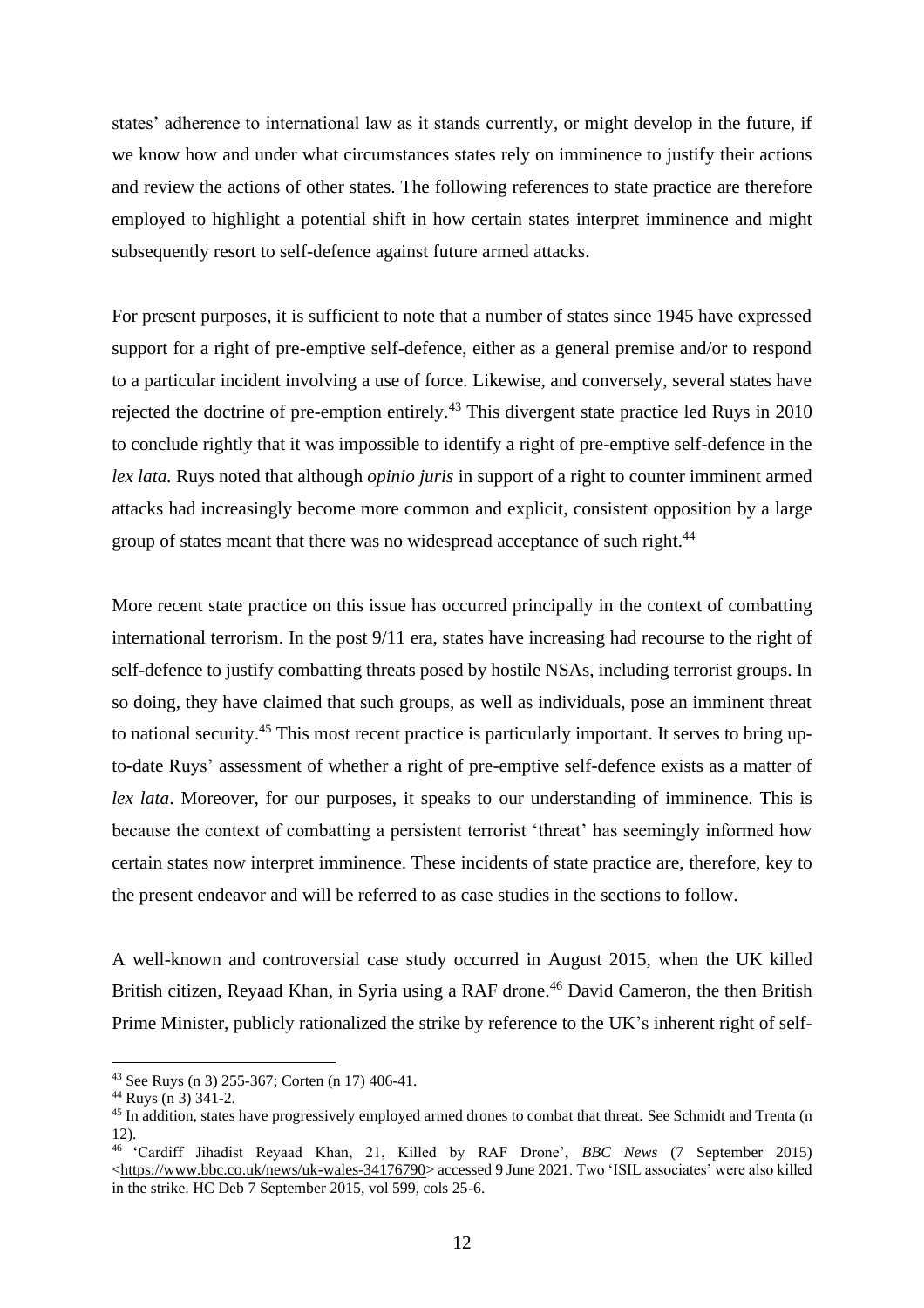states' adherence to international law as it stands currently, or might develop in the future, if we know how and under what circumstances states rely on imminence to justify their actions and review the actions of other states. The following references to state practice are therefore employed to highlight a potential shift in how certain states interpret imminence and might subsequently resort to self-defence against future armed attacks.

For present purposes, it is sufficient to note that a number of states since 1945 have expressed support for a right of pre-emptive self-defence, either as a general premise and/or to respond to a particular incident involving a use of force. Likewise, and conversely, several states have rejected the doctrine of pre-emption entirely.[43] This divergent state practice led Ruys in 2010 to conclude rightly that it was impossible to identify a right of pre-emptive self-defence in the *lex lata*. Ruys noted that although *opinio juris* in support of a right to counter imminent armed attacks had increasingly become more common and explicit, consistent opposition by a large group of states meant that there was no widespread acceptance of such right.[44]

More recent state practice on this issue has occurred principally in the context of combatting international terrorism. In the post 9/11 era, states have increasing had recourse to the right of self-defence to justify combatting threats posed by hostile NSAs, including terrorist groups. In so doing, they have claimed that such groups, as well as individuals, pose an imminent threat to national security.[45] This most recent practice is particularly important. It serves to bring up-to-date Ruys' assessment of whether a right of pre-emptive self-defence exists as a matter of *lex lata*. Moreover, for our purposes, it speaks to our understanding of imminence. This is because the context of combatting a persistent terrorist 'threat' has seemingly informed how certain states now interpret imminence. These incidents of state practice are, therefore, key to the present endeavor and will be referred to as case studies in the sections to follow.

A well-known and controversial case study occurred in August 2015, when the UK killed British citizen, Reyaad Khan, in Syria using a RAF drone.[46] David Cameron, the then British Prime Minister, publicly rationalized the strike by reference to the UK's inherent right of self-

---

[43] See Ruys (n 3) 255-367; Corten (n 17) 406-41.

[44] Ruys (n 3) 341-2.

[45] In addition, states have progressively employed armed drones to combat that threat. See Schmidt and Trenta (n 12).

[46] 'Cardiff Jihadist Reyaad Khan, 21, Killed by RAF Drone', *BBC News* (7 September 2015) <https://www.bbc.co.uk/news/uk-wales-34176790> accessed 9 June 2021. Two 'ISIL associates' were also killed in the strike. HC Deb 7 September 2015, vol 599, cols 25-6.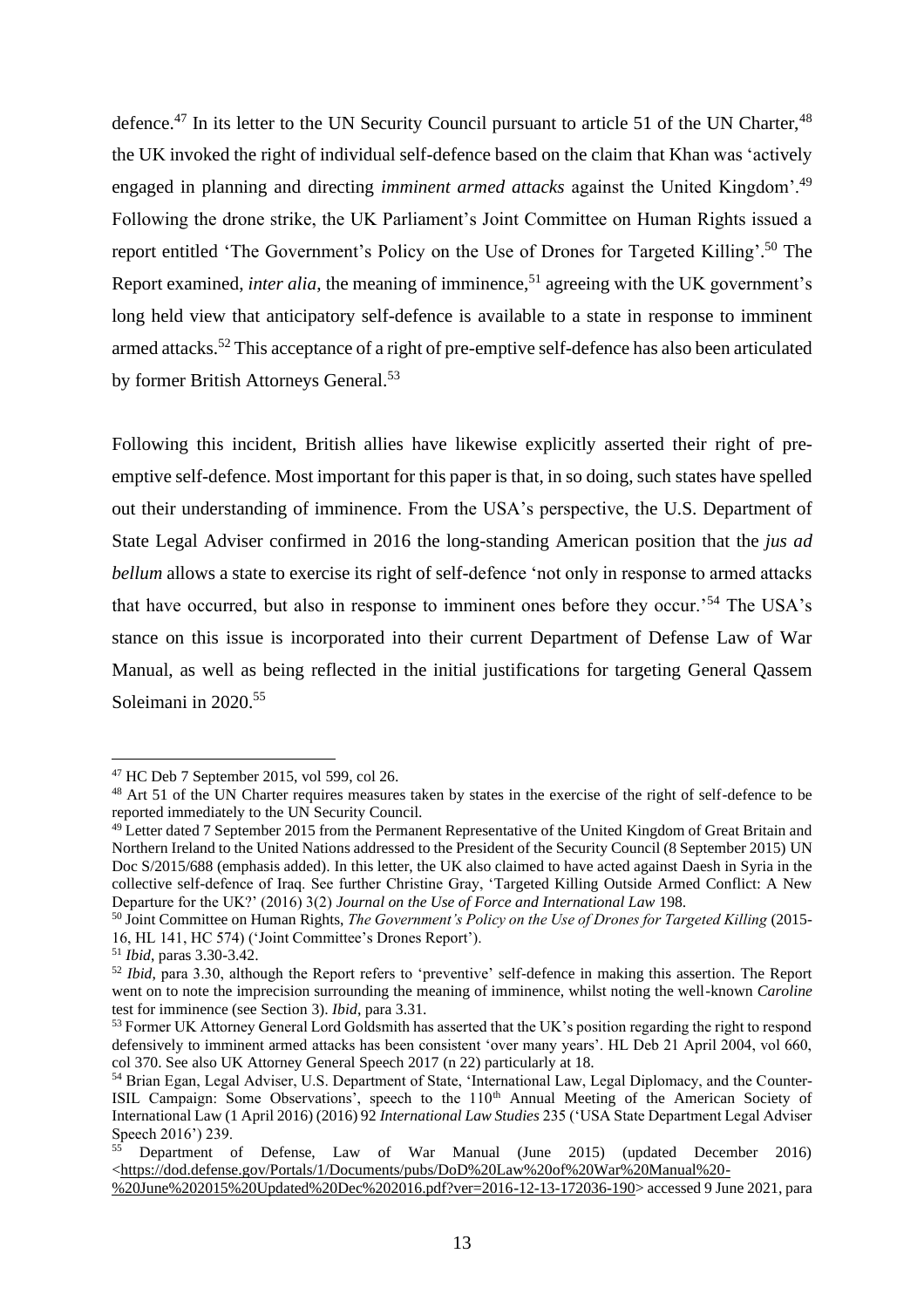defence.[47] In its letter to the UN Security Council pursuant to article 51 of the UN Charter,[48] the UK invoked the right of individual self-defence based on the claim that Khan was 'actively engaged in planning and directing *imminent armed attacks* against the United Kingdom'.[49] Following the drone strike, the UK Parliament's Joint Committee on Human Rights issued a report entitled 'The Government's Policy on the Use of Drones for Targeted Killing'.[50] The Report examined, *inter alia*, the meaning of imminence,[51] agreeing with the UK government's long held view that anticipatory self-defence is available to a state in response to imminent armed attacks.[52] This acceptance of a right of pre-emptive self-defence has also been articulated by former British Attorneys General.[53]

Following this incident, British allies have likewise explicitly asserted their right of pre-emptive self-defence. Most important for this paper is that, in so doing, such states have spelled out their understanding of imminence. From the USA's perspective, the U.S. Department of State Legal Adviser confirmed in 2016 the long-standing American position that the *jus ad bellum* allows a state to exercise its right of self-defence 'not only in response to armed attacks that have occurred, but also in response to imminent ones before they occur.'[54] The USA's stance on this issue is incorporated into their current Department of Defense Law of War Manual, as well as being reflected in the initial justifications for targeting General Qassem Soleimani in 2020.[55]

---

[47] HC Deb 7 September 2015, vol 599, col 26.

[48] Art 51 of the UN Charter requires measures taken by states in the exercise of the right of self-defence to be reported immediately to the UN Security Council.

[49] Letter dated 7 September 2015 from the Permanent Representative of the United Kingdom of Great Britain and Northern Ireland to the United Nations addressed to the President of the Security Council (8 September 2015) UN Doc S/2015/688 (emphasis added). In this letter, the UK also claimed to have acted against Daesh in Syria in the collective self-defence of Iraq. See further Christine Gray, 'Targeted Killing Outside Armed Conflict: A New Departure for the UK?' (2016) 3(2) *Journal on the Use of Force and International Law* 198.

[50] Joint Committee on Human Rights, *The Government's Policy on the Use of Drones for Targeted Killing* (2015-16, HL 141, HC 574) ('Joint Committee's Drones Report').

[51] *Ibid*, paras 3.30-3.42.

[52] *Ibid*, para 3.30, although the Report refers to 'preventive' self-defence in making this assertion. The Report went on to note the imprecision surrounding the meaning of imminence, whilst noting the well-known *Caroline* test for imminence (see Section 3). *Ibid*, para 3.31.

[53] Former UK Attorney General Lord Goldsmith has asserted that the UK's position regarding the right to respond defensively to imminent armed attacks has been consistent 'over many years'. HL Deb 21 April 2004, vol 660, col 370. See also UK Attorney General Speech 2017 (n 22) particularly at 18.

[54] Brian Egan, Legal Adviser, U.S. Department of State, 'International Law, Legal Diplomacy, and the Counter-ISIL Campaign: Some Observations', speech to the 110th Annual Meeting of the American Society of International Law (1 April 2016) (2016) 92 *International Law Studies* 235 ('USA State Department Legal Adviser Speech 2016') 239.

[55] Department of Defense, Law of War Manual (June 2015) (updated December 2016) <https://dod.defense.gov/Portals/1/Documents/pubs/DoD%20Law%20of%20War%20Manual%20-%20June%202015%20Updated%20Dec%202016.pdf?ver=2016-12-13-172036-190> accessed 9 June 2021, para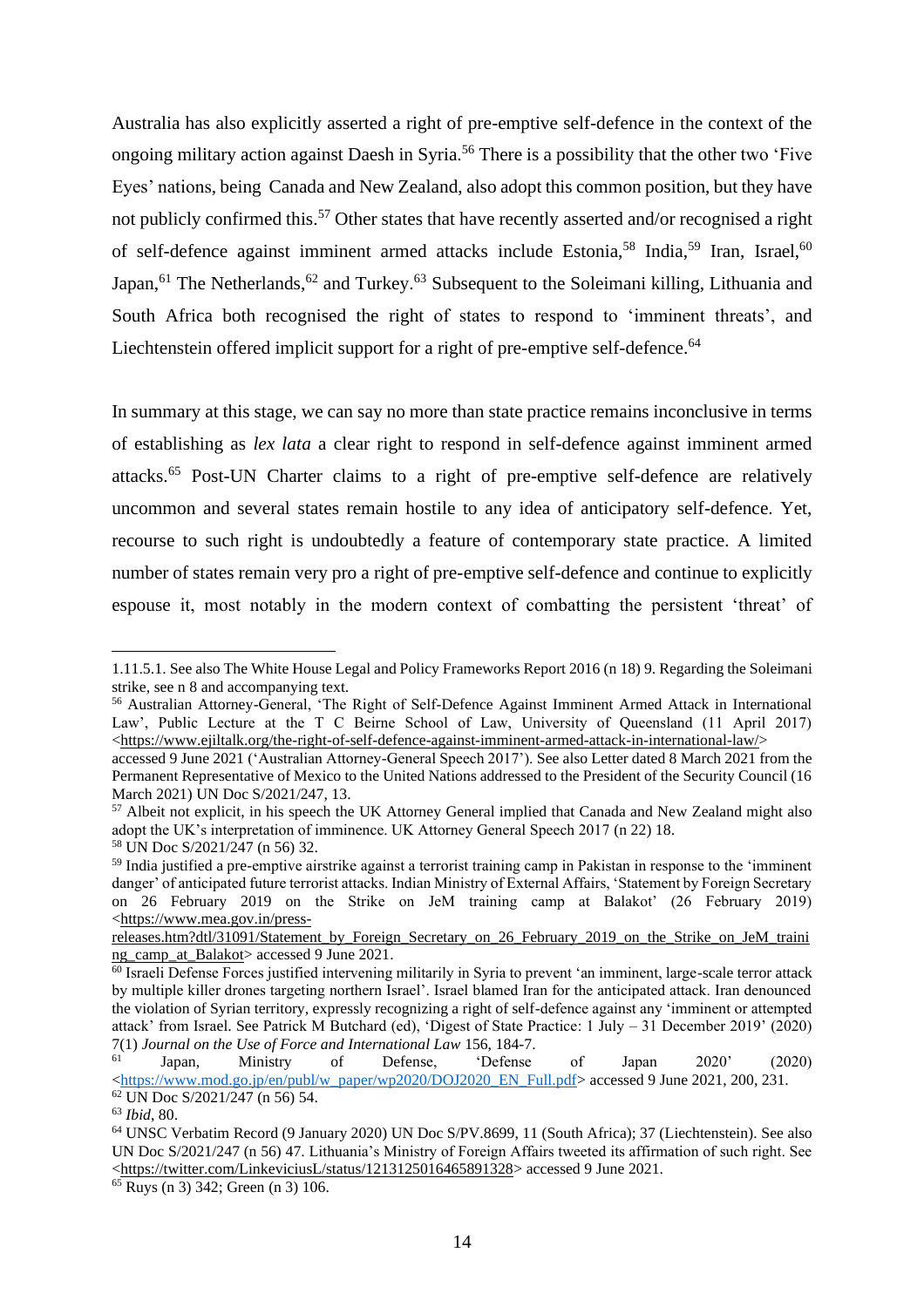Australia has also explicitly asserted a right of pre-emptive self-defence in the context of the ongoing military action against Daesh in Syria.[56] There is a possibility that the other two 'Five Eyes' nations, being Canada and New Zealand, also adopt this common position, but they have not publicly confirmed this.[57] Other states that have recently asserted and/or recognised a right of self-defence against imminent armed attacks include Estonia,[58] India,[59] Iran, Israel,[60] Japan,[61] The Netherlands,[62] and Turkey.[63] Subsequent to the Soleimani killing, Lithuania and South Africa both recognised the right of states to respond to 'imminent threats', and Liechtenstein offered implicit support for a right of pre-emptive self-defence.[64]

In summary at this stage, we can say no more than state practice remains inconclusive in terms of establishing as *lex lata* a clear right to respond in self-defence against imminent armed attacks.[65] Post-UN Charter claims to a right of pre-emptive self-defence are relatively uncommon and several states remain hostile to any idea of anticipatory self-defence. Yet, recourse to such right is undoubtedly a feature of contemporary state practice. A limited number of states remain very pro a right of pre-emptive self-defence and continue to explicitly espouse it, most notably in the modern context of combatting the persistent 'threat' of

---

1.11.5.1. See also The White House Legal and Policy Frameworks Report 2016 (n 18) 9. Regarding the Soleimani strike, see n 8 and accompanying text.

[56] Australian Attorney-General, 'The Right of Self-Defence Against Imminent Armed Attack in International Law', Public Lecture at the T C Beirne School of Law, University of Queensland (11 April 2017) <https://www.ejiltalk.org/the-right-of-self-defence-against-imminent-armed-attack-in-international-law/> accessed 9 June 2021 ('Australian Attorney-General Speech 2017'). See also Letter dated 8 March 2021 from the Permanent Representative of Mexico to the United Nations addressed to the President of the Security Council (16 March 2021) UN Doc S/2021/247, 13.

[57] Albeit not explicit, in his speech the UK Attorney General implied that Canada and New Zealand might also adopt the UK's interpretation of imminence. UK Attorney General Speech 2017 (n 22) 18.

[58] UN Doc S/2021/247 (n 56) 32.

[59] India justified a pre-emptive airstrike against a terrorist training camp in Pakistan in response to the 'imminent danger' of anticipated future terrorist attacks. Indian Ministry of External Affairs, 'Statement by Foreign Secretary on 26 February 2019 on the Strike on JeM training camp at Balakot' (26 February 2019) <https://www.mea.gov.in/press-releases.htm?dtl/31091/Statement_by_Foreign_Secretary_on_26_February_2019_on_the_Strike_on_JeM_training_camp_at_Balakot> accessed 9 June 2021.

[60] Israeli Defense Forces justified intervening militarily in Syria to prevent 'an imminent, large-scale terror attack by multiple killer drones targeting northern Israel'. Israel blamed Iran for the anticipated attack. Iran denounced the violation of Syrian territory, expressly recognizing a right of self-defence against any 'imminent or attempted attack' from Israel. See Patrick M Butchard (ed), 'Digest of State Practice: 1 July – 31 December 2019' (2020) 7(1) *Journal on the Use of Force and International Law* 156, 184-7.

[61] Japan, Ministry of Defense, 'Defense of Japan 2020' (2020) <https://www.mod.go.jp/en/publ/w_paper/wp2020/DOJ2020_EN_Full.pdf> accessed 9 June 2021, 200, 231.

[62] UN Doc S/2021/247 (n 56) 54.

[63] *Ibid*, 80.

[64] UNSC Verbatim Record (9 January 2020) UN Doc S/PV.8699, 11 (South Africa); 37 (Liechtenstein). See also UN Doc S/2021/247 (n 56) 47. Lithuania's Ministry of Foreign Affairs tweeted its affirmation of such right. See <https://twitter.com/LinkeviciusL/status/1213125016465891328> accessed 9 June 2021.

[65] Ruys (n 3) 342; Green (n 3) 106.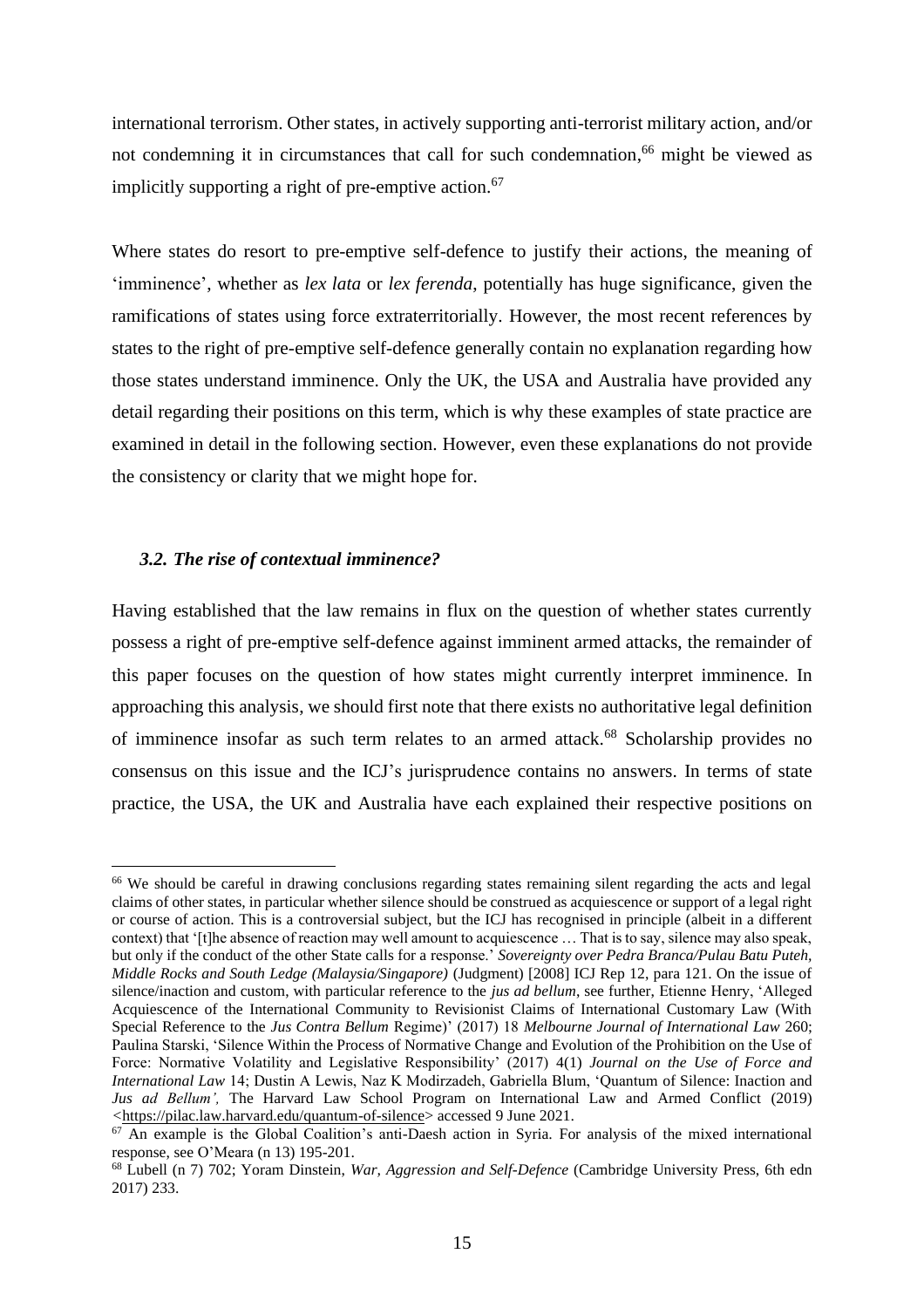international terrorism. Other states, in actively supporting anti-terrorist military action, and/or not condemning it in circumstances that call for such condemnation,[66] might be viewed as implicitly supporting a right of pre-emptive action.[67]

Where states do resort to pre-emptive self-defence to justify their actions, the meaning of 'imminence', whether as *lex lata* or *lex ferenda*, potentially has huge significance, given the ramifications of states using force extraterritorially. However, the most recent references by states to the right of pre-emptive self-defence generally contain no explanation regarding how those states understand imminence. Only the UK, the USA and Australia have provided any detail regarding their positions on this term, which is why these examples of state practice are examined in detail in the following section. However, even these explanations do not provide the consistency or clarity that we might hope for.

### *3.2. The rise of contextual imminence?*

Having established that the law remains in flux on the question of whether states currently possess a right of pre-emptive self-defence against imminent armed attacks, the remainder of this paper focuses on the question of how states might currently interpret imminence. In approaching this analysis, we should first note that there exists no authoritative legal definition of imminence insofar as such term relates to an armed attack.[68] Scholarship provides no consensus on this issue and the ICJ's jurisprudence contains no answers. In terms of state practice, the USA, the UK and Australia have each explained their respective positions on

---

[66] We should be careful in drawing conclusions regarding states remaining silent regarding the acts and legal claims of other states, in particular whether silence should be construed as acquiescence or support of a legal right or course of action. This is a controversial subject, but the ICJ has recognised in principle (albeit in a different context) that '[t]he absence of reaction may well amount to acquiescence … That is to say, silence may also speak, but only if the conduct of the other State calls for a response.' *Sovereignty over Pedra Branca/Pulau Batu Puteh, Middle Rocks and South Ledge (Malaysia/Singapore)* (Judgment) [2008] ICJ Rep 12, para 121. On the issue of silence/inaction and custom, with particular reference to the *jus ad bellum*, see further, Etienne Henry, 'Alleged Acquiescence of the International Community to Revisionist Claims of International Customary Law (With Special Reference to the *Jus Contra Bellum* Regime)' (2017) 18 *Melbourne Journal of International Law* 260; Paulina Starski, 'Silence Within the Process of Normative Change and Evolution of the Prohibition on the Use of Force: Normative Volatility and Legislative Responsibility' (2017) 4(1) *Journal on the Use of Force and International Law* 14; Dustin A Lewis, Naz K Modirzadeh, Gabriella Blum, 'Quantum of Silence: Inaction and *Jus ad Bellum',* The Harvard Law School Program on International Law and Armed Conflict (2019) <https://pilac.law.harvard.edu/quantum-of-silence> accessed 9 June 2021.

[67] An example is the Global Coalition's anti-Daesh action in Syria. For analysis of the mixed international response, see O'Meara (n 13) 195-201.

[68] Lubell (n 7) 702; Yoram Dinstein, *War, Aggression and Self-Defence* (Cambridge University Press, 6th edn 2017) 233.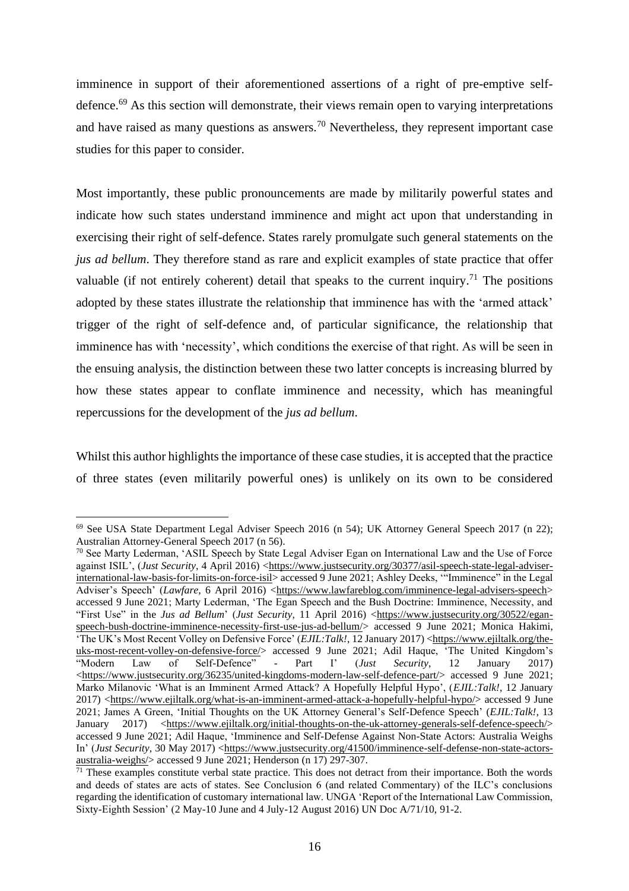imminence in support of their aforementioned assertions of a right of pre-emptive self-defence.[69] As this section will demonstrate, their views remain open to varying interpretations and have raised as many questions as answers.[70] Nevertheless, they represent important case studies for this paper to consider.

Most importantly, these public pronouncements are made by militarily powerful states and indicate how such states understand imminence and might act upon that understanding in exercising their right of self-defence. States rarely promulgate such general statements on the *jus ad bellum*. They therefore stand as rare and explicit examples of state practice that offer valuable (if not entirely coherent) detail that speaks to the current inquiry.[71] The positions adopted by these states illustrate the relationship that imminence has with the 'armed attack' trigger of the right of self-defence and, of particular significance, the relationship that imminence has with 'necessity', which conditions the exercise of that right. As will be seen in the ensuing analysis, the distinction between these two latter concepts is increasing blurred by how these states appear to conflate imminence and necessity, which has meaningful repercussions for the development of the *jus ad bellum*.

Whilst this author highlights the importance of these case studies, it is accepted that the practice of three states (even militarily powerful ones) is unlikely on its own to be considered

---

[69] See USA State Department Legal Adviser Speech 2016 (n 54); UK Attorney General Speech 2017 (n 22); Australian Attorney-General Speech 2017 (n 56).

[70] See Marty Lederman, 'ASIL Speech by State Legal Adviser Egan on International Law and the Use of Force against ISIL', (*Just Security*, 4 April 2016) <https://www.justsecurity.org/30377/asil-speech-state-legal-adviser-international-law-basis-for-limits-on-force-isil> accessed 9 June 2021; Ashley Deeks, '"Imminence" in the Legal Adviser's Speech' (*Lawfare*, 6 April 2016) <https://www.lawfareblog.com/imminence-legal-advisers-speech> accessed 9 June 2021; Marty Lederman, 'The Egan Speech and the Bush Doctrine: Imminence, Necessity, and "First Use" in the *Jus ad Bellum*' (*Just Security*, 11 April 2016) <https://www.justsecurity.org/30522/egan-speech-bush-doctrine-imminence-necessity-first-use-jus-ad-bellum/> accessed 9 June 2021; Monica Hakimi, 'The UK's Most Recent Volley on Defensive Force' (*EJIL:Talk!*, 12 January 2017) <https://www.ejiltalk.org/the-uks-most-recent-volley-on-defensive-force/> accessed 9 June 2021; Adil Haque, 'The United Kingdom's "Modern Law of Self-Defence" - Part I' (*Just Security*, 12 January 2017) <https://www.justsecurity.org/36235/united-kingdoms-modern-law-self-defence-part/> accessed 9 June 2021; Marko Milanovic 'What is an Imminent Armed Attack? A Hopefully Helpful Hypo', (*EJIL:Talk!*, 12 January 2017) <https://www.ejiltalk.org/what-is-an-imminent-armed-attack-a-hopefully-helpful-hypo/> accessed 9 June 2021; James A Green, 'Initial Thoughts on the UK Attorney General's Self-Defence Speech' (*EJIL:Talk!*, 13 January 2017) <https://www.ejiltalk.org/initial-thoughts-on-the-uk-attorney-generals-self-defence-speech/> accessed 9 June 2021; Adil Haque, 'Imminence and Self-Defense Against Non-State Actors: Australia Weighs In' (*Just Security*, 30 May 2017) <https://www.justsecurity.org/41500/imminence-self-defense-non-state-actors-australia-weighs/> accessed 9 June 2021; Henderson (n 17) 297-307.

[71] These examples constitute verbal state practice. This does not detract from their importance. Both the words and deeds of states are acts of states. See Conclusion 6 (and related Commentary) of the ILC's conclusions regarding the identification of customary international law. UNGA 'Report of the International Law Commission, Sixty-Eighth Session' (2 May-10 June and 4 July-12 August 2016) UN Doc A/71/10, 91-2.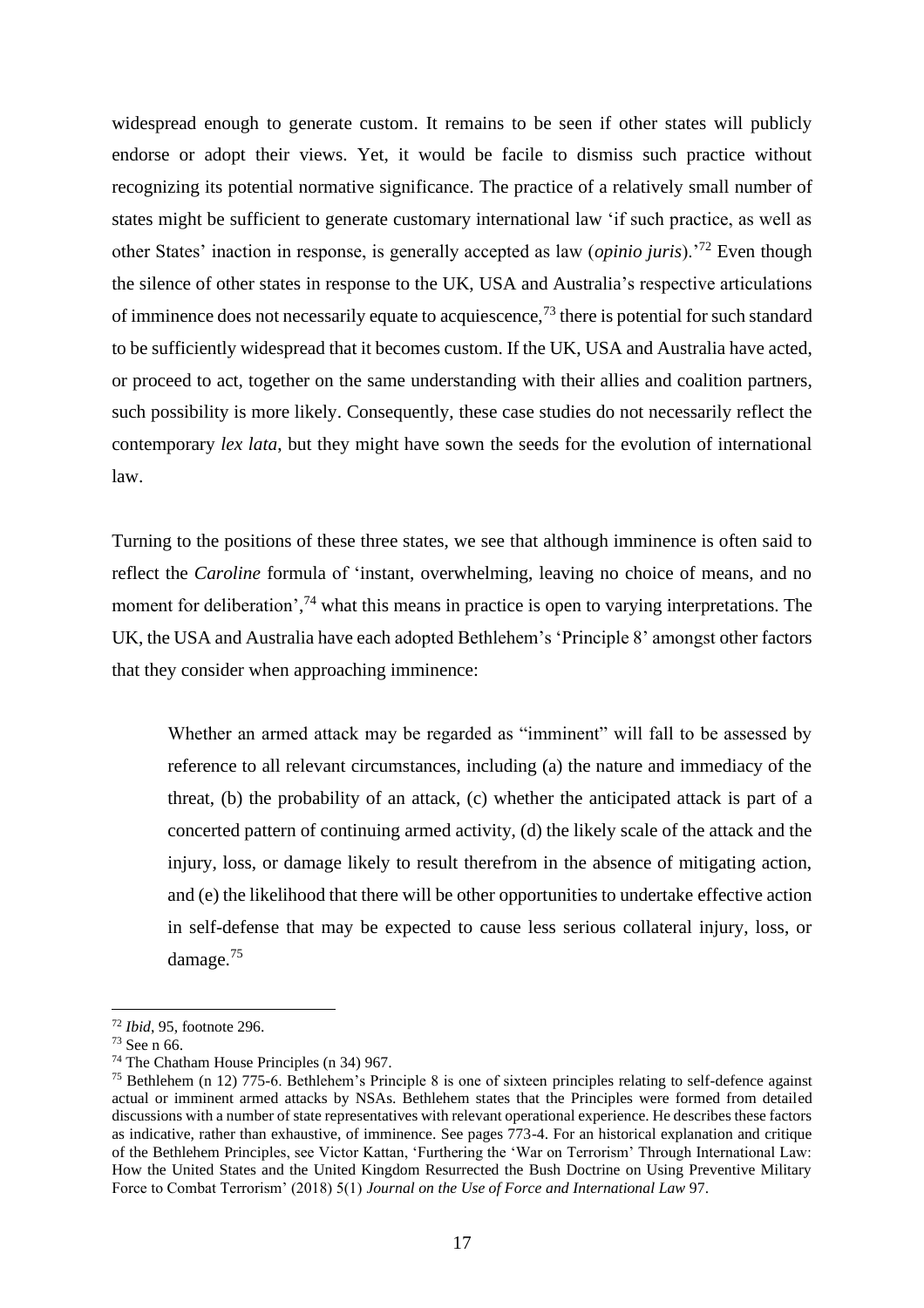widespread enough to generate custom. It remains to be seen if other states will publicly endorse or adopt their views. Yet, it would be facile to dismiss such practice without recognizing its potential normative significance. The practice of a relatively small number of states might be sufficient to generate customary international law 'if such practice, as well as other States' inaction in response, is generally accepted as law (*opinio juris*).'[72] Even though the silence of other states in response to the UK, USA and Australia's respective articulations of imminence does not necessarily equate to acquiescence,[73] there is potential for such standard to be sufficiently widespread that it becomes custom. If the UK, USA and Australia have acted, or proceed to act, together on the same understanding with their allies and coalition partners, such possibility is more likely. Consequently, these case studies do not necessarily reflect the contemporary *lex lata*, but they might have sown the seeds for the evolution of international law.

Turning to the positions of these three states, we see that although imminence is often said to reflect the *Caroline* formula of 'instant, overwhelming, leaving no choice of means, and no moment for deliberation',[74] what this means in practice is open to varying interpretations. The UK, the USA and Australia have each adopted Bethlehem's 'Principle 8' amongst other factors that they consider when approaching imminence:

> Whether an armed attack may be regarded as "imminent" will fall to be assessed by reference to all relevant circumstances, including (a) the nature and immediacy of the threat, (b) the probability of an attack, (c) whether the anticipated attack is part of a concerted pattern of continuing armed activity, (d) the likely scale of the attack and the injury, loss, or damage likely to result therefrom in the absence of mitigating action, and (e) the likelihood that there will be other opportunities to undertake effective action in self-defense that may be expected to cause less serious collateral injury, loss, or damage.[75]

---

[72] *Ibid*, 95, footnote 296.

[73] See n 66.

[74] The Chatham House Principles (n 34) 967.

[75] Bethlehem (n 12) 775-6. Bethlehem's Principle 8 is one of sixteen principles relating to self-defence against actual or imminent armed attacks by NSAs. Bethlehem states that the Principles were formed from detailed discussions with a number of state representatives with relevant operational experience. He describes these factors as indicative, rather than exhaustive, of imminence. See pages 773-4. For an historical explanation and critique of the Bethlehem Principles, see Victor Kattan, 'Furthering the 'War on Terrorism' Through International Law: How the United States and the United Kingdom Resurrected the Bush Doctrine on Using Preventive Military Force to Combat Terrorism' (2018) 5(1) *Journal on the Use of Force and International Law* 97.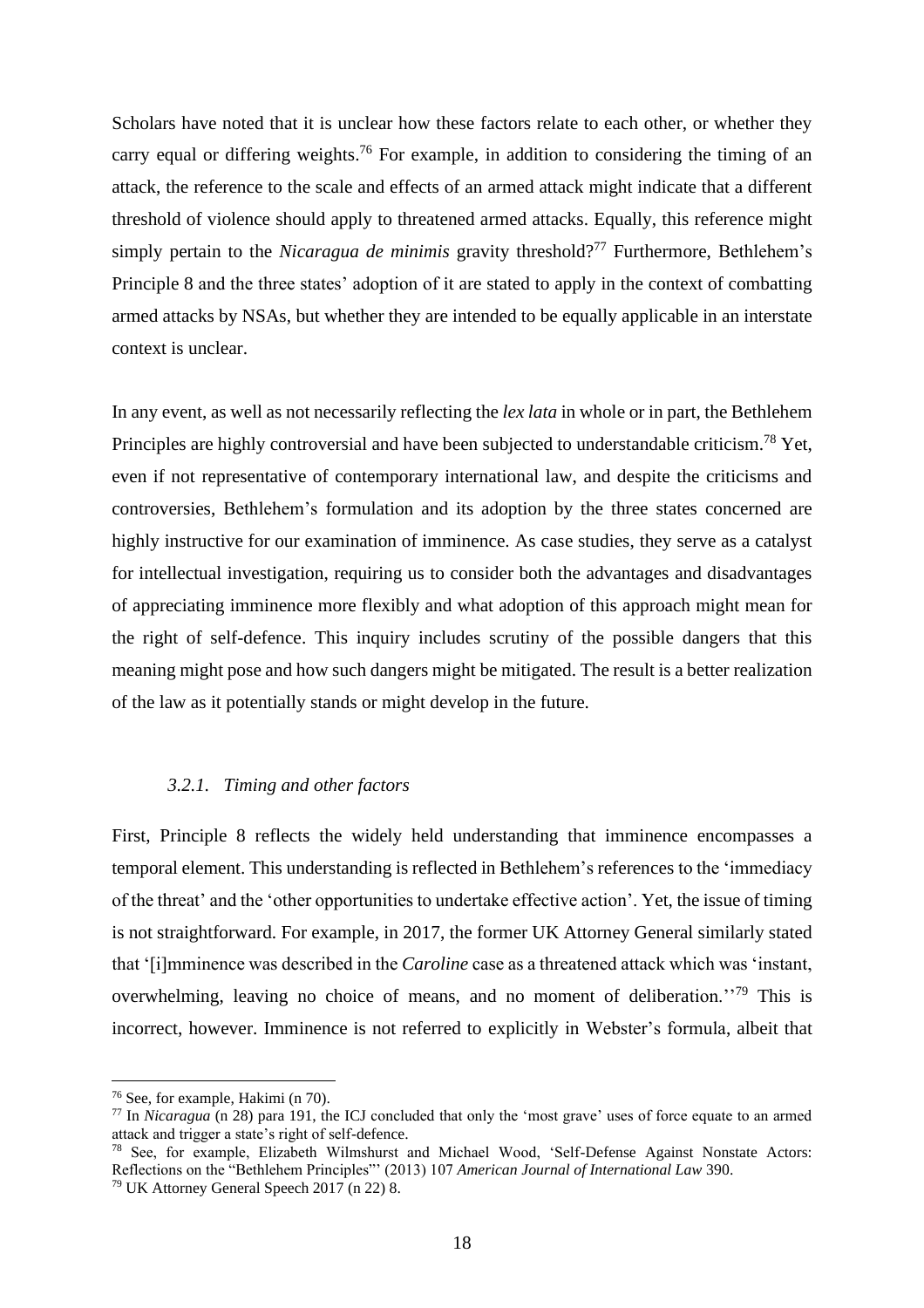Scholars have noted that it is unclear how these factors relate to each other, or whether they carry equal or differing weights.[76] For example, in addition to considering the timing of an attack, the reference to the scale and effects of an armed attack might indicate that a different threshold of violence should apply to threatened armed attacks. Equally, this reference might simply pertain to the *Nicaragua de minimis* gravity threshold?[77] Furthermore, Bethlehem's Principle 8 and the three states' adoption of it are stated to apply in the context of combatting armed attacks by NSAs, but whether they are intended to be equally applicable in an interstate context is unclear.

In any event, as well as not necessarily reflecting the *lex lata* in whole or in part, the Bethlehem Principles are highly controversial and have been subjected to understandable criticism.[78] Yet, even if not representative of contemporary international law, and despite the criticisms and controversies, Bethlehem's formulation and its adoption by the three states concerned are highly instructive for our examination of imminence. As case studies, they serve as a catalyst for intellectual investigation, requiring us to consider both the advantages and disadvantages of appreciating imminence more flexibly and what adoption of this approach might mean for the right of self-defence. This inquiry includes scrutiny of the possible dangers that this meaning might pose and how such dangers might be mitigated. The result is a better realization of the law as it potentially stands or might develop in the future.

#### *3.2.1. Timing and other factors*

First, Principle 8 reflects the widely held understanding that imminence encompasses a temporal element. This understanding is reflected in Bethlehem's references to the 'immediacy of the threat' and the 'other opportunities to undertake effective action'. Yet, the issue of timing is not straightforward. For example, in 2017, the former UK Attorney General similarly stated that '[i]mminence was described in the *Caroline* case as a threatened attack which was 'instant, overwhelming, leaving no choice of means, and no moment of deliberation.''[79] This is incorrect, however. Imminence is not referred to explicitly in Webster's formula, albeit that

---

[76] See, for example, Hakimi (n 70).

[77] In *Nicaragua* (n 28) para 191, the ICJ concluded that only the 'most grave' uses of force equate to an armed attack and trigger a state's right of self-defence.

[78] See, for example, Elizabeth Wilmshurst and Michael Wood, 'Self-Defense Against Nonstate Actors: Reflections on the "Bethlehem Principles"' (2013) 107 *American Journal of International Law* 390.

[79] UK Attorney General Speech 2017 (n 22) 8.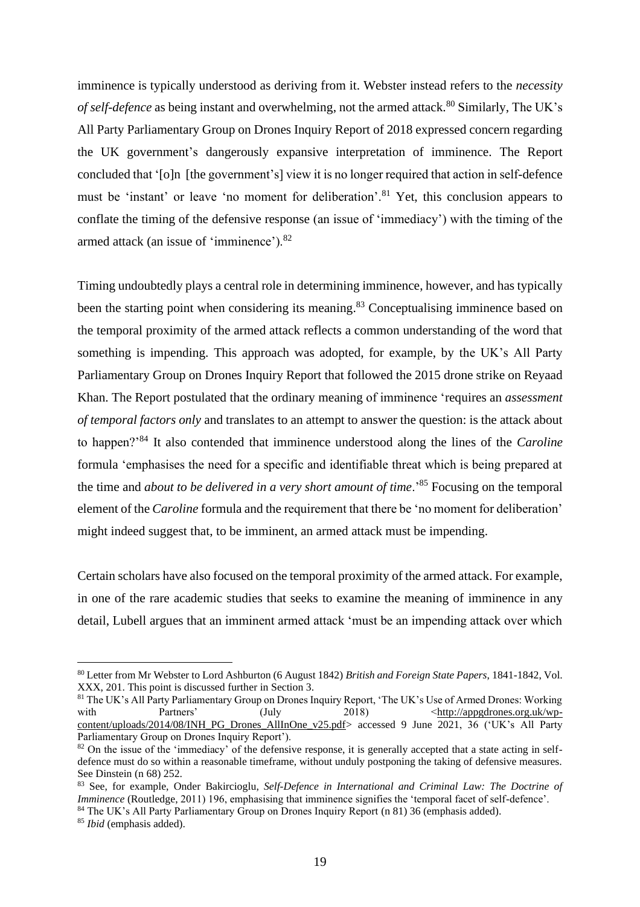imminence is typically understood as deriving from it. Webster instead refers to the *necessity of self-defence* as being instant and overwhelming, not the armed attack.[80] Similarly, The UK's All Party Parliamentary Group on Drones Inquiry Report of 2018 expressed concern regarding the UK government's dangerously expansive interpretation of imminence. The Report concluded that '[o]n [the government's] view it is no longer required that action in self-defence must be 'instant' or leave 'no moment for deliberation'.[81] Yet, this conclusion appears to conflate the timing of the defensive response (an issue of 'immediacy') with the timing of the armed attack (an issue of 'imminence').[82]

Timing undoubtedly plays a central role in determining imminence, however, and has typically been the starting point when considering its meaning.[83] Conceptualising imminence based on the temporal proximity of the armed attack reflects a common understanding of the word that something is impending. This approach was adopted, for example, by the UK's All Party Parliamentary Group on Drones Inquiry Report that followed the 2015 drone strike on Reyaad Khan. The Report postulated that the ordinary meaning of imminence 'requires an *assessment of temporal factors only* and translates to an attempt to answer the question: is the attack about to happen?'[84] It also contended that imminence understood along the lines of the *Caroline* formula 'emphasises the need for a specific and identifiable threat which is being prepared at the time and *about to be delivered in a very short amount of time*.'[85] Focusing on the temporal element of the *Caroline* formula and the requirement that there be 'no moment for deliberation' might indeed suggest that, to be imminent, an armed attack must be impending.

Certain scholars have also focused on the temporal proximity of the armed attack. For example, in one of the rare academic studies that seeks to examine the meaning of imminence in any detail, Lubell argues that an imminent armed attack 'must be an impending attack over which

---

[80] Letter from Mr Webster to Lord Ashburton (6 August 1842) *British and Foreign State Papers*, 1841-1842, Vol. XXX, 201. This point is discussed further in Section 3.

[81] The UK's All Party Parliamentary Group on Drones Inquiry Report, 'The UK's Use of Armed Drones: Working with Partners' (July 2018) <http://appgdrones.org.uk/wp-content/uploads/2014/08/INH_PG_Drones_AllInOne_v25.pdf> accessed 9 June 2021, 36 ('UK's All Party Parliamentary Group on Drones Inquiry Report').

[82] On the issue of the 'immediacy' of the defensive response, it is generally accepted that a state acting in self-defence must do so within a reasonable timeframe, without unduly postponing the taking of defensive measures. See Dinstein (n 68) 252.

[83] See, for example, Onder Bakircioglu, *Self-Defence in International and Criminal Law: The Doctrine of Imminence* (Routledge, 2011) 196, emphasising that imminence signifies the 'temporal facet of self-defence'.

[84] The UK's All Party Parliamentary Group on Drones Inquiry Report (n 81) 36 (emphasis added).

[85] *Ibid* (emphasis added).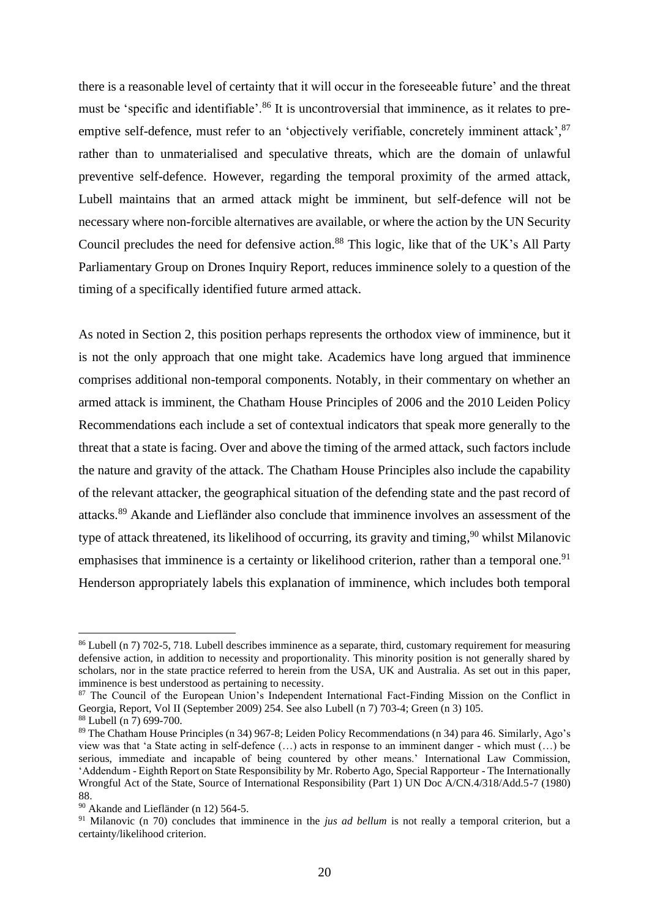there is a reasonable level of certainty that it will occur in the foreseeable future' and the threat must be 'specific and identifiable'.[86] It is uncontroversial that imminence, as it relates to pre-emptive self-defence, must refer to an 'objectively verifiable, concretely imminent attack',[87] rather than to unmaterialised and speculative threats, which are the domain of unlawful preventive self-defence. However, regarding the temporal proximity of the armed attack, Lubell maintains that an armed attack might be imminent, but self-defence will not be necessary where non-forcible alternatives are available, or where the action by the UN Security Council precludes the need for defensive action.[88] This logic, like that of the UK's All Party Parliamentary Group on Drones Inquiry Report, reduces imminence solely to a question of the timing of a specifically identified future armed attack.

As noted in Section 2, this position perhaps represents the orthodox view of imminence, but it is not the only approach that one might take. Academics have long argued that imminence comprises additional non-temporal components. Notably, in their commentary on whether an armed attack is imminent, the Chatham House Principles of 2006 and the 2010 Leiden Policy Recommendations each include a set of contextual indicators that speak more generally to the threat that a state is facing. Over and above the timing of the armed attack, such factors include the nature and gravity of the attack. The Chatham House Principles also include the capability of the relevant attacker, the geographical situation of the defending state and the past record of attacks.[89] Akande and Liefländer also conclude that imminence involves an assessment of the type of attack threatened, its likelihood of occurring, its gravity and timing,[90] whilst Milanovic emphasises that imminence is a certainty or likelihood criterion, rather than a temporal one.[91] Henderson appropriately labels this explanation of imminence, which includes both temporal

---

[86] Lubell (n 7) 702-5, 718. Lubell describes imminence as a separate, third, customary requirement for measuring defensive action, in addition to necessity and proportionality. This minority position is not generally shared by scholars, nor in the state practice referred to herein from the USA, UK and Australia. As set out in this paper, imminence is best understood as pertaining to necessity.

[87] The Council of the European Union's Independent International Fact-Finding Mission on the Conflict in Georgia, Report, Vol II (September 2009) 254. See also Lubell (n 7) 703-4; Green (n 3) 105.

[88] Lubell (n 7) 699-700.

[89] The Chatham House Principles (n 34) 967-8; Leiden Policy Recommendations (n 34) para 46. Similarly, Ago's view was that 'a State acting in self-defence (…) acts in response to an imminent danger - which must (…) be serious, immediate and incapable of being countered by other means.' International Law Commission, 'Addendum - Eighth Report on State Responsibility by Mr. Roberto Ago, Special Rapporteur - The Internationally Wrongful Act of the State, Source of International Responsibility (Part 1) UN Doc A/CN.4/318/Add.5-7 (1980) 88.

[90] Akande and Liefländer (n 12) 564-5.

[91] Milanovic (n 70) concludes that imminence in the *jus ad bellum* is not really a temporal criterion, but a certainty/likelihood criterion.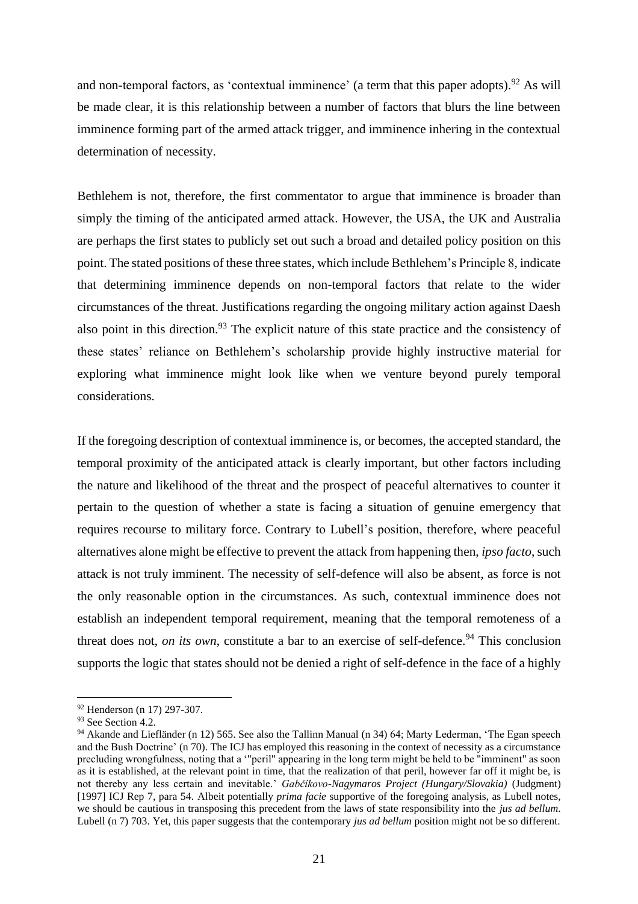and non-temporal factors, as 'contextual imminence' (a term that this paper adopts).[92] As will be made clear, it is this relationship between a number of factors that blurs the line between imminence forming part of the armed attack trigger, and imminence inhering in the contextual determination of necessity.

Bethlehem is not, therefore, the first commentator to argue that imminence is broader than simply the timing of the anticipated armed attack. However, the USA, the UK and Australia are perhaps the first states to publicly set out such a broad and detailed policy position on this point. The stated positions of these three states, which include Bethlehem's Principle 8, indicate that determining imminence depends on non-temporal factors that relate to the wider circumstances of the threat. Justifications regarding the ongoing military action against Daesh also point in this direction.[93] The explicit nature of this state practice and the consistency of these states' reliance on Bethlehem's scholarship provide highly instructive material for exploring what imminence might look like when we venture beyond purely temporal considerations.

If the foregoing description of contextual imminence is, or becomes, the accepted standard, the temporal proximity of the anticipated attack is clearly important, but other factors including the nature and likelihood of the threat and the prospect of peaceful alternatives to counter it pertain to the question of whether a state is facing a situation of genuine emergency that requires recourse to military force. Contrary to Lubell's position, therefore, where peaceful alternatives alone might be effective to prevent the attack from happening then, *ipso facto*, such attack is not truly imminent. The necessity of self-defence will also be absent, as force is not the only reasonable option in the circumstances. As such, contextual imminence does not establish an independent temporal requirement, meaning that the temporal remoteness of a threat does not, *on its own*, constitute a bar to an exercise of self-defence.[94] This conclusion supports the logic that states should not be denied a right of self-defence in the face of a highly

---

[92] Henderson (n 17) 297-307.

[93] See Section 4.2.

[94] Akande and Liefländer (n 12) 565. See also the Tallinn Manual (n 34) 64; Marty Lederman, 'The Egan speech and the Bush Doctrine' (n 70). The ICJ has employed this reasoning in the context of necessity as a circumstance precluding wrongfulness, noting that a '"peril" appearing in the long term might be held to be "imminent" as soon as it is established, at the relevant point in time, that the realization of that peril, however far off it might be, is not thereby any less certain and inevitable.' *Gabčíkovo-Nagymaros Project (Hungary/Slovakia)* (Judgment) [1997] ICJ Rep 7, para 54. Albeit potentially *prima facie* supportive of the foregoing analysis, as Lubell notes, we should be cautious in transposing this precedent from the laws of state responsibility into the *jus ad bellum*. Lubell (n 7) 703. Yet, this paper suggests that the contemporary *jus ad bellum* position might not be so different.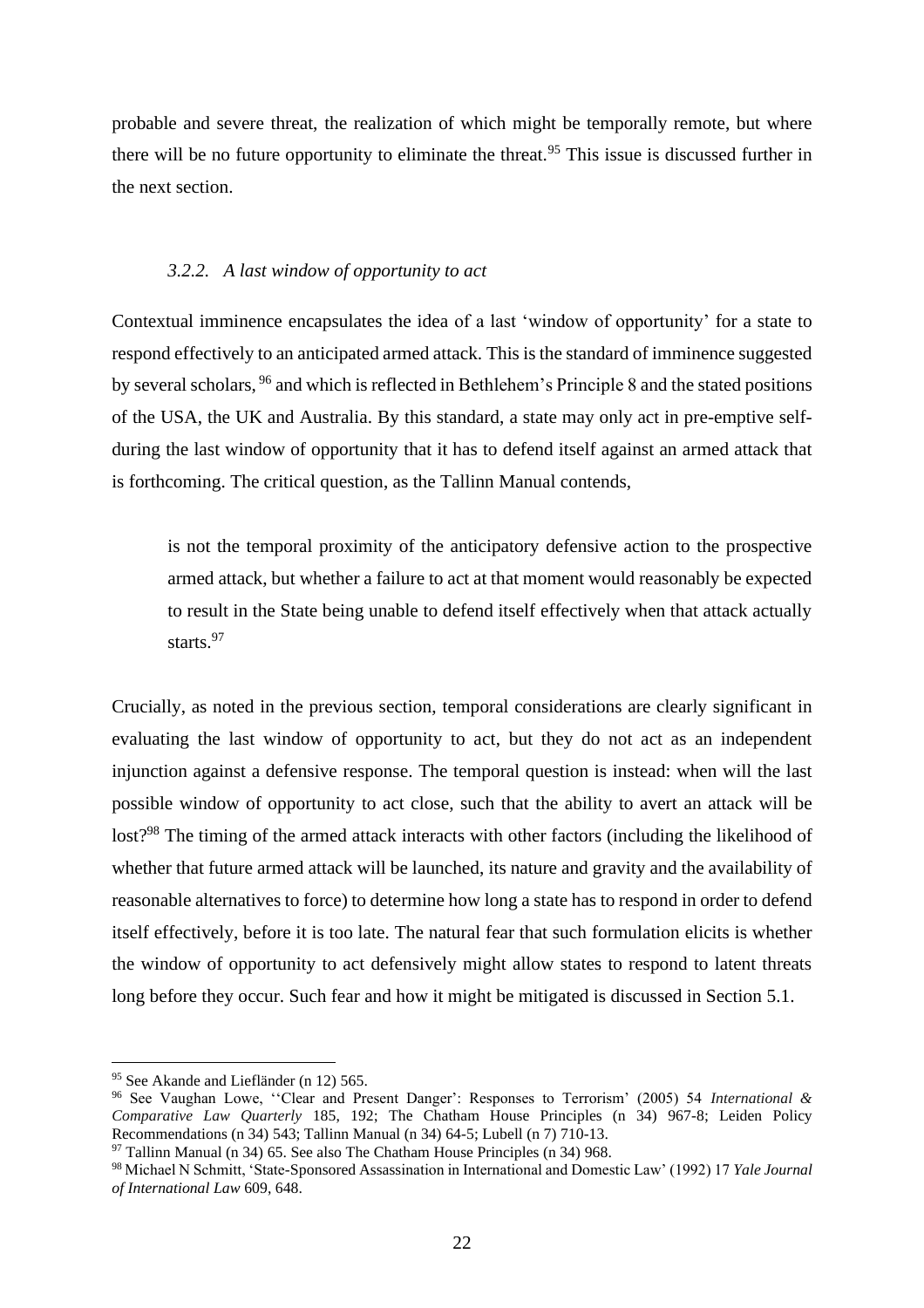probable and severe threat, the realization of which might be temporally remote, but where there will be no future opportunity to eliminate the threat.[95] This issue is discussed further in the next section.

### *3.2.2. A last window of opportunity to act*

Contextual imminence encapsulates the idea of a last 'window of opportunity' for a state to respond effectively to an anticipated armed attack. This is the standard of imminence suggested by several scholars, [96] and which is reflected in Bethlehem's Principle 8 and the stated positions of the USA, the UK and Australia. By this standard, a state may only act in pre-emptive self-during the last window of opportunity that it has to defend itself against an armed attack that is forthcoming. The critical question, as the Tallinn Manual contends,

> is not the temporal proximity of the anticipatory defensive action to the prospective armed attack, but whether a failure to act at that moment would reasonably be expected to result in the State being unable to defend itself effectively when that attack actually starts.[97]

Crucially, as noted in the previous section, temporal considerations are clearly significant in evaluating the last window of opportunity to act, but they do not act as an independent injunction against a defensive response. The temporal question is instead: when will the last possible window of opportunity to act close, such that the ability to avert an attack will be lost?[98] The timing of the armed attack interacts with other factors (including the likelihood of whether that future armed attack will be launched, its nature and gravity and the availability of reasonable alternatives to force) to determine how long a state has to respond in order to defend itself effectively, before it is too late. The natural fear that such formulation elicits is whether the window of opportunity to act defensively might allow states to respond to latent threats long before they occur. Such fear and how it might be mitigated is discussed in Section 5.1.

---

[95] See Akande and Liefländer (n 12) 565.

[96] See Vaughan Lowe, ''Clear and Present Danger': Responses to Terrorism' (2005) 54 *International & Comparative Law Quarterly* 185, 192; The Chatham House Principles (n 34) 967-8; Leiden Policy Recommendations (n 34) 543; Tallinn Manual (n 34) 64-5; Lubell (n 7) 710-13.

[97] Tallinn Manual (n 34) 65. See also The Chatham House Principles (n 34) 968.

[98] Michael N Schmitt, 'State-Sponsored Assassination in International and Domestic Law' (1992) 17 *Yale Journal of International Law* 609, 648.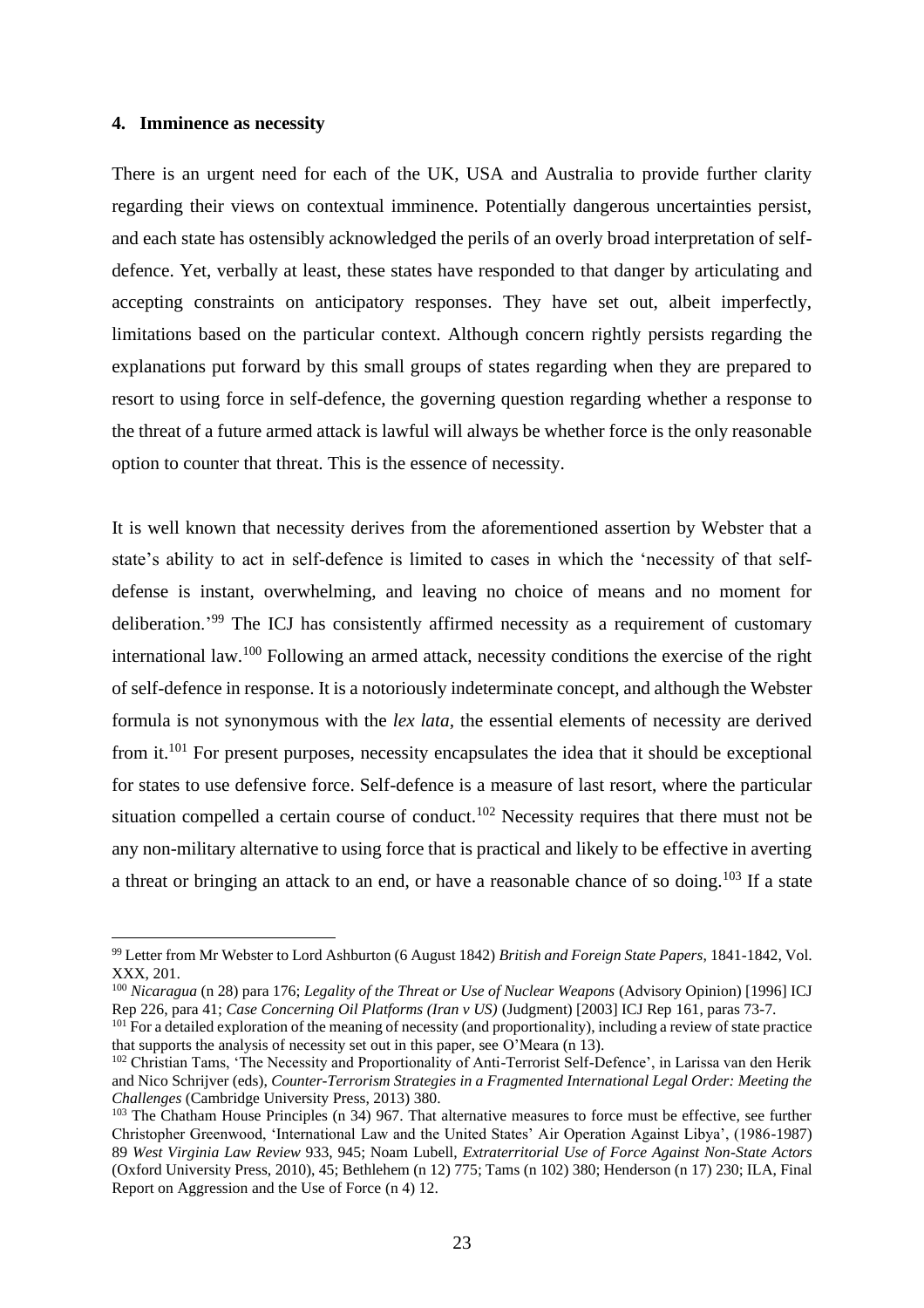## 4. Imminence as necessity

There is an urgent need for each of the UK, USA and Australia to provide further clarity regarding their views on contextual imminence. Potentially dangerous uncertainties persist, and each state has ostensibly acknowledged the perils of an overly broad interpretation of self-defence. Yet, verbally at least, these states have responded to that danger by articulating and accepting constraints on anticipatory responses. They have set out, albeit imperfectly, limitations based on the particular context. Although concern rightly persists regarding the explanations put forward by this small groups of states regarding when they are prepared to resort to using force in self-defence, the governing question regarding whether a response to the threat of a future armed attack is lawful will always be whether force is the only reasonable option to counter that threat. This is the essence of necessity.

It is well known that necessity derives from the aforementioned assertion by Webster that a state's ability to act in self-defence is limited to cases in which the 'necessity of that self-defense is instant, overwhelming, and leaving no choice of means and no moment for deliberation.'[99] The ICJ has consistently affirmed necessity as a requirement of customary international law.[100] Following an armed attack, necessity conditions the exercise of the right of self-defence in response. It is a notoriously indeterminate concept, and although the Webster formula is not synonymous with the *lex lata*, the essential elements of necessity are derived from it.[101] For present purposes, necessity encapsulates the idea that it should be exceptional for states to use defensive force. Self-defence is a measure of last resort, where the particular situation compelled a certain course of conduct.[102] Necessity requires that there must not be any non-military alternative to using force that is practical and likely to be effective in averting a threat or bringing an attack to an end, or have a reasonable chance of so doing.[103] If a state

---

[99] Letter from Mr Webster to Lord Ashburton (6 August 1842) *British and Foreign State Papers*, 1841-1842, Vol. XXX, 201.

[100] *Nicaragua* (n 28) para 176; *Legality of the Threat or Use of Nuclear Weapons* (Advisory Opinion) [1996] ICJ Rep 226, para 41; *Case Concerning Oil Platforms (Iran v US)* (Judgment) [2003] ICJ Rep 161, paras 73-7.

[101] For a detailed exploration of the meaning of necessity (and proportionality), including a review of state practice that supports the analysis of necessity set out in this paper, see O'Meara (n 13).

[102] Christian Tams, 'The Necessity and Proportionality of Anti-Terrorist Self-Defence', in Larissa van den Herik and Nico Schrijver (eds), *Counter-Terrorism Strategies in a Fragmented International Legal Order: Meeting the Challenges* (Cambridge University Press, 2013) 380.

[103] The Chatham House Principles (n 34) 967. That alternative measures to force must be effective, see further Christopher Greenwood, 'International Law and the United States' Air Operation Against Libya', (1986-1987) 89 *West Virginia Law Review* 933, 945; Noam Lubell, *Extraterritorial Use of Force Against Non-State Actors* (Oxford University Press, 2010), 45; Bethlehem (n 12) 775; Tams (n 102) 380; Henderson (n 17) 230; ILA, Final Report on Aggression and the Use of Force (n 4) 12.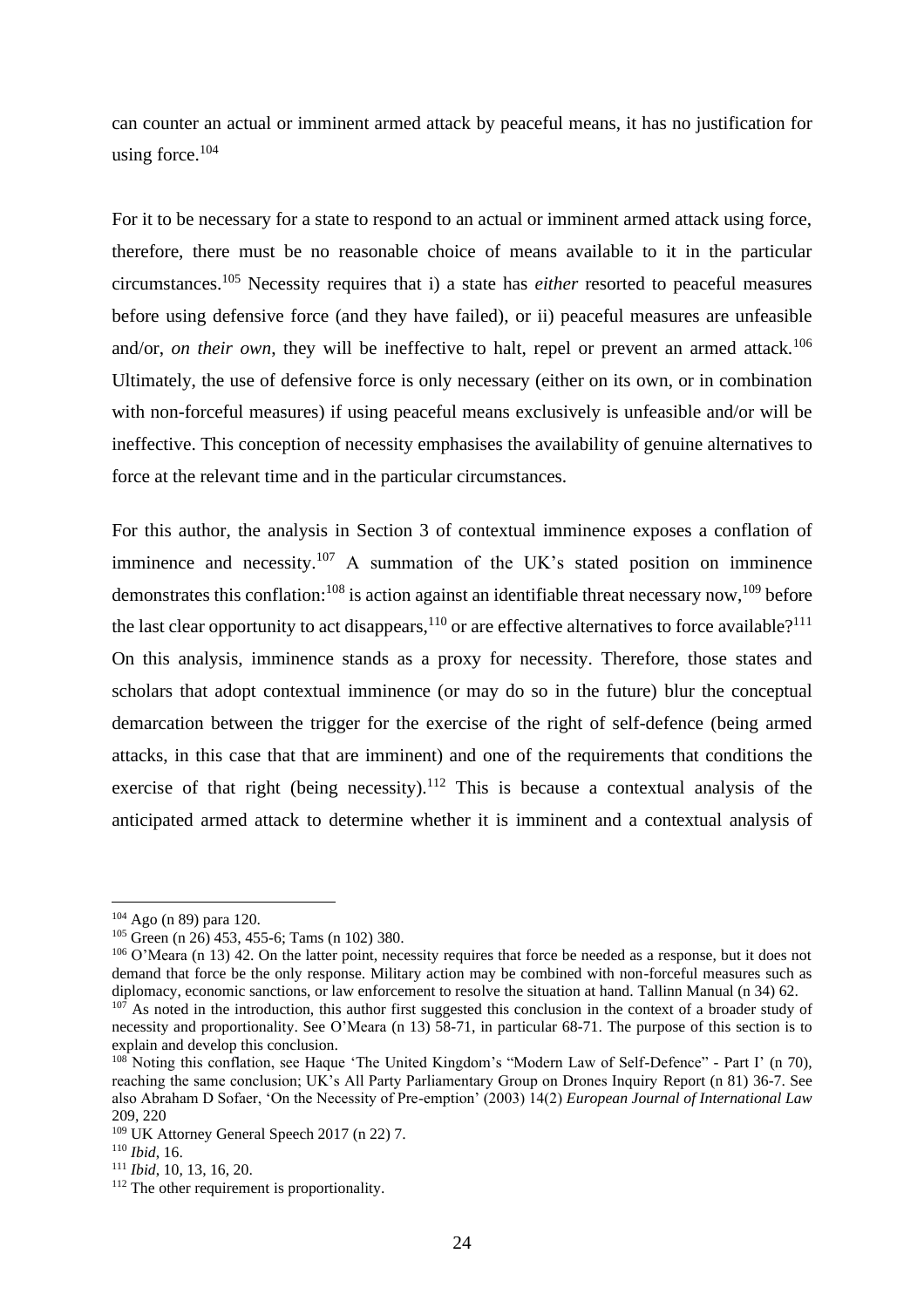can counter an actual or imminent armed attack by peaceful means, it has no justification for using force.[104]

For it to be necessary for a state to respond to an actual or imminent armed attack using force, therefore, there must be no reasonable choice of means available to it in the particular circumstances.[105] Necessity requires that i) a state has *either* resorted to peaceful measures before using defensive force (and they have failed), or ii) peaceful measures are unfeasible and/or, *on their own*, they will be ineffective to halt, repel or prevent an armed attack.[106] Ultimately, the use of defensive force is only necessary (either on its own, or in combination with non-forceful measures) if using peaceful means exclusively is unfeasible and/or will be ineffective. This conception of necessity emphasises the availability of genuine alternatives to force at the relevant time and in the particular circumstances.

For this author, the analysis in Section 3 of contextual imminence exposes a conflation of imminence and necessity.[107] A summation of the UK's stated position on imminence demonstrates this conflation:[108] is action against an identifiable threat necessary now,[109] before the last clear opportunity to act disappears,[110] or are effective alternatives to force available?[111] On this analysis, imminence stands as a proxy for necessity. Therefore, those states and scholars that adopt contextual imminence (or may do so in the future) blur the conceptual demarcation between the trigger for the exercise of the right of self-defence (being armed attacks, in this case that that are imminent) and one of the requirements that conditions the exercise of that right (being necessity).[112] This is because a contextual analysis of the anticipated armed attack to determine whether it is imminent and a contextual analysis of

---

[104] Ago (n 89) para 120.

[105] Green (n 26) 453, 455-6; Tams (n 102) 380.

[106] O'Meara (n 13) 42. On the latter point, necessity requires that force be needed as a response, but it does not demand that force be the only response. Military action may be combined with non-forceful measures such as diplomacy, economic sanctions, or law enforcement to resolve the situation at hand. Tallinn Manual (n 34) 62.

[107] As noted in the introduction, this author first suggested this conclusion in the context of a broader study of necessity and proportionality. See O'Meara (n 13) 58-71, in particular 68-71. The purpose of this section is to explain and develop this conclusion.

[108] Noting this conflation, see Haque 'The United Kingdom's "Modern Law of Self-Defence" - Part I' (n 70), reaching the same conclusion; UK's All Party Parliamentary Group on Drones Inquiry Report (n 81) 36-7. See also Abraham D Sofaer, 'On the Necessity of Pre-emption' (2003) 14(2) *European Journal of International Law* 209, 220

[109] UK Attorney General Speech 2017 (n 22) 7.

[110] *Ibid*, 16.

[111] *Ibid*, 10, 13, 16, 20.

[112] The other requirement is proportionality.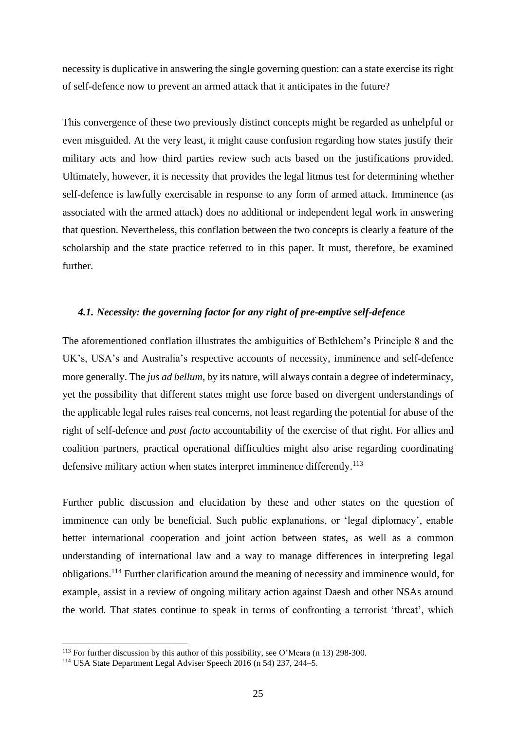necessity is duplicative in answering the single governing question: can a state exercise its right of self-defence now to prevent an armed attack that it anticipates in the future?

This convergence of these two previously distinct concepts might be regarded as unhelpful or even misguided. At the very least, it might cause confusion regarding how states justify their military acts and how third parties review such acts based on the justifications provided. Ultimately, however, it is necessity that provides the legal litmus test for determining whether self-defence is lawfully exercisable in response to any form of armed attack. Imminence (as associated with the armed attack) does no additional or independent legal work in answering that question. Nevertheless, this conflation between the two concepts is clearly a feature of the scholarship and the state practice referred to in this paper. It must, therefore, be examined further.

### *4.1. Necessity: the governing factor for any right of pre-emptive self-defence*

The aforementioned conflation illustrates the ambiguities of Bethlehem's Principle 8 and the UK's, USA's and Australia's respective accounts of necessity, imminence and self-defence more generally. The *jus ad bellum*, by its nature, will always contain a degree of indeterminacy, yet the possibility that different states might use force based on divergent understandings of the applicable legal rules raises real concerns, not least regarding the potential for abuse of the right of self-defence and *post facto* accountability of the exercise of that right. For allies and coalition partners, practical operational difficulties might also arise regarding coordinating defensive military action when states interpret imminence differently.[113]

Further public discussion and elucidation by these and other states on the question of imminence can only be beneficial. Such public explanations, or 'legal diplomacy', enable better international cooperation and joint action between states, as well as a common understanding of international law and a way to manage differences in interpreting legal obligations.[114] Further clarification around the meaning of necessity and imminence would, for example, assist in a review of ongoing military action against Daesh and other NSAs around the world. That states continue to speak in terms of confronting a terrorist 'threat', which

[113] For further discussion by this author of this possibility, see O'Meara (n 13) 298-300.

[114] USA State Department Legal Adviser Speech 2016 (n 54) 237, 244–5.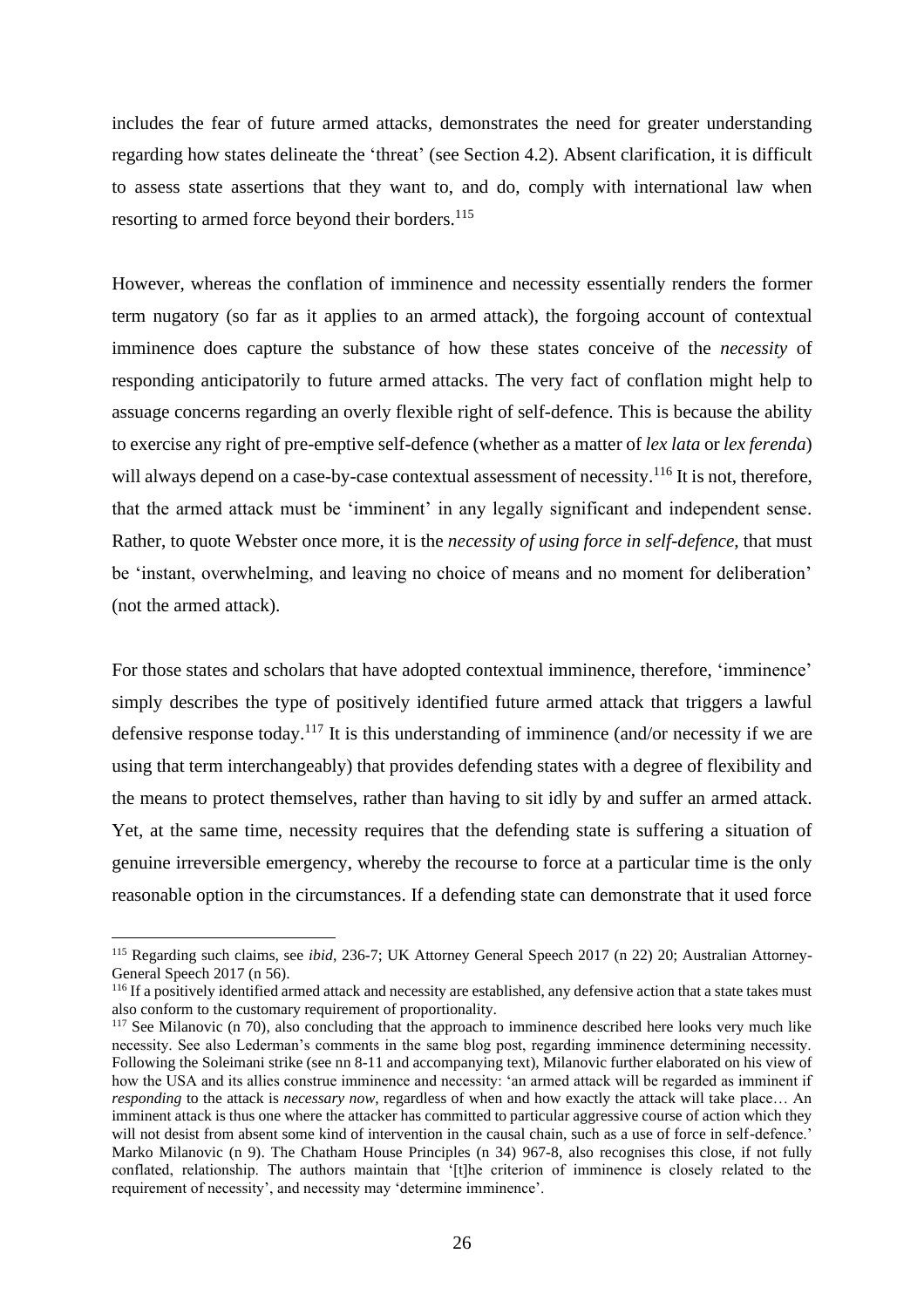includes the fear of future armed attacks, demonstrates the need for greater understanding regarding how states delineate the 'threat' (see Section 4.2). Absent clarification, it is difficult to assess state assertions that they want to, and do, comply with international law when resorting to armed force beyond their borders.[115]

However, whereas the conflation of imminence and necessity essentially renders the former term nugatory (so far as it applies to an armed attack), the forgoing account of contextual imminence does capture the substance of how these states conceive of the *necessity* of responding anticipatorily to future armed attacks. The very fact of conflation might help to assuage concerns regarding an overly flexible right of self-defence. This is because the ability to exercise any right of pre-emptive self-defence (whether as a matter of *lex lata* or *lex ferenda*) will always depend on a case-by-case contextual assessment of necessity.[116] It is not, therefore, that the armed attack must be 'imminent' in any legally significant and independent sense. Rather, to quote Webster once more, it is the *necessity of using force in self-defence*, that must be 'instant, overwhelming, and leaving no choice of means and no moment for deliberation' (not the armed attack).

For those states and scholars that have adopted contextual imminence, therefore, 'imminence' simply describes the type of positively identified future armed attack that triggers a lawful defensive response today.[117] It is this understanding of imminence (and/or necessity if we are using that term interchangeably) that provides defending states with a degree of flexibility and the means to protect themselves, rather than having to sit idly by and suffer an armed attack. Yet, at the same time, necessity requires that the defending state is suffering a situation of genuine irreversible emergency, whereby the recourse to force at a particular time is the only reasonable option in the circumstances. If a defending state can demonstrate that it used force

---

[115] Regarding such claims, see *ibid*, 236-7; UK Attorney General Speech 2017 (n 22) 20; Australian Attorney-General Speech 2017 (n 56).

[116] If a positively identified armed attack and necessity are established, any defensive action that a state takes must also conform to the customary requirement of proportionality.

[117] See Milanovic (n 70), also concluding that the approach to imminence described here looks very much like necessity. See also Lederman's comments in the same blog post, regarding imminence determining necessity. Following the Soleimani strike (see nn 8-11 and accompanying text), Milanovic further elaborated on his view of how the USA and its allies construe imminence and necessity: 'an armed attack will be regarded as imminent if *responding* to the attack is *necessary now*, regardless of when and how exactly the attack will take place… An imminent attack is thus one where the attacker has committed to particular aggressive course of action which they will not desist from absent some kind of intervention in the causal chain, such as a use of force in self-defence.' Marko Milanovic (n 9). The Chatham House Principles (n 34) 967-8, also recognises this close, if not fully conflated, relationship. The authors maintain that '[t]he criterion of imminence is closely related to the requirement of necessity', and necessity may 'determine imminence'.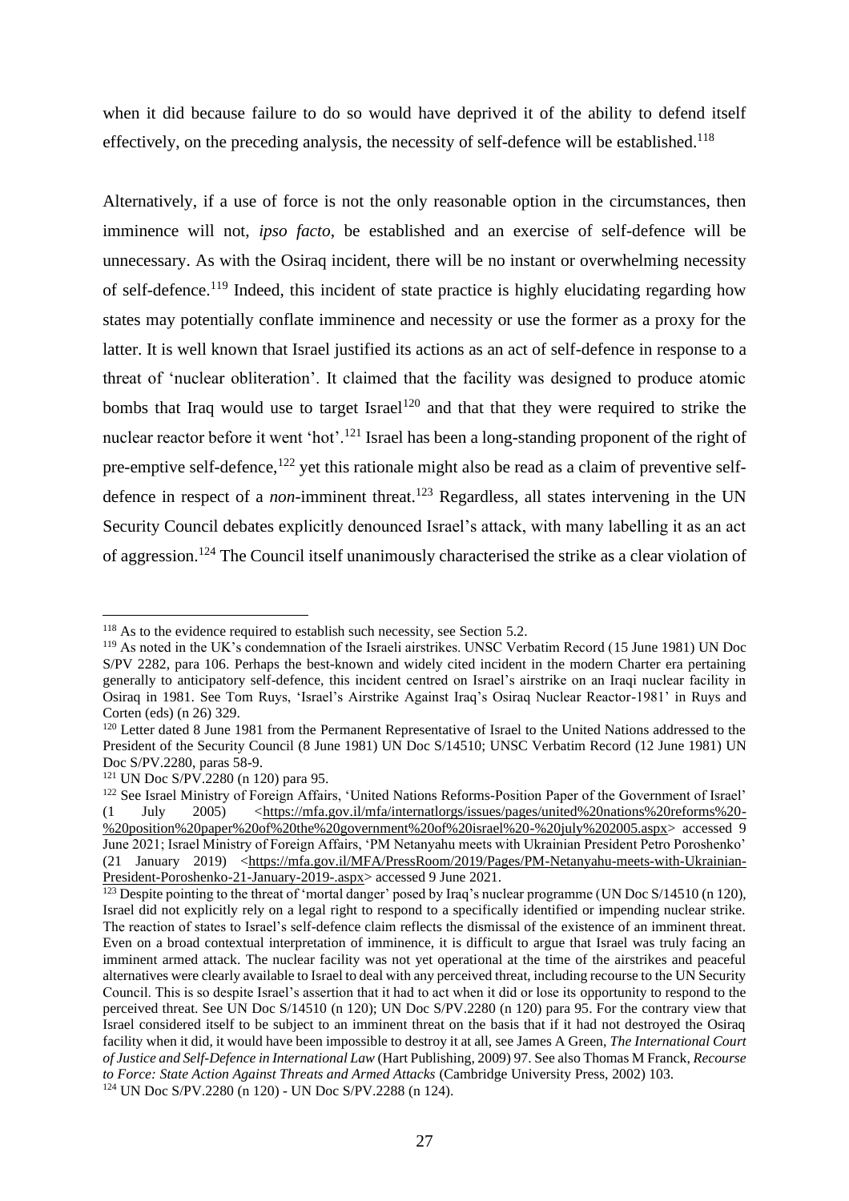when it did because failure to do so would have deprived it of the ability to defend itself effectively, on the preceding analysis, the necessity of self-defence will be established.[118]

Alternatively, if a use of force is not the only reasonable option in the circumstances, then imminence will not, *ipso facto*, be established and an exercise of self-defence will be unnecessary. As with the Osiraq incident, there will be no instant or overwhelming necessity of self-defence.[119] Indeed, this incident of state practice is highly elucidating regarding how states may potentially conflate imminence and necessity or use the former as a proxy for the latter. It is well known that Israel justified its actions as an act of self-defence in response to a threat of 'nuclear obliteration'. It claimed that the facility was designed to produce atomic bombs that Iraq would use to target Israel[120] and that that they were required to strike the nuclear reactor before it went 'hot'.[121] Israel has been a long-standing proponent of the right of pre-emptive self-defence,[122] yet this rationale might also be read as a claim of preventive self-defence in respect of a *non*-imminent threat.[123] Regardless, all states intervening in the UN Security Council debates explicitly denounced Israel's attack, with many labelling it as an act of aggression.[124] The Council itself unanimously characterised the strike as a clear violation of

---

[118] As to the evidence required to establish such necessity, see Section 5.2.

[119] As noted in the UK's condemnation of the Israeli airstrikes. UNSC Verbatim Record (15 June 1981) UN Doc S/PV 2282, para 106. Perhaps the best-known and widely cited incident in the modern Charter era pertaining generally to anticipatory self-defence, this incident centred on Israel's airstrike on an Iraqi nuclear facility in Osiraq in 1981. See Tom Ruys, 'Israel's Airstrike Against Iraq's Osiraq Nuclear Reactor-1981' in Ruys and Corten (eds) (n 26) 329.

[120] Letter dated 8 June 1981 from the Permanent Representative of Israel to the United Nations addressed to the President of the Security Council (8 June 1981) UN Doc S/14510; UNSC Verbatim Record (12 June 1981) UN Doc S/PV.2280, paras 58-9.

[121] UN Doc S/PV.2280 (n 120) para 95.

[122] See Israel Ministry of Foreign Affairs, 'United Nations Reforms-Position Paper of the Government of Israel' (1 July 2005) <https://mfa.gov.il/mfa/internatlorgs/issues/pages/united%20nations%20reforms%20-%20position%20paper%20of%20the%20government%20of%20israel%20-%20july%202005.aspx> accessed 9 June 2021; Israel Ministry of Foreign Affairs, 'PM Netanyahu meets with Ukrainian President Petro Poroshenko' (21 January 2019) <https://mfa.gov.il/MFA/PressRoom/2019/Pages/PM-Netanyahu-meets-with-Ukrainian-President-Poroshenko-21-January-2019-.aspx> accessed 9 June 2021.

[123] Despite pointing to the threat of 'mortal danger' posed by Iraq's nuclear programme (UN Doc S/14510 (n 120), Israel did not explicitly rely on a legal right to respond to a specifically identified or impending nuclear strike. The reaction of states to Israel's self-defence claim reflects the dismissal of the existence of an imminent threat. Even on a broad contextual interpretation of imminence, it is difficult to argue that Israel was truly facing an imminent armed attack. The nuclear facility was not yet operational at the time of the airstrikes and peaceful alternatives were clearly available to Israel to deal with any perceived threat, including recourse to the UN Security Council. This is so despite Israel's assertion that it had to act when it did or lose its opportunity to respond to the perceived threat. See UN Doc S/14510 (n 120); UN Doc S/PV.2280 (n 120) para 95. For the contrary view that Israel considered itself to be subject to an imminent threat on the basis that if it had not destroyed the Osiraq facility when it did, it would have been impossible to destroy it at all, see James A Green, *The International Court of Justice and Self-Defence in International Law* (Hart Publishing, 2009) 97. See also Thomas M Franck, *Recourse to Force: State Action Against Threats and Armed Attacks* (Cambridge University Press, 2002) 103.

[124] UN Doc S/PV.2280 (n 120) - UN Doc S/PV.2288 (n 124).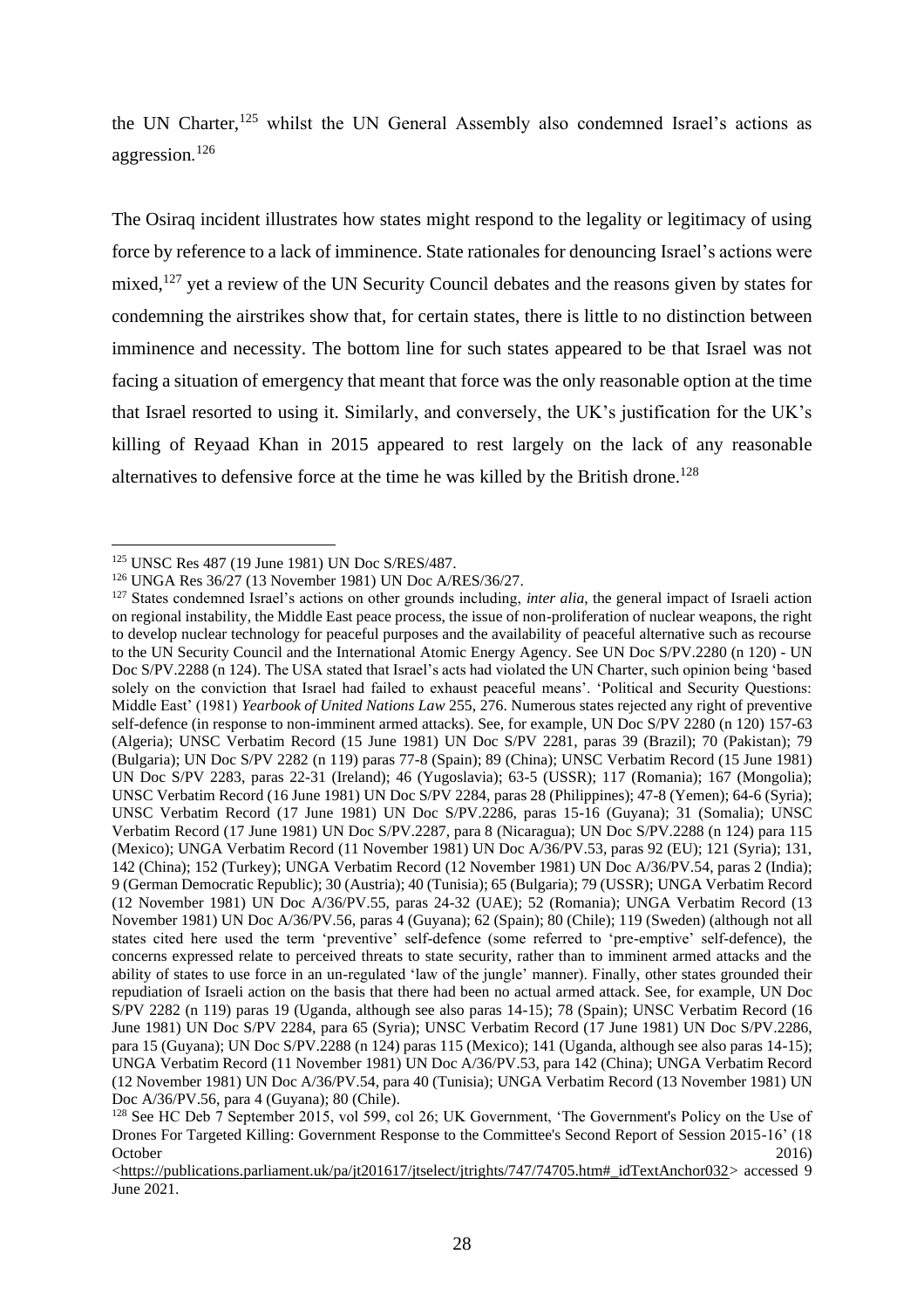the UN Charter,[125] whilst the UN General Assembly also condemned Israel's actions as aggression.[126]

The Osiraq incident illustrates how states might respond to the legality or legitimacy of using force by reference to a lack of imminence. State rationales for denouncing Israel's actions were mixed,[127] yet a review of the UN Security Council debates and the reasons given by states for condemning the airstrikes show that, for certain states, there is little to no distinction between imminence and necessity. The bottom line for such states appeared to be that Israel was not facing a situation of emergency that meant that force was the only reasonable option at the time that Israel resorted to using it. Similarly, and conversely, the UK's justification for the UK's killing of Reyaad Khan in 2015 appeared to rest largely on the lack of any reasonable alternatives to defensive force at the time he was killed by the British drone.[128]

---

[125] UNSC Res 487 (19 June 1981) UN Doc S/RES/487.

[126] UNGA Res 36/27 (13 November 1981) UN Doc A/RES/36/27.

[127] States condemned Israel's actions on other grounds including, *inter alia*, the general impact of Israeli action on regional instability, the Middle East peace process, the issue of non-proliferation of nuclear weapons, the right to develop nuclear technology for peaceful purposes and the availability of peaceful alternative such as recourse to the UN Security Council and the International Atomic Energy Agency. See UN Doc S/PV.2280 (n 120) - UN Doc S/PV.2288 (n 124). The USA stated that Israel's acts had violated the UN Charter, such opinion being 'based solely on the conviction that Israel had failed to exhaust peaceful means'. 'Political and Security Questions: Middle East' (1981) *Yearbook of United Nations Law* 255, 276. Numerous states rejected any right of preventive self-defence (in response to non-imminent armed attacks). See, for example, UN Doc S/PV 2280 (n 120) 157-63 (Algeria); UNSC Verbatim Record (15 June 1981) UN Doc S/PV 2281, paras 39 (Brazil); 70 (Pakistan); 79 (Bulgaria); UN Doc S/PV 2282 (n 119) paras 77-8 (Spain); 89 (China); UNSC Verbatim Record (15 June 1981) UN Doc S/PV 2283, paras 22-31 (Ireland); 46 (Yugoslavia); 63-5 (USSR); 117 (Romania); 167 (Mongolia); UNSC Verbatim Record (16 June 1981) UN Doc S/PV 2284, paras 28 (Philippines); 47-8 (Yemen); 64-6 (Syria); UNSC Verbatim Record (17 June 1981) UN Doc S/PV.2286, paras 15-16 (Guyana); 31 (Somalia); UNSC Verbatim Record (17 June 1981) UN Doc S/PV.2287, para 8 (Nicaragua); UN Doc S/PV.2288 (n 124) para 115 (Mexico); UNGA Verbatim Record (11 November 1981) UN Doc A/36/PV.53, paras 92 (EU); 121 (Syria); 131, 142 (China); 152 (Turkey); UNGA Verbatim Record (12 November 1981) UN Doc A/36/PV.54, paras 2 (India); 9 (German Democratic Republic); 30 (Austria); 40 (Tunisia); 65 (Bulgaria); 79 (USSR); UNGA Verbatim Record (12 November 1981) UN Doc A/36/PV.55, paras 24-32 (UAE); 52 (Romania); UNGA Verbatim Record (13 November 1981) UN Doc A/36/PV.56, paras 4 (Guyana); 62 (Spain); 80 (Chile); 119 (Sweden) (although not all states cited here used the term 'preventive' self-defence (some referred to 'pre-emptive' self-defence), the concerns expressed relate to perceived threats to state security, rather than to imminent armed attacks and the ability of states to use force in an un-regulated 'law of the jungle' manner). Finally, other states grounded their repudiation of Israeli action on the basis that there had been no actual armed attack. See, for example, UN Doc S/PV 2282 (n 119) paras 19 (Uganda, although see also paras 14-15); 78 (Spain); UNSC Verbatim Record (16 June 1981) UN Doc S/PV 2284, para 65 (Syria); UNSC Verbatim Record (17 June 1981) UN Doc S/PV.2286, para 15 (Guyana); UN Doc S/PV.2288 (n 124) paras 115 (Mexico); 141 (Uganda, although see also paras 14-15); UNGA Verbatim Record (11 November 1981) UN Doc A/36/PV.53, para 142 (China); UNGA Verbatim Record (12 November 1981) UN Doc A/36/PV.54, para 40 (Tunisia); UNGA Verbatim Record (13 November 1981) UN Doc A/36/PV.56, para 4 (Guyana); 80 (Chile).

[128] See HC Deb 7 September 2015, vol 599, col 26; UK Government, 'The Government's Policy on the Use of Drones For Targeted Killing: Government Response to the Committee's Second Report of Session 2015-16' (18 October 2016) <https://publications.parliament.uk/pa/jt201617/jtselect/jtrights/747/74705.htm#_idTextAnchor032> accessed 9 June 2021.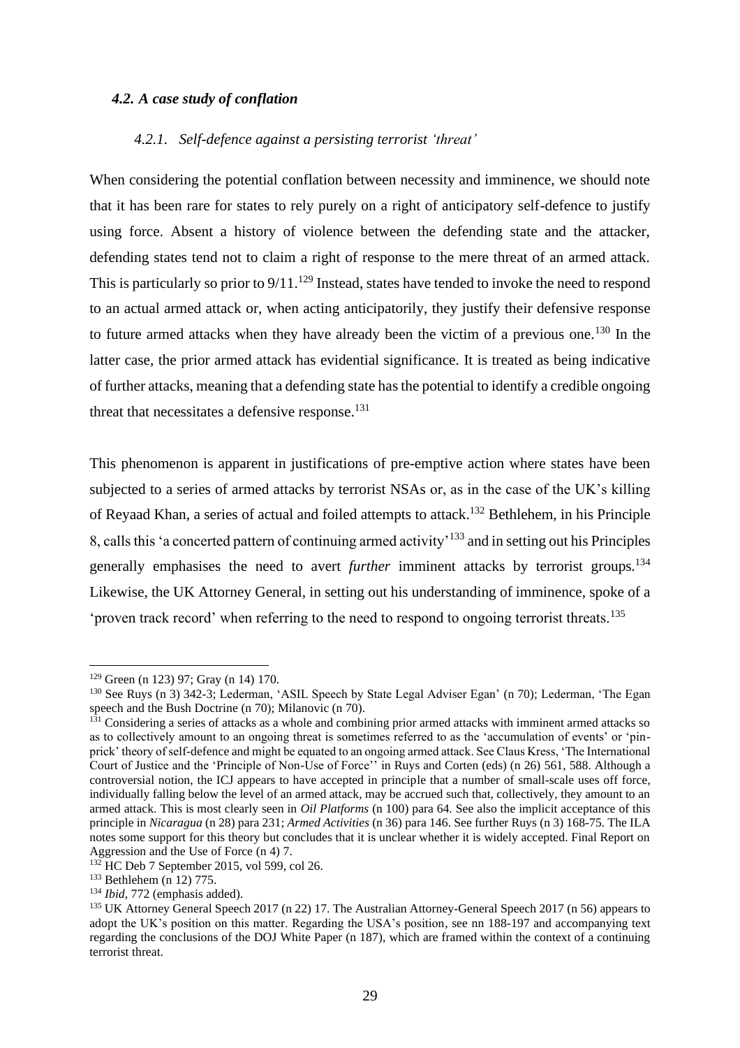### *4.2. A case study of conflation*

#### *4.2.1. Self-defence against a persisting terrorist 'threat'*

When considering the potential conflation between necessity and imminence, we should note that it has been rare for states to rely purely on a right of anticipatory self-defence to justify using force. Absent a history of violence between the defending state and the attacker, defending states tend not to claim a right of response to the mere threat of an armed attack. This is particularly so prior to 9/11.[129] Instead, states have tended to invoke the need to respond to an actual armed attack or, when acting anticipatorily, they justify their defensive response to future armed attacks when they have already been the victim of a previous one.[130] In the latter case, the prior armed attack has evidential significance. It is treated as being indicative of further attacks, meaning that a defending state has the potential to identify a credible ongoing threat that necessitates a defensive response.[131]

This phenomenon is apparent in justifications of pre-emptive action where states have been subjected to a series of armed attacks by terrorist NSAs or, as in the case of the UK's killing of Reyaad Khan, a series of actual and foiled attempts to attack.[132] Bethlehem, in his Principle 8, calls this 'a concerted pattern of continuing armed activity'[133] and in setting out his Principles generally emphasises the need to avert *further* imminent attacks by terrorist groups.[134] Likewise, the UK Attorney General, in setting out his understanding of imminence, spoke of a 'proven track record' when referring to the need to respond to ongoing terrorist threats.[135]

---

[129] Green (n 123) 97; Gray (n 14) 170.

[130] See Ruys (n 3) 342-3; Lederman, 'ASIL Speech by State Legal Adviser Egan' (n 70); Lederman, 'The Egan speech and the Bush Doctrine (n 70); Milanovic (n 70).

[131] Considering a series of attacks as a whole and combining prior armed attacks with imminent armed attacks so as to collectively amount to an ongoing threat is sometimes referred to as the 'accumulation of events' or 'pin-prick' theory of self-defence and might be equated to an ongoing armed attack. See Claus Kress, 'The International Court of Justice and the 'Principle of Non-Use of Force'' in Ruys and Corten (eds) (n 26) 561, 588. Although a controversial notion, the ICJ appears to have accepted in principle that a number of small-scale uses off force, individually falling below the level of an armed attack, may be accrued such that, collectively, they amount to an armed attack. This is most clearly seen in *Oil Platforms* (n 100) para 64. See also the implicit acceptance of this principle in *Nicaragua* (n 28) para 231; *Armed Activities* (n 36) para 146. See further Ruys (n 3) 168-75. The ILA notes some support for this theory but concludes that it is unclear whether it is widely accepted. Final Report on Aggression and the Use of Force (n 4) 7.

[132] HC Deb 7 September 2015, vol 599, col 26.

[133] Bethlehem (n 12) 775.

[134] *Ibid*, 772 (emphasis added).

[135] UK Attorney General Speech 2017 (n 22) 17. The Australian Attorney-General Speech 2017 (n 56) appears to adopt the UK's position on this matter. Regarding the USA's position, see nn 188-197 and accompanying text regarding the conclusions of the DOJ White Paper (n 187), which are framed within the context of a continuing terrorist threat.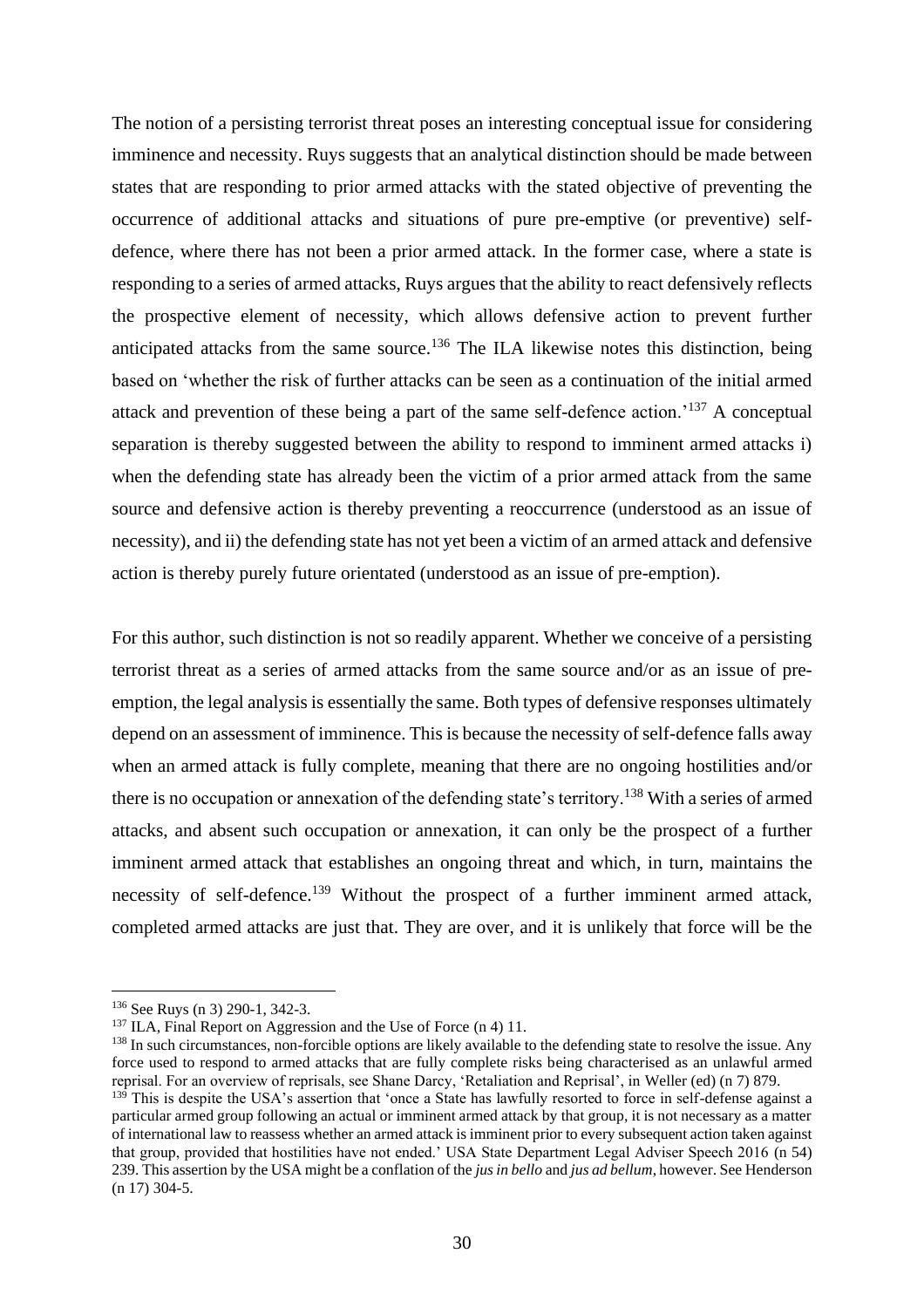The notion of a persisting terrorist threat poses an interesting conceptual issue for considering imminence and necessity. Ruys suggests that an analytical distinction should be made between states that are responding to prior armed attacks with the stated objective of preventing the occurrence of additional attacks and situations of pure pre-emptive (or preventive) self-defence, where there has not been a prior armed attack. In the former case, where a state is responding to a series of armed attacks, Ruys argues that the ability to react defensively reflects the prospective element of necessity, which allows defensive action to prevent further anticipated attacks from the same source.[136] The ILA likewise notes this distinction, being based on 'whether the risk of further attacks can be seen as a continuation of the initial armed attack and prevention of these being a part of the same self-defence action.'[137] A conceptual separation is thereby suggested between the ability to respond to imminent armed attacks i) when the defending state has already been the victim of a prior armed attack from the same source and defensive action is thereby preventing a reoccurrence (understood as an issue of necessity), and ii) the defending state has not yet been a victim of an armed attack and defensive action is thereby purely future orientated (understood as an issue of pre-emption).

For this author, such distinction is not so readily apparent. Whether we conceive of a persisting terrorist threat as a series of armed attacks from the same source and/or as an issue of pre-emption, the legal analysis is essentially the same. Both types of defensive responses ultimately depend on an assessment of imminence. This is because the necessity of self-defence falls away when an armed attack is fully complete, meaning that there are no ongoing hostilities and/or there is no occupation or annexation of the defending state's territory.[138] With a series of armed attacks, and absent such occupation or annexation, it can only be the prospect of a further imminent armed attack that establishes an ongoing threat and which, in turn, maintains the necessity of self-defence.[139] Without the prospect of a further imminent armed attack, completed armed attacks are just that. They are over, and it is unlikely that force will be the

---

[136] See Ruys (n 3) 290-1, 342-3.

[137] ILA, Final Report on Aggression and the Use of Force (n 4) 11.

[138] In such circumstances, non-forcible options are likely available to the defending state to resolve the issue. Any force used to respond to armed attacks that are fully complete risks being characterised as an unlawful armed reprisal. For an overview of reprisals, see Shane Darcy, 'Retaliation and Reprisal', in Weller (ed) (n 7) 879.

[139] This is despite the USA's assertion that 'once a State has lawfully resorted to force in self-defense against a particular armed group following an actual or imminent armed attack by that group, it is not necessary as a matter of international law to reassess whether an armed attack is imminent prior to every subsequent action taken against that group, provided that hostilities have not ended.' USA State Department Legal Adviser Speech 2016 (n 54) 239. This assertion by the USA might be a conflation of the *jus in bello* and *jus ad bellum*, however. See Henderson (n 17) 304-5.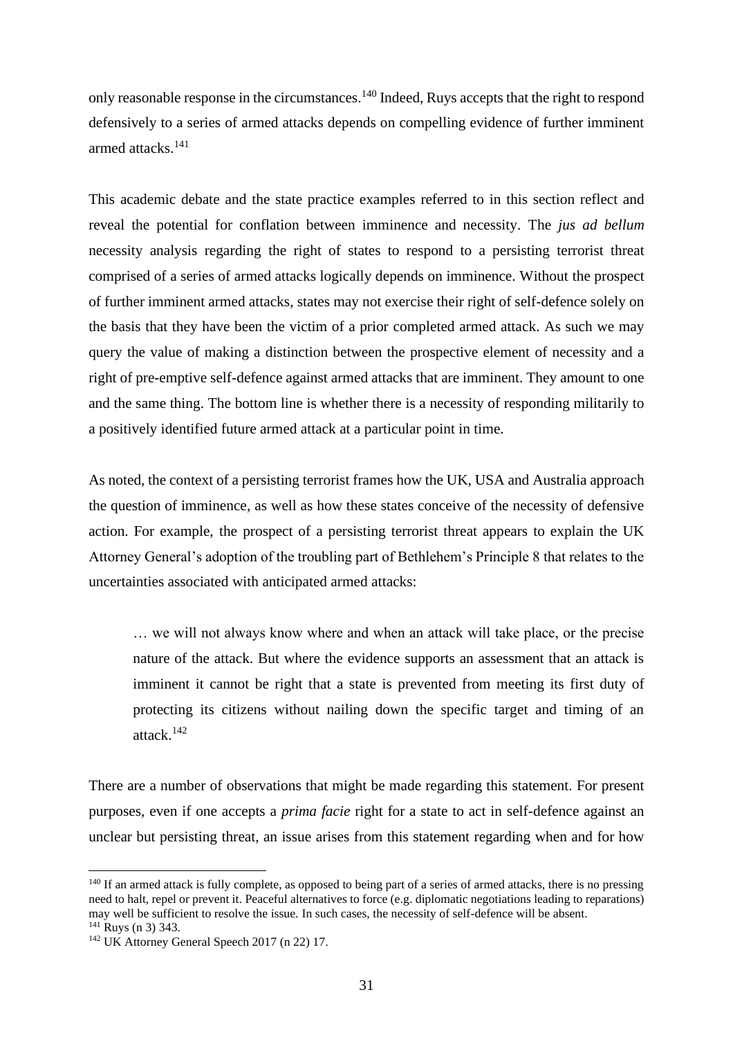only reasonable response in the circumstances.[140] Indeed, Ruys accepts that the right to respond defensively to a series of armed attacks depends on compelling evidence of further imminent armed attacks.[141]

This academic debate and the state practice examples referred to in this section reflect and reveal the potential for conflation between imminence and necessity. The *jus ad bellum* necessity analysis regarding the right of states to respond to a persisting terrorist threat comprised of a series of armed attacks logically depends on imminence. Without the prospect of further imminent armed attacks, states may not exercise their right of self-defence solely on the basis that they have been the victim of a prior completed armed attack. As such we may query the value of making a distinction between the prospective element of necessity and a right of pre-emptive self-defence against armed attacks that are imminent. They amount to one and the same thing. The bottom line is whether there is a necessity of responding militarily to a positively identified future armed attack at a particular point in time.

As noted, the context of a persisting terrorist frames how the UK, USA and Australia approach the question of imminence, as well as how these states conceive of the necessity of defensive action. For example, the prospect of a persisting terrorist threat appears to explain the UK Attorney General's adoption of the troubling part of Bethlehem's Principle 8 that relates to the uncertainties associated with anticipated armed attacks:

> … we will not always know where and when an attack will take place, or the precise nature of the attack. But where the evidence supports an assessment that an attack is imminent it cannot be right that a state is prevented from meeting its first duty of protecting its citizens without nailing down the specific target and timing of an attack.[142]

There are a number of observations that might be made regarding this statement. For present purposes, even if one accepts a *prima facie* right for a state to act in self-defence against an unclear but persisting threat, an issue arises from this statement regarding when and for how

---

[140] If an armed attack is fully complete, as opposed to being part of a series of armed attacks, there is no pressing need to halt, repel or prevent it. Peaceful alternatives to force (e.g. diplomatic negotiations leading to reparations) may well be sufficient to resolve the issue. In such cases, the necessity of self-defence will be absent.

[141] Ruys (n 3) 343.

[142] UK Attorney General Speech 2017 (n 22) 17.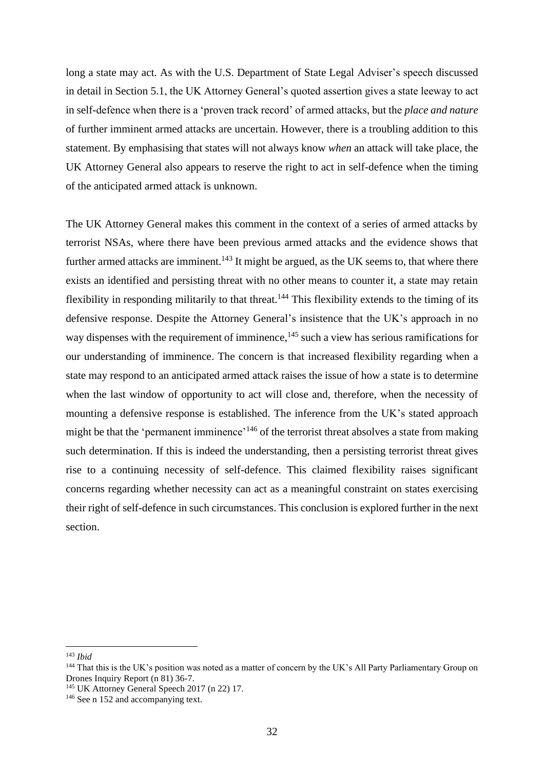long a state may act. As with the U.S. Department of State Legal Adviser's speech discussed in detail in Section 5.1, the UK Attorney General's quoted assertion gives a state leeway to act in self-defence when there is a 'proven track record' of armed attacks, but the *place and nature* of further imminent armed attacks are uncertain. However, there is a troubling addition to this statement. By emphasising that states will not always know *when* an attack will take place, the UK Attorney General also appears to reserve the right to act in self-defence when the timing of the anticipated armed attack is unknown.

The UK Attorney General makes this comment in the context of a series of armed attacks by terrorist NSAs, where there have been previous armed attacks and the evidence shows that further armed attacks are imminent.[143] It might be argued, as the UK seems to, that where there exists an identified and persisting threat with no other means to counter it, a state may retain flexibility in responding militarily to that threat.[144] This flexibility extends to the timing of its defensive response. Despite the Attorney General's insistence that the UK's approach in no way dispenses with the requirement of imminence,[145] such a view has serious ramifications for our understanding of imminence. The concern is that increased flexibility regarding when a state may respond to an anticipated armed attack raises the issue of how a state is to determine when the last window of opportunity to act will close and, therefore, when the necessity of mounting a defensive response is established. The inference from the UK's stated approach might be that the 'permanent imminence'[146] of the terrorist threat absolves a state from making such determination. If this is indeed the understanding, then a persisting terrorist threat gives rise to a continuing necessity of self-defence. This claimed flexibility raises significant concerns regarding whether necessity can act as a meaningful constraint on states exercising their right of self-defence in such circumstances. This conclusion is explored further in the next section.

---

[143] *Ibid*

[144] That this is the UK's position was noted as a matter of concern by the UK's All Party Parliamentary Group on Drones Inquiry Report (n 81) 36-7.

[145] UK Attorney General Speech 2017 (n 22) 17.

[146] See n 152 and accompanying text.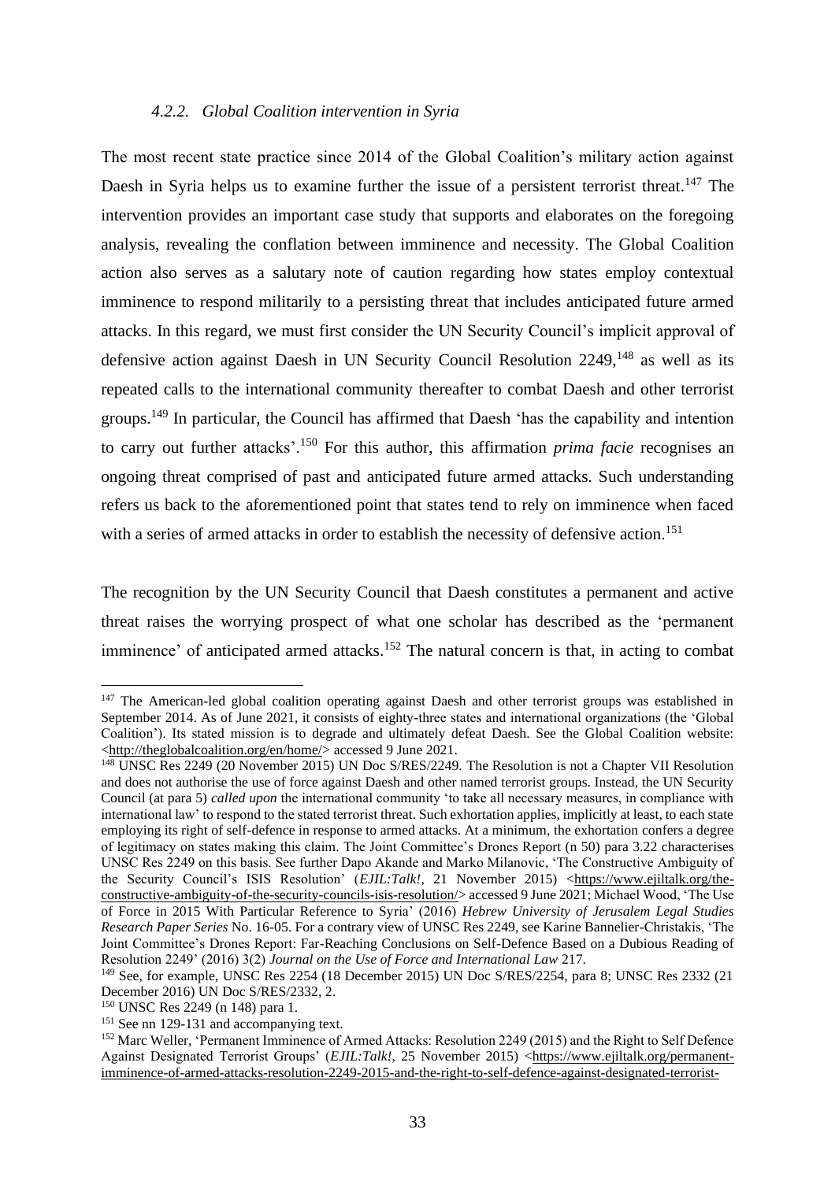#### *4.2.2. Global Coalition intervention in Syria*

The most recent state practice since 2014 of the Global Coalition's military action against Daesh in Syria helps us to examine further the issue of a persistent terrorist threat.[147] The intervention provides an important case study that supports and elaborates on the foregoing analysis, revealing the conflation between imminence and necessity. The Global Coalition action also serves as a salutary note of caution regarding how states employ contextual imminence to respond militarily to a persisting threat that includes anticipated future armed attacks. In this regard, we must first consider the UN Security Council's implicit approval of defensive action against Daesh in UN Security Council Resolution 2249,[148] as well as its repeated calls to the international community thereafter to combat Daesh and other terrorist groups.[149] In particular, the Council has affirmed that Daesh 'has the capability and intention to carry out further attacks'.[150] For this author, this affirmation *prima facie* recognises an ongoing threat comprised of past and anticipated future armed attacks. Such understanding refers us back to the aforementioned point that states tend to rely on imminence when faced with a series of armed attacks in order to establish the necessity of defensive action.[151]

The recognition by the UN Security Council that Daesh constitutes a permanent and active threat raises the worrying prospect of what one scholar has described as the 'permanent imminence' of anticipated armed attacks.[152] The natural concern is that, in acting to combat

---

[147] The American-led global coalition operating against Daesh and other terrorist groups was established in September 2014. As of June 2021, it consists of eighty-three states and international organizations (the 'Global Coalition'). Its stated mission is to degrade and ultimately defeat Daesh. See the Global Coalition website: <http://theglobalcoalition.org/en/home/> accessed 9 June 2021.

[148] UNSC Res 2249 (20 November 2015) UN Doc S/RES/2249. The Resolution is not a Chapter VII Resolution and does not authorise the use of force against Daesh and other named terrorist groups. Instead, the UN Security Council (at para 5) *called upon* the international community 'to take all necessary measures, in compliance with international law' to respond to the stated terrorist threat. Such exhortation applies, implicitly at least, to each state employing its right of self-defence in response to armed attacks. At a minimum, the exhortation confers a degree of legitimacy on states making this claim. The Joint Committee's Drones Report (n 50) para 3.22 characterises UNSC Res 2249 on this basis. See further Dapo Akande and Marko Milanovic, 'The Constructive Ambiguity of the Security Council's ISIS Resolution' (*EJIL:Talk!*, 21 November 2015) <https://www.ejiltalk.org/the-constructive-ambiguity-of-the-security-councils-isis-resolution/> accessed 9 June 2021; Michael Wood, 'The Use of Force in 2015 With Particular Reference to Syria' (2016) *Hebrew University of Jerusalem Legal Studies Research Paper Series* No. 16-05. For a contrary view of UNSC Res 2249, see Karine Bannelier-Christakis, 'The Joint Committee's Drones Report: Far-Reaching Conclusions on Self-Defence Based on a Dubious Reading of Resolution 2249' (2016) 3(2) *Journal on the Use of Force and International Law* 217.

[149] See, for example, UNSC Res 2254 (18 December 2015) UN Doc S/RES/2254, para 8; UNSC Res 2332 (21 December 2016) UN Doc S/RES/2332, 2.

[150] UNSC Res 2249 (n 148) para 1.

[151] See nn 129-131 and accompanying text.

[152] Marc Weller, 'Permanent Imminence of Armed Attacks: Resolution 2249 (2015) and the Right to Self Defence Against Designated Terrorist Groups' (*EJIL:Talk!*, 25 November 2015) <https://www.ejiltalk.org/permanent-imminence-of-armed-attacks-resolution-2249-2015-and-the-right-to-self-defence-against-designated-terrorist-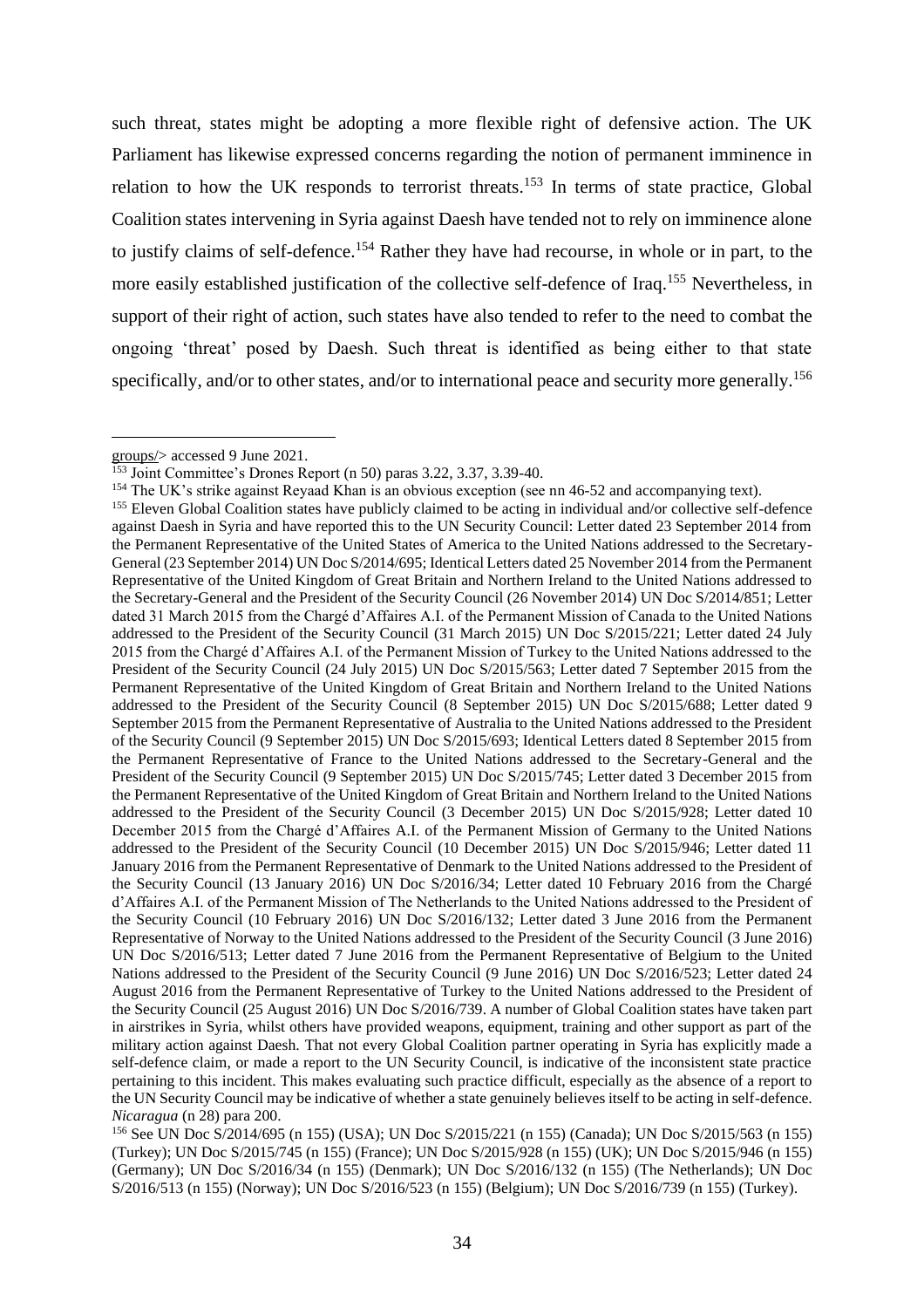such threat, states might be adopting a more flexible right of defensive action. The UK Parliament has likewise expressed concerns regarding the notion of permanent imminence in relation to how the UK responds to terrorist threats.[153] In terms of state practice, Global Coalition states intervening in Syria against Daesh have tended not to rely on imminence alone to justify claims of self-defence.[154] Rather they have had recourse, in whole or in part, to the more easily established justification of the collective self-defence of Iraq.[155] Nevertheless, in support of their right of action, such states have also tended to refer to the need to combat the ongoing 'threat' posed by Daesh. Such threat is identified as being either to that state specifically, and/or to other states, and/or to international peace and security more generally.[156]

---

groups/> accessed 9 June 2021.

[153] Joint Committee's Drones Report (n 50) paras 3.22, 3.37, 3.39-40.

[154] The UK's strike against Reyaad Khan is an obvious exception (see nn 46-52 and accompanying text).

[155] Eleven Global Coalition states have publicly claimed to be acting in individual and/or collective self-defence against Daesh in Syria and have reported this to the UN Security Council: Letter dated 23 September 2014 from the Permanent Representative of the United States of America to the United Nations addressed to the Secretary-General (23 September 2014) UN Doc S/2014/695; Identical Letters dated 25 November 2014 from the Permanent Representative of the United Kingdom of Great Britain and Northern Ireland to the United Nations addressed to the Secretary-General and the President of the Security Council (26 November 2014) UN Doc S/2014/851; Letter dated 31 March 2015 from the Chargé d'Affaires A.I. of the Permanent Mission of Canada to the United Nations addressed to the President of the Security Council (31 March 2015) UN Doc S/2015/221; Letter dated 24 July 2015 from the Chargé d'Affaires A.I. of the Permanent Mission of Turkey to the United Nations addressed to the President of the Security Council (24 July 2015) UN Doc S/2015/563; Letter dated 7 September 2015 from the Permanent Representative of the United Kingdom of Great Britain and Northern Ireland to the United Nations addressed to the President of the Security Council (8 September 2015) UN Doc S/2015/688; Letter dated 9 September 2015 from the Permanent Representative of Australia to the United Nations addressed to the President of the Security Council (9 September 2015) UN Doc S/2015/693; Identical Letters dated 8 September 2015 from the Permanent Representative of France to the United Nations addressed to the Secretary-General and the President of the Security Council (9 September 2015) UN Doc S/2015/745; Letter dated 3 December 2015 from the Permanent Representative of the United Kingdom of Great Britain and Northern Ireland to the United Nations addressed to the President of the Security Council (3 December 2015) UN Doc S/2015/928; Letter dated 10 December 2015 from the Chargé d'Affaires A.I. of the Permanent Mission of Germany to the United Nations addressed to the President of the Security Council (10 December 2015) UN Doc S/2015/946; Letter dated 11 January 2016 from the Permanent Representative of Denmark to the United Nations addressed to the President of the Security Council (13 January 2016) UN Doc S/2016/34; Letter dated 10 February 2016 from the Chargé d'Affaires A.I. of the Permanent Mission of The Netherlands to the United Nations addressed to the President of the Security Council (10 February 2016) UN Doc S/2016/132; Letter dated 3 June 2016 from the Permanent Representative of Norway to the United Nations addressed to the President of the Security Council (3 June 2016) UN Doc S/2016/513; Letter dated 7 June 2016 from the Permanent Representative of Belgium to the United Nations addressed to the President of the Security Council (9 June 2016) UN Doc S/2016/523; Letter dated 24 August 2016 from the Permanent Representative of Turkey to the United Nations addressed to the President of the Security Council (25 August 2016) UN Doc S/2016/739. A number of Global Coalition states have taken part in airstrikes in Syria, whilst others have provided weapons, equipment, training and other support as part of the military action against Daesh. That not every Global Coalition partner operating in Syria has explicitly made a self-defence claim, or made a report to the UN Security Council, is indicative of the inconsistent state practice pertaining to this incident. This makes evaluating such practice difficult, especially as the absence of a report to the UN Security Council may be indicative of whether a state genuinely believes itself to be acting in self-defence. *Nicaragua* (n 28) para 200.

[156] See UN Doc S/2014/695 (n 155) (USA); UN Doc S/2015/221 (n 155) (Canada); UN Doc S/2015/563 (n 155) (Turkey); UN Doc S/2015/745 (n 155) (France); UN Doc S/2015/928 (n 155) (UK); UN Doc S/2015/946 (n 155) (Germany); UN Doc S/2016/34 (n 155) (Denmark); UN Doc S/2016/132 (n 155) (The Netherlands); UN Doc S/2016/513 (n 155) (Norway); UN Doc S/2016/523 (n 155) (Belgium); UN Doc S/2016/739 (n 155) (Turkey).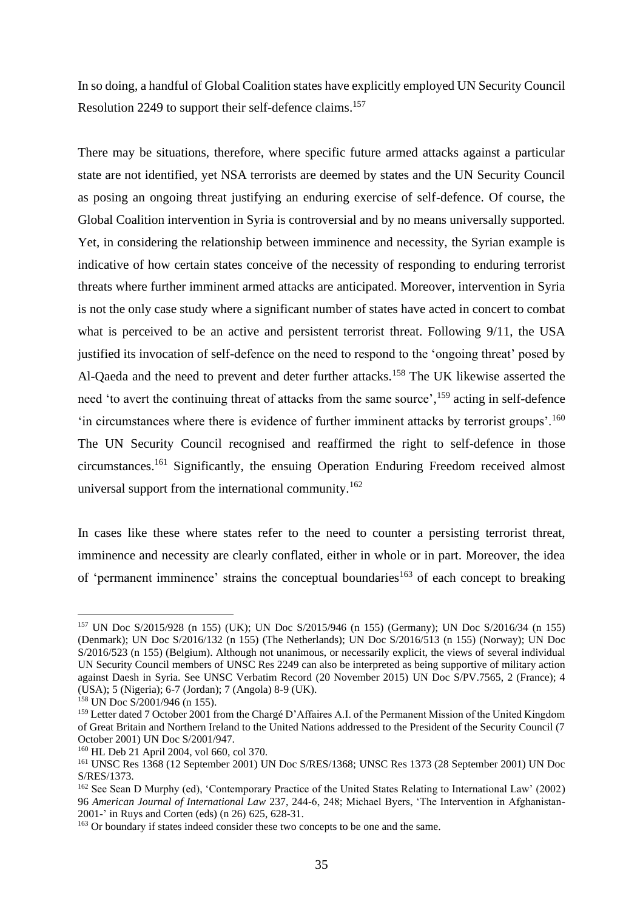In so doing, a handful of Global Coalition states have explicitly employed UN Security Council Resolution 2249 to support their self-defence claims.[157]

There may be situations, therefore, where specific future armed attacks against a particular state are not identified, yet NSA terrorists are deemed by states and the UN Security Council as posing an ongoing threat justifying an enduring exercise of self-defence. Of course, the Global Coalition intervention in Syria is controversial and by no means universally supported. Yet, in considering the relationship between imminence and necessity, the Syrian example is indicative of how certain states conceive of the necessity of responding to enduring terrorist threats where further imminent armed attacks are anticipated. Moreover, intervention in Syria is not the only case study where a significant number of states have acted in concert to combat what is perceived to be an active and persistent terrorist threat. Following 9/11, the USA justified its invocation of self-defence on the need to respond to the 'ongoing threat' posed by Al-Qaeda and the need to prevent and deter further attacks.[158] The UK likewise asserted the need 'to avert the continuing threat of attacks from the same source',[159] acting in self-defence 'in circumstances where there is evidence of further imminent attacks by terrorist groups'.[160] The UN Security Council recognised and reaffirmed the right to self-defence in those circumstances.[161] Significantly, the ensuing Operation Enduring Freedom received almost universal support from the international community.[162]

In cases like these where states refer to the need to counter a persisting terrorist threat, imminence and necessity are clearly conflated, either in whole or in part. Moreover, the idea of 'permanent imminence' strains the conceptual boundaries[163] of each concept to breaking

---

[157] UN Doc S/2015/928 (n 155) (UK); UN Doc S/2015/946 (n 155) (Germany); UN Doc S/2016/34 (n 155) (Denmark); UN Doc S/2016/132 (n 155) (The Netherlands); UN Doc S/2016/513 (n 155) (Norway); UN Doc S/2016/523 (n 155) (Belgium). Although not unanimous, or necessarily explicit, the views of several individual UN Security Council members of UNSC Res 2249 can also be interpreted as being supportive of military action against Daesh in Syria. See UNSC Verbatim Record (20 November 2015) UN Doc S/PV.7565, 2 (France); 4 (USA); 5 (Nigeria); 6-7 (Jordan); 7 (Angola) 8-9 (UK).

[158] UN Doc S/2001/946 (n 155).

[159] Letter dated 7 October 2001 from the Chargé D'Affaires A.I. of the Permanent Mission of the United Kingdom of Great Britain and Northern Ireland to the United Nations addressed to the President of the Security Council (7 October 2001) UN Doc S/2001/947.

[160] HL Deb 21 April 2004, vol 660, col 370.

[161] UNSC Res 1368 (12 September 2001) UN Doc S/RES/1368; UNSC Res 1373 (28 September 2001) UN Doc S/RES/1373.

[162] See Sean D Murphy (ed), 'Contemporary Practice of the United States Relating to International Law' (2002) 96 *American Journal of International Law* 237, 244-6, 248; Michael Byers, 'The Intervention in Afghanistan-2001-' in Ruys and Corten (eds) (n 26) 625, 628-31.

[163] Or boundary if states indeed consider these two concepts to be one and the same.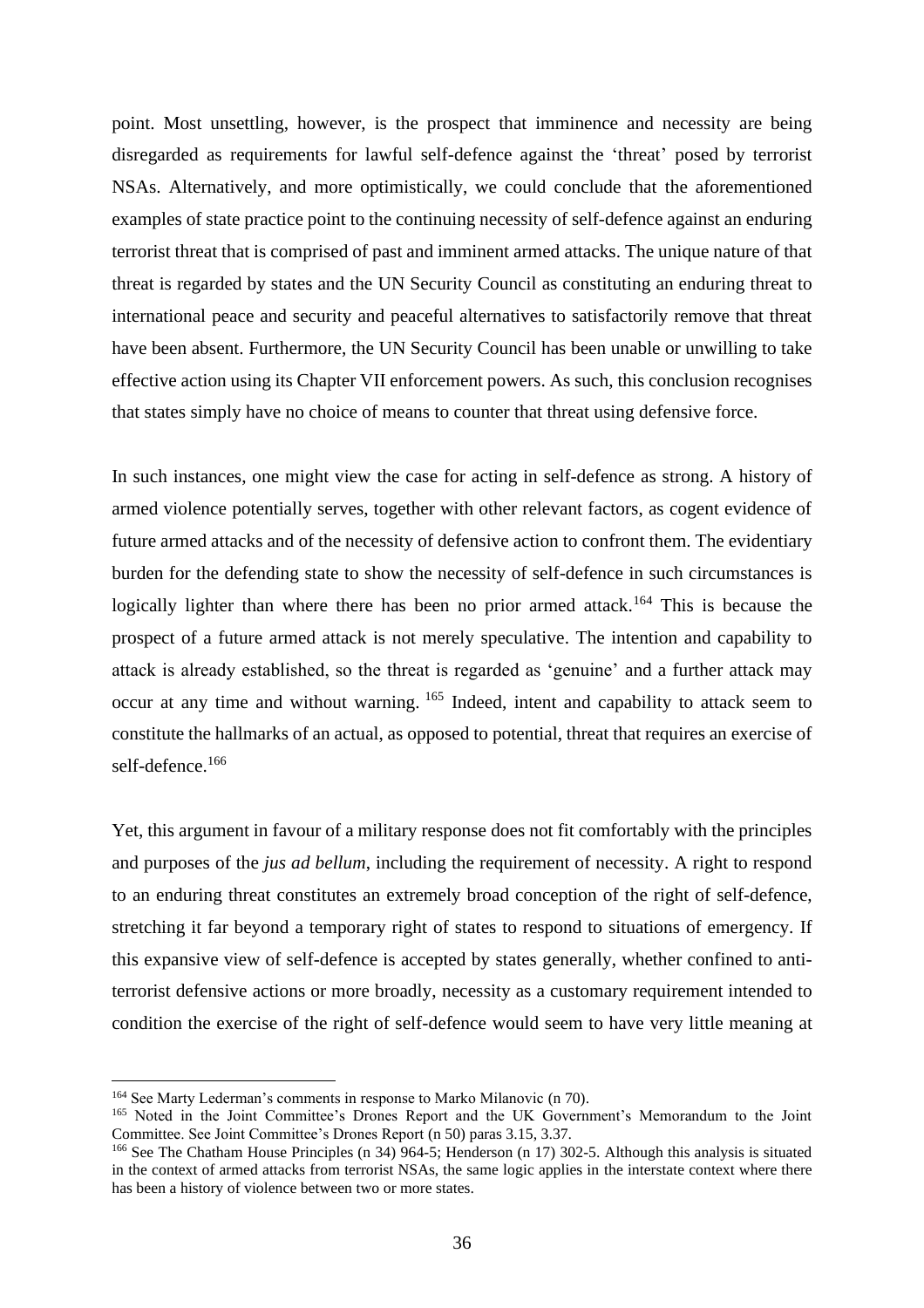point. Most unsettling, however, is the prospect that imminence and necessity are being disregarded as requirements for lawful self-defence against the 'threat' posed by terrorist NSAs. Alternatively, and more optimistically, we could conclude that the aforementioned examples of state practice point to the continuing necessity of self-defence against an enduring terrorist threat that is comprised of past and imminent armed attacks. The unique nature of that threat is regarded by states and the UN Security Council as constituting an enduring threat to international peace and security and peaceful alternatives to satisfactorily remove that threat have been absent. Furthermore, the UN Security Council has been unable or unwilling to take effective action using its Chapter VII enforcement powers. As such, this conclusion recognises that states simply have no choice of means to counter that threat using defensive force.

In such instances, one might view the case for acting in self-defence as strong. A history of armed violence potentially serves, together with other relevant factors, as cogent evidence of future armed attacks and of the necessity of defensive action to confront them. The evidentiary burden for the defending state to show the necessity of self-defence in such circumstances is logically lighter than where there has been no prior armed attack.[164] This is because the prospect of a future armed attack is not merely speculative. The intention and capability to attack is already established, so the threat is regarded as 'genuine' and a further attack may occur at any time and without warning. [165] Indeed, intent and capability to attack seem to constitute the hallmarks of an actual, as opposed to potential, threat that requires an exercise of self-defence.[166]

Yet, this argument in favour of a military response does not fit comfortably with the principles and purposes of the *jus ad bellum*, including the requirement of necessity. A right to respond to an enduring threat constitutes an extremely broad conception of the right of self-defence, stretching it far beyond a temporary right of states to respond to situations of emergency. If this expansive view of self-defence is accepted by states generally, whether confined to anti-terrorist defensive actions or more broadly, necessity as a customary requirement intended to condition the exercise of the right of self-defence would seem to have very little meaning at

---

[164] See Marty Lederman's comments in response to Marko Milanovic (n 70).

[165] Noted in the Joint Committee's Drones Report and the UK Government's Memorandum to the Joint Committee. See Joint Committee's Drones Report (n 50) paras 3.15, 3.37.

[166] See The Chatham House Principles (n 34) 964-5; Henderson (n 17) 302-5. Although this analysis is situated in the context of armed attacks from terrorist NSAs, the same logic applies in the interstate context where there has been a history of violence between two or more states.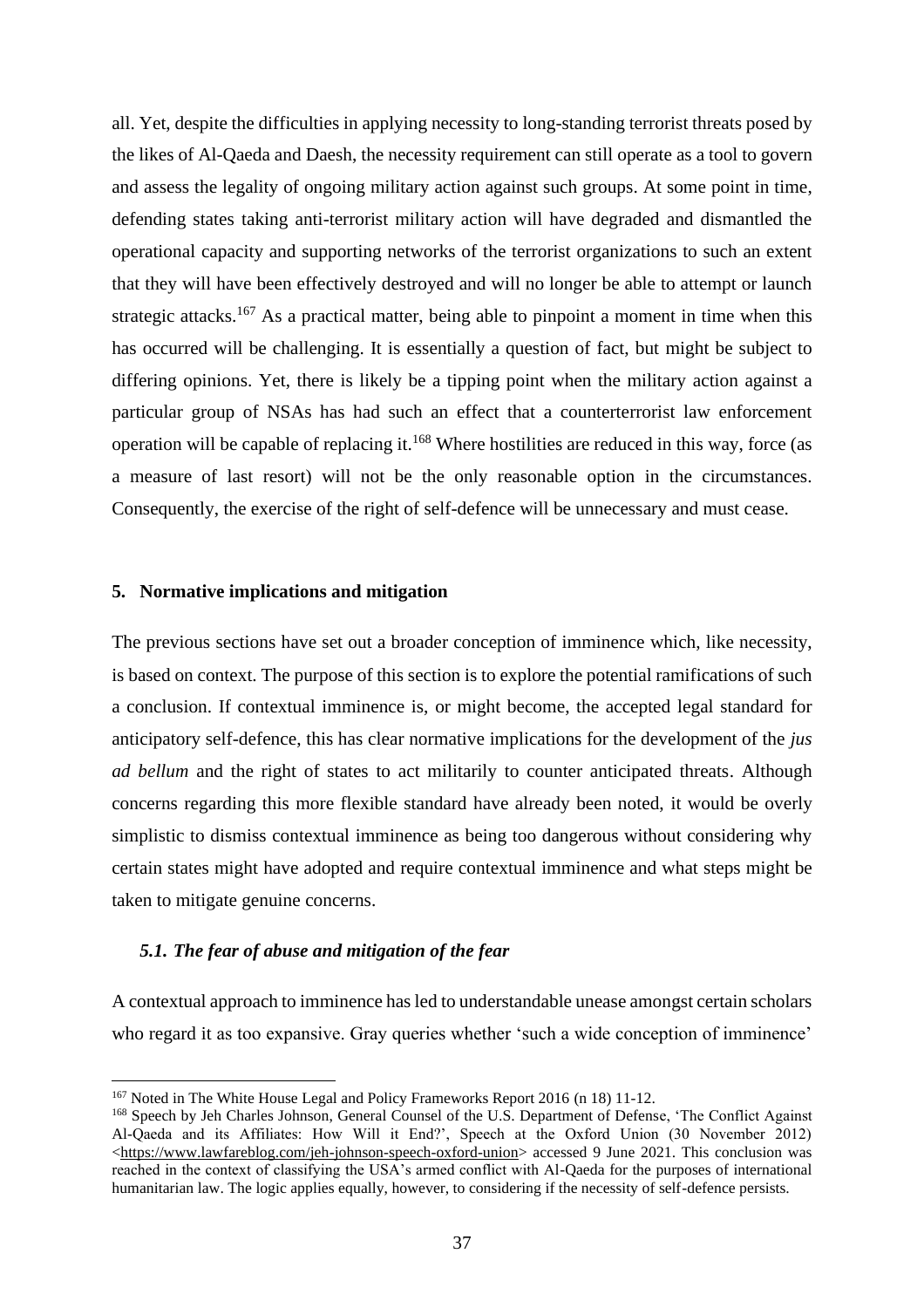all. Yet, despite the difficulties in applying necessity to long-standing terrorist threats posed by the likes of Al-Qaeda and Daesh, the necessity requirement can still operate as a tool to govern and assess the legality of ongoing military action against such groups. At some point in time, defending states taking anti-terrorist military action will have degraded and dismantled the operational capacity and supporting networks of the terrorist organizations to such an extent that they will have been effectively destroyed and will no longer be able to attempt or launch strategic attacks.[167] As a practical matter, being able to pinpoint a moment in time when this has occurred will be challenging. It is essentially a question of fact, but might be subject to differing opinions. Yet, there is likely be a tipping point when the military action against a particular group of NSAs has had such an effect that a counterterrorist law enforcement operation will be capable of replacing it.[168] Where hostilities are reduced in this way, force (as a measure of last resort) will not be the only reasonable option in the circumstances. Consequently, the exercise of the right of self-defence will be unnecessary and must cease.

## 5. Normative implications and mitigation

The previous sections have set out a broader conception of imminence which, like necessity, is based on context. The purpose of this section is to explore the potential ramifications of such a conclusion. If contextual imminence is, or might become, the accepted legal standard for anticipatory self-defence, this has clear normative implications for the development of the *jus ad bellum* and the right of states to act militarily to counter anticipated threats. Although concerns regarding this more flexible standard have already been noted, it would be overly simplistic to dismiss contextual imminence as being too dangerous without considering why certain states might have adopted and require contextual imminence and what steps might be taken to mitigate genuine concerns.

### *5.1. The fear of abuse and mitigation of the fear*

A contextual approach to imminence has led to understandable unease amongst certain scholars who regard it as too expansive. Gray queries whether 'such a wide conception of imminence'

---

[167] Noted in The White House Legal and Policy Frameworks Report 2016 (n 18) 11-12.

[168] Speech by Jeh Charles Johnson, General Counsel of the U.S. Department of Defense, 'The Conflict Against Al-Qaeda and its Affiliates: How Will it End?', Speech at the Oxford Union (30 November 2012) <https://www.lawfareblog.com/jeh-johnson-speech-oxford-union> accessed 9 June 2021. This conclusion was reached in the context of classifying the USA's armed conflict with Al-Qaeda for the purposes of international humanitarian law. The logic applies equally, however, to considering if the necessity of self-defence persists.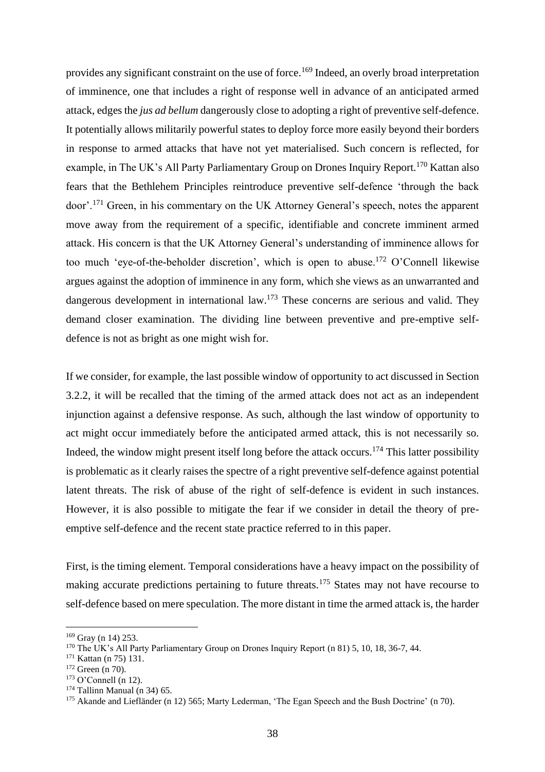provides any significant constraint on the use of force.[169] Indeed, an overly broad interpretation of imminence, one that includes a right of response well in advance of an anticipated armed attack, edges the *jus ad bellum* dangerously close to adopting a right of preventive self-defence. It potentially allows militarily powerful states to deploy force more easily beyond their borders in response to armed attacks that have not yet materialised. Such concern is reflected, for example, in The UK's All Party Parliamentary Group on Drones Inquiry Report.[170] Kattan also fears that the Bethlehem Principles reintroduce preventive self-defence 'through the back door'.[171] Green, in his commentary on the UK Attorney General's speech, notes the apparent move away from the requirement of a specific, identifiable and concrete imminent armed attack. His concern is that the UK Attorney General's understanding of imminence allows for too much 'eye-of-the-beholder discretion', which is open to abuse.[172] O'Connell likewise argues against the adoption of imminence in any form, which she views as an unwarranted and dangerous development in international law.[173] These concerns are serious and valid. They demand closer examination. The dividing line between preventive and pre-emptive self-defence is not as bright as one might wish for.

If we consider, for example, the last possible window of opportunity to act discussed in Section 3.2.2, it will be recalled that the timing of the armed attack does not act as an independent injunction against a defensive response. As such, although the last window of opportunity to act might occur immediately before the anticipated armed attack, this is not necessarily so. Indeed, the window might present itself long before the attack occurs.[174] This latter possibility is problematic as it clearly raises the spectre of a right preventive self-defence against potential latent threats. The risk of abuse of the right of self-defence is evident in such instances. However, it is also possible to mitigate the fear if we consider in detail the theory of pre-emptive self-defence and the recent state practice referred to in this paper.

First, is the timing element. Temporal considerations have a heavy impact on the possibility of making accurate predictions pertaining to future threats.[175] States may not have recourse to self-defence based on mere speculation. The more distant in time the armed attack is, the harder

---

[169] Gray (n 14) 253.

[170] The UK's All Party Parliamentary Group on Drones Inquiry Report (n 81) 5, 10, 18, 36-7, 44.

[171] Kattan (n 75) 131.

[172] Green (n 70).

[173] O'Connell (n 12).

[174] Tallinn Manual (n 34) 65.

[175] Akande and Liefländer (n 12) 565; Marty Lederman, 'The Egan Speech and the Bush Doctrine' (n 70).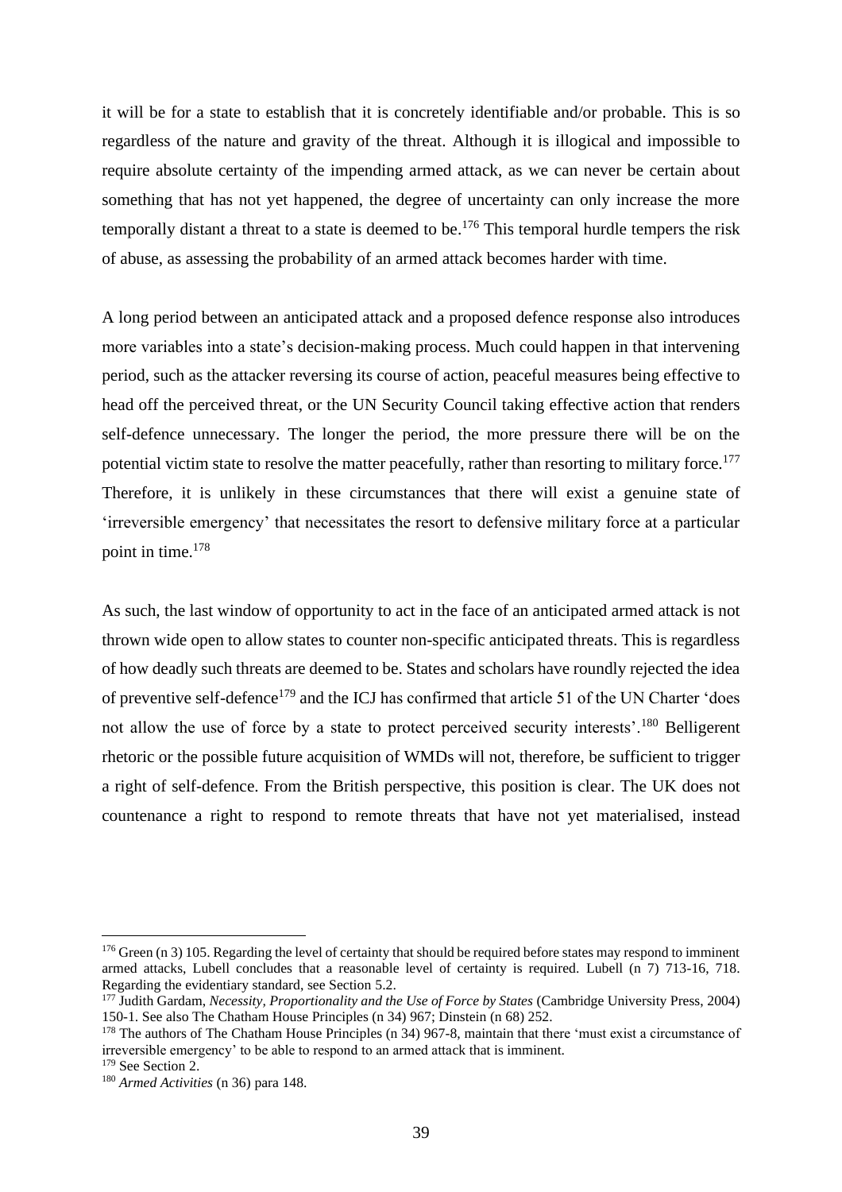it will be for a state to establish that it is concretely identifiable and/or probable. This is so regardless of the nature and gravity of the threat. Although it is illogical and impossible to require absolute certainty of the impending armed attack, as we can never be certain about something that has not yet happened, the degree of uncertainty can only increase the more temporally distant a threat to a state is deemed to be.[176] This temporal hurdle tempers the risk of abuse, as assessing the probability of an armed attack becomes harder with time.

A long period between an anticipated attack and a proposed defence response also introduces more variables into a state's decision-making process. Much could happen in that intervening period, such as the attacker reversing its course of action, peaceful measures being effective to head off the perceived threat, or the UN Security Council taking effective action that renders self-defence unnecessary. The longer the period, the more pressure there will be on the potential victim state to resolve the matter peacefully, rather than resorting to military force.[177] Therefore, it is unlikely in these circumstances that there will exist a genuine state of 'irreversible emergency' that necessitates the resort to defensive military force at a particular point in time.[178]

As such, the last window of opportunity to act in the face of an anticipated armed attack is not thrown wide open to allow states to counter non-specific anticipated threats. This is regardless of how deadly such threats are deemed to be. States and scholars have roundly rejected the idea of preventive self-defence[179] and the ICJ has confirmed that article 51 of the UN Charter 'does not allow the use of force by a state to protect perceived security interests'.[180] Belligerent rhetoric or the possible future acquisition of WMDs will not, therefore, be sufficient to trigger a right of self-defence. From the British perspective, this position is clear. The UK does not countenance a right to respond to remote threats that have not yet materialised, instead

---

[176] Green (n 3) 105. Regarding the level of certainty that should be required before states may respond to imminent armed attacks, Lubell concludes that a reasonable level of certainty is required. Lubell (n 7) 713-16, 718. Regarding the evidentiary standard, see Section 5.2.

[177] Judith Gardam, *Necessity, Proportionality and the Use of Force by States* (Cambridge University Press, 2004) 150-1. See also The Chatham House Principles (n 34) 967; Dinstein (n 68) 252.

[178] The authors of The Chatham House Principles (n 34) 967-8, maintain that there 'must exist a circumstance of irreversible emergency' to be able to respond to an armed attack that is imminent.

[179] See Section 2.

[180] *Armed Activities* (n 36) para 148.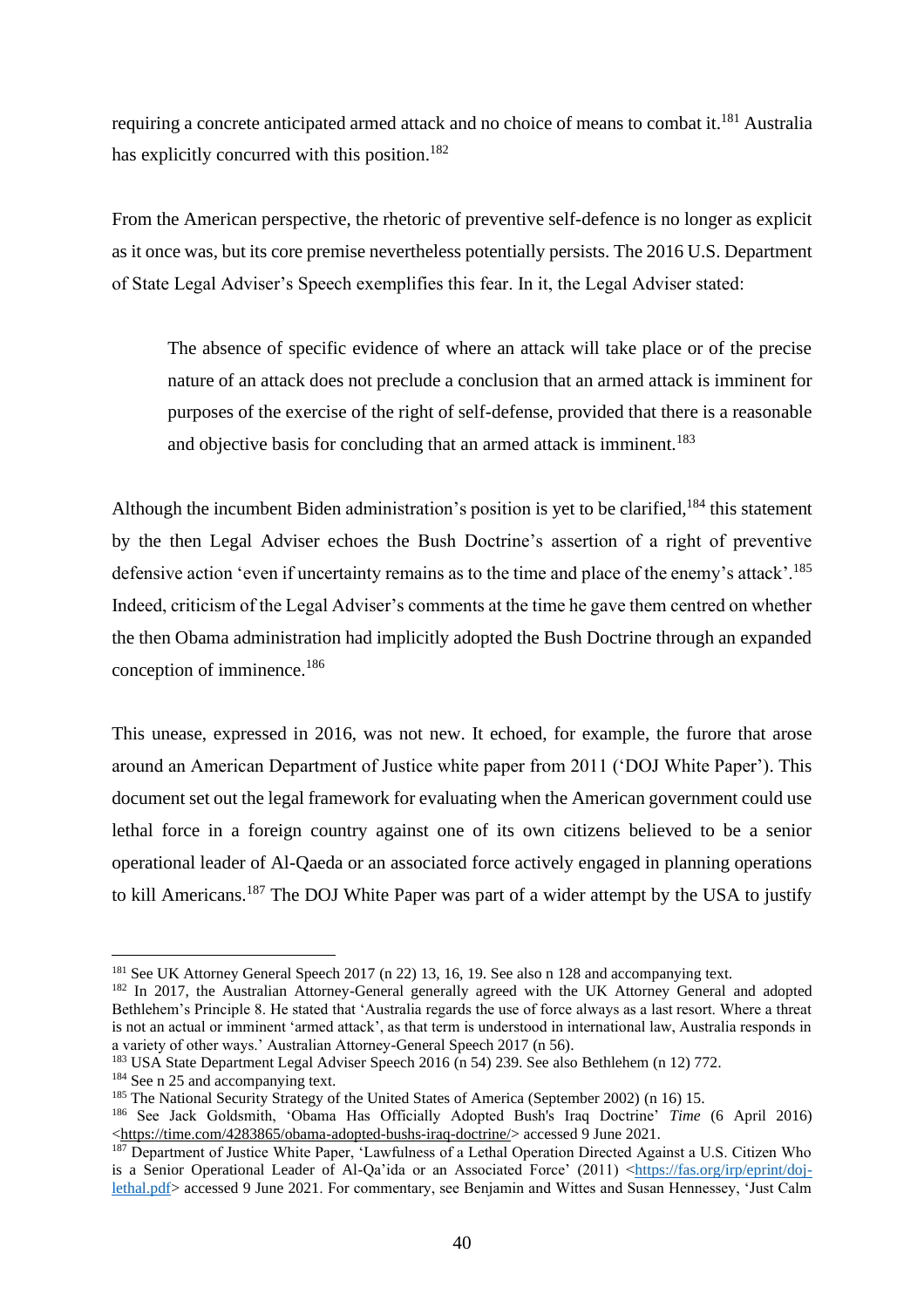requiring a concrete anticipated armed attack and no choice of means to combat it.[181] Australia has explicitly concurred with this position.[182]

From the American perspective, the rhetoric of preventive self-defence is no longer as explicit as it once was, but its core premise nevertheless potentially persists. The 2016 U.S. Department of State Legal Adviser's Speech exemplifies this fear. In it, the Legal Adviser stated:

> The absence of specific evidence of where an attack will take place or of the precise nature of an attack does not preclude a conclusion that an armed attack is imminent for purposes of the exercise of the right of self-defense, provided that there is a reasonable and objective basis for concluding that an armed attack is imminent.[183]

Although the incumbent Biden administration's position is yet to be clarified,[184] this statement by the then Legal Adviser echoes the Bush Doctrine's assertion of a right of preventive defensive action 'even if uncertainty remains as to the time and place of the enemy's attack'.[185] Indeed, criticism of the Legal Adviser's comments at the time he gave them centred on whether the then Obama administration had implicitly adopted the Bush Doctrine through an expanded conception of imminence.[186]

This unease, expressed in 2016, was not new. It echoed, for example, the furore that arose around an American Department of Justice white paper from 2011 ('DOJ White Paper'). This document set out the legal framework for evaluating when the American government could use lethal force in a foreign country against one of its own citizens believed to be a senior operational leader of Al-Qaeda or an associated force actively engaged in planning operations to kill Americans.[187] The DOJ White Paper was part of a wider attempt by the USA to justify

---

[181] See UK Attorney General Speech 2017 (n 22) 13, 16, 19. See also n 128 and accompanying text.

[182] In 2017, the Australian Attorney-General generally agreed with the UK Attorney General and adopted Bethlehem's Principle 8. He stated that 'Australia regards the use of force always as a last resort. Where a threat is not an actual or imminent 'armed attack', as that term is understood in international law, Australia responds in a variety of other ways.' Australian Attorney-General Speech 2017 (n 56).

[183] USA State Department Legal Adviser Speech 2016 (n 54) 239. See also Bethlehem (n 12) 772.

[184] See n 25 and accompanying text.

[185] The National Security Strategy of the United States of America (September 2002) (n 16) 15.

[186] See Jack Goldsmith, 'Obama Has Officially Adopted Bush's Iraq Doctrine' *Time* (6 April 2016) <https://time.com/4283865/obama-adopted-bushs-iraq-doctrine/> accessed 9 June 2021.

[187] Department of Justice White Paper, 'Lawfulness of a Lethal Operation Directed Against a U.S. Citizen Who is a Senior Operational Leader of Al-Qa'ida or an Associated Force' (2011) <https://fas.org/irp/eprint/doj-lethal.pdf> accessed 9 June 2021. For commentary, see Benjamin and Wittes and Susan Hennessey, 'Just Calm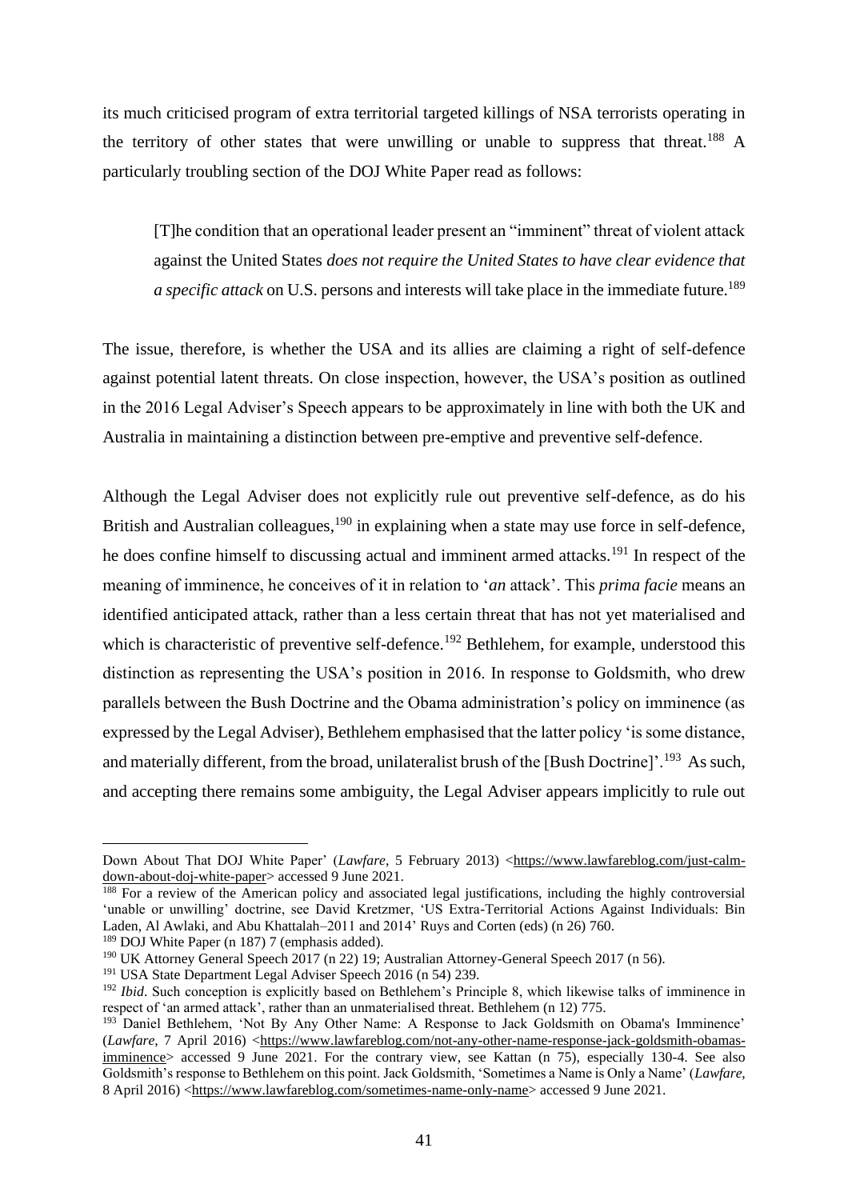its much criticised program of extra territorial targeted killings of NSA terrorists operating in the territory of other states that were unwilling or unable to suppress that threat.[188] A particularly troubling section of the DOJ White Paper read as follows:

> [T]he condition that an operational leader present an "imminent" threat of violent attack against the United States *does not require the United States to have clear evidence that a specific attack* on U.S. persons and interests will take place in the immediate future.[189]

The issue, therefore, is whether the USA and its allies are claiming a right of self-defence against potential latent threats. On close inspection, however, the USA's position as outlined in the 2016 Legal Adviser's Speech appears to be approximately in line with both the UK and Australia in maintaining a distinction between pre-emptive and preventive self-defence.

Although the Legal Adviser does not explicitly rule out preventive self-defence, as do his British and Australian colleagues,[190] in explaining when a state may use force in self-defence, he does confine himself to discussing actual and imminent armed attacks.[191] In respect of the meaning of imminence, he conceives of it in relation to '*an* attack'. This *prima facie* means an identified anticipated attack, rather than a less certain threat that has not yet materialised and which is characteristic of preventive self-defence.[192] Bethlehem, for example, understood this distinction as representing the USA's position in 2016. In response to Goldsmith, who drew parallels between the Bush Doctrine and the Obama administration's policy on imminence (as expressed by the Legal Adviser), Bethlehem emphasised that the latter policy 'is some distance, and materially different, from the broad, unilateralist brush of the [Bush Doctrine]'.[193] As such, and accepting there remains some ambiguity, the Legal Adviser appears implicitly to rule out

---

Down About That DOJ White Paper' (*Lawfare*, 5 February 2013) <https://www.lawfareblog.com/just-calm-down-about-doj-white-paper> accessed 9 June 2021.

[188] For a review of the American policy and associated legal justifications, including the highly controversial 'unable or unwilling' doctrine, see David Kretzmer, 'US Extra-Territorial Actions Against Individuals: Bin Laden, Al Awlaki, and Abu Khattalah–2011 and 2014' Ruys and Corten (eds) (n 26) 760.

[189] DOJ White Paper (n 187) 7 (emphasis added).

[190] UK Attorney General Speech 2017 (n 22) 19; Australian Attorney-General Speech 2017 (n 56).

[191] USA State Department Legal Adviser Speech 2016 (n 54) 239.

[192] *Ibid*. Such conception is explicitly based on Bethlehem's Principle 8, which likewise talks of imminence in respect of 'an armed attack', rather than an unmaterialised threat. Bethlehem (n 12) 775.

[193] Daniel Bethlehem, 'Not By Any Other Name: A Response to Jack Goldsmith on Obama's Imminence' (*Lawfare*, 7 April 2016) <https://www.lawfareblog.com/not-any-other-name-response-jack-goldsmith-obamas-imminence> accessed 9 June 2021. For the contrary view, see Kattan (n 75), especially 130-4. See also Goldsmith's response to Bethlehem on this point. Jack Goldsmith, 'Sometimes a Name is Only a Name' (*Lawfare*, 8 April 2016) <https://www.lawfareblog.com/sometimes-name-only-name> accessed 9 June 2021.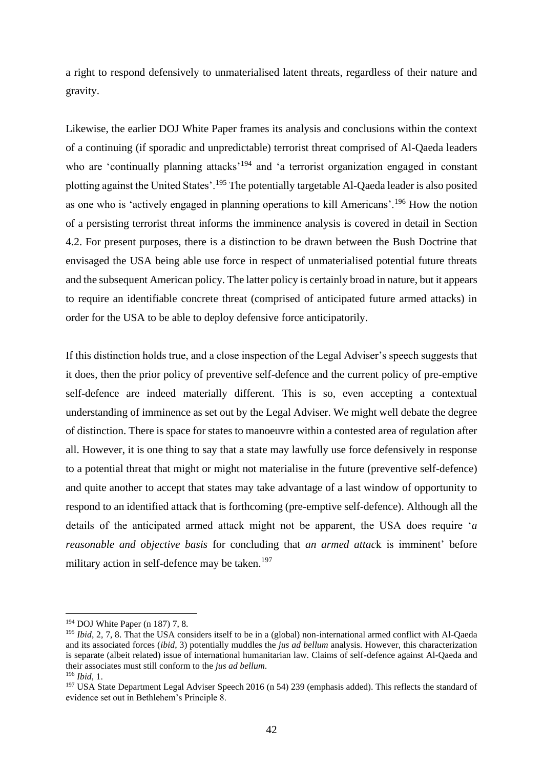a right to respond defensively to unmaterialised latent threats, regardless of their nature and gravity.

Likewise, the earlier DOJ White Paper frames its analysis and conclusions within the context of a continuing (if sporadic and unpredictable) terrorist threat comprised of Al-Qaeda leaders who are 'continually planning attacks'[194] and 'a terrorist organization engaged in constant plotting against the United States'.[195] The potentially targetable Al-Qaeda leader is also posited as one who is 'actively engaged in planning operations to kill Americans'.[196] How the notion of a persisting terrorist threat informs the imminence analysis is covered in detail in Section 4.2. For present purposes, there is a distinction to be drawn between the Bush Doctrine that envisaged the USA being able use force in respect of unmaterialised potential future threats and the subsequent American policy. The latter policy is certainly broad in nature, but it appears to require an identifiable concrete threat (comprised of anticipated future armed attacks) in order for the USA to be able to deploy defensive force anticipatorily.

If this distinction holds true, and a close inspection of the Legal Adviser's speech suggests that it does, then the prior policy of preventive self-defence and the current policy of pre-emptive self-defence are indeed materially different. This is so, even accepting a contextual understanding of imminence as set out by the Legal Adviser. We might well debate the degree of distinction. There is space for states to manoeuvre within a contested area of regulation after all. However, it is one thing to say that a state may lawfully use force defensively in response to a potential threat that might or might not materialise in the future (preventive self-defence) and quite another to accept that states may take advantage of a last window of opportunity to respond to an identified attack that is forthcoming (pre-emptive self-defence). Although all the details of the anticipated armed attack might not be apparent, the USA does require '*a reasonable and objective basis* for concluding that *an armed attack* is imminent' before military action in self-defence may be taken.[197]

---

[194] DOJ White Paper (n 187) 7, 8.

[195] *Ibid*, 2, 7, 8. That the USA considers itself to be in a (global) non-international armed conflict with Al-Qaeda and its associated forces (*ibid*, 3) potentially muddles the *jus ad bellum* analysis. However, this characterization is separate (albeit related) issue of international humanitarian law. Claims of self-defence against Al-Qaeda and their associates must still conform to the *jus ad bellum*.

[196] *Ibid*, 1.

[197] USA State Department Legal Adviser Speech 2016 (n 54) 239 (emphasis added). This reflects the standard of evidence set out in Bethlehem's Principle 8.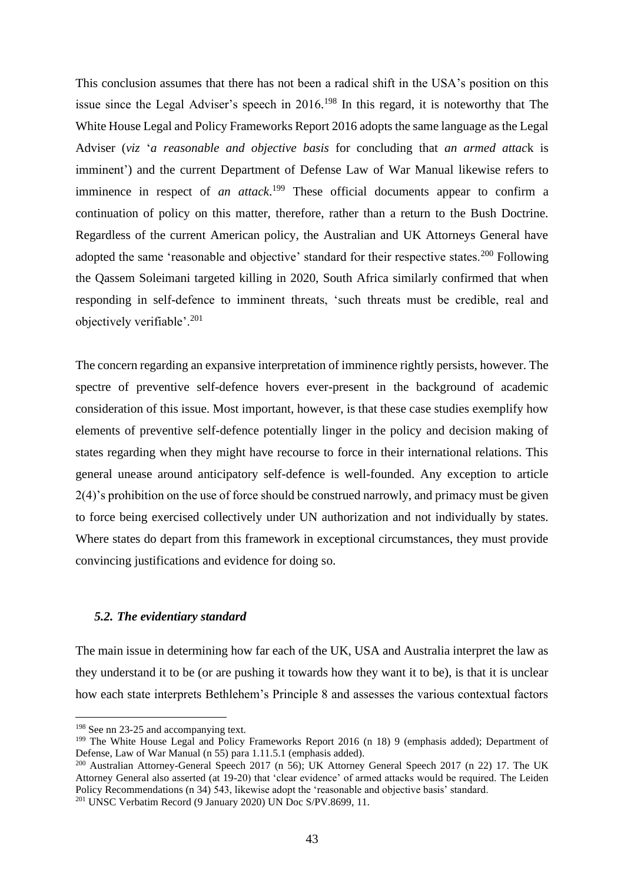This conclusion assumes that there has not been a radical shift in the USA's position on this issue since the Legal Adviser's speech in 2016.[198] In this regard, it is noteworthy that The White House Legal and Policy Frameworks Report 2016 adopts the same language as the Legal Adviser (*viz* '*a reasonable and objective basis* for concluding that *an armed attac*k is imminent') and the current Department of Defense Law of War Manual likewise refers to imminence in respect of *an attack*.[199] These official documents appear to confirm a continuation of policy on this matter, therefore, rather than a return to the Bush Doctrine. Regardless of the current American policy, the Australian and UK Attorneys General have adopted the same 'reasonable and objective' standard for their respective states.[200] Following the Qassem Soleimani targeted killing in 2020, South Africa similarly confirmed that when responding in self-defence to imminent threats, 'such threats must be credible, real and objectively verifiable'.[201]

The concern regarding an expansive interpretation of imminence rightly persists, however. The spectre of preventive self-defence hovers ever-present in the background of academic consideration of this issue. Most important, however, is that these case studies exemplify how elements of preventive self-defence potentially linger in the policy and decision making of states regarding when they might have recourse to force in their international relations. This general unease around anticipatory self-defence is well-founded. Any exception to article 2(4)'s prohibition on the use of force should be construed narrowly, and primacy must be given to force being exercised collectively under UN authorization and not individually by states. Where states do depart from this framework in exceptional circumstances, they must provide convincing justifications and evidence for doing so.

### *5.2. The evidentiary standard*

The main issue in determining how far each of the UK, USA and Australia interpret the law as they understand it to be (or are pushing it towards how they want it to be), is that it is unclear how each state interprets Bethlehem's Principle 8 and assesses the various contextual factors

---

[198] See nn 23-25 and accompanying text.

[199] The White House Legal and Policy Frameworks Report 2016 (n 18) 9 (emphasis added); Department of Defense, Law of War Manual (n 55) para 1.11.5.1 (emphasis added).

[200] Australian Attorney-General Speech 2017 (n 56); UK Attorney General Speech 2017 (n 22) 17. The UK Attorney General also asserted (at 19-20) that 'clear evidence' of armed attacks would be required. The Leiden Policy Recommendations (n 34) 543, likewise adopt the 'reasonable and objective basis' standard.

[201] UNSC Verbatim Record (9 January 2020) UN Doc S/PV.8699, 11.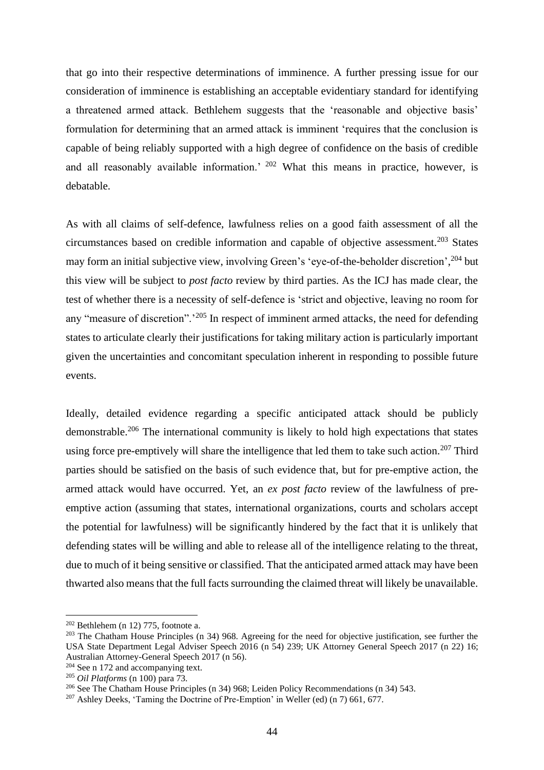that go into their respective determinations of imminence. A further pressing issue for our consideration of imminence is establishing an acceptable evidentiary standard for identifying a threatened armed attack. Bethlehem suggests that the 'reasonable and objective basis' formulation for determining that an armed attack is imminent 'requires that the conclusion is capable of being reliably supported with a high degree of confidence on the basis of credible and all reasonably available information.'[202] What this means in practice, however, is debatable.

As with all claims of self-defence, lawfulness relies on a good faith assessment of all the circumstances based on credible information and capable of objective assessment.[203] States may form an initial subjective view, involving Green's 'eye-of-the-beholder discretion',[204] but this view will be subject to *post facto* review by third parties. As the ICJ has made clear, the test of whether there is a necessity of self-defence is 'strict and objective, leaving no room for any "measure of discretion".'[205] In respect of imminent armed attacks, the need for defending states to articulate clearly their justifications for taking military action is particularly important given the uncertainties and concomitant speculation inherent in responding to possible future events.

Ideally, detailed evidence regarding a specific anticipated attack should be publicly demonstrable.[206] The international community is likely to hold high expectations that states using force pre-emptively will share the intelligence that led them to take such action.[207] Third parties should be satisfied on the basis of such evidence that, but for pre-emptive action, the armed attack would have occurred. Yet, an *ex post facto* review of the lawfulness of pre-emptive action (assuming that states, international organizations, courts and scholars accept the potential for lawfulness) will be significantly hindered by the fact that it is unlikely that defending states will be willing and able to release all of the intelligence relating to the threat, due to much of it being sensitive or classified. That the anticipated armed attack may have been thwarted also means that the full facts surrounding the claimed threat will likely be unavailable.

---

[202] Bethlehem (n 12) 775, footnote a.

[203] The Chatham House Principles (n 34) 968. Agreeing for the need for objective justification, see further the USA State Department Legal Adviser Speech 2016 (n 54) 239; UK Attorney General Speech 2017 (n 22) 16; Australian Attorney-General Speech 2017 (n 56).

[204] See n 172 and accompanying text.

[205] *Oil Platforms* (n 100) para 73.

[206] See The Chatham House Principles (n 34) 968; Leiden Policy Recommendations (n 34) 543.

[207] Ashley Deeks, 'Taming the Doctrine of Pre-Emption' in Weller (ed) (n 7) 661, 677.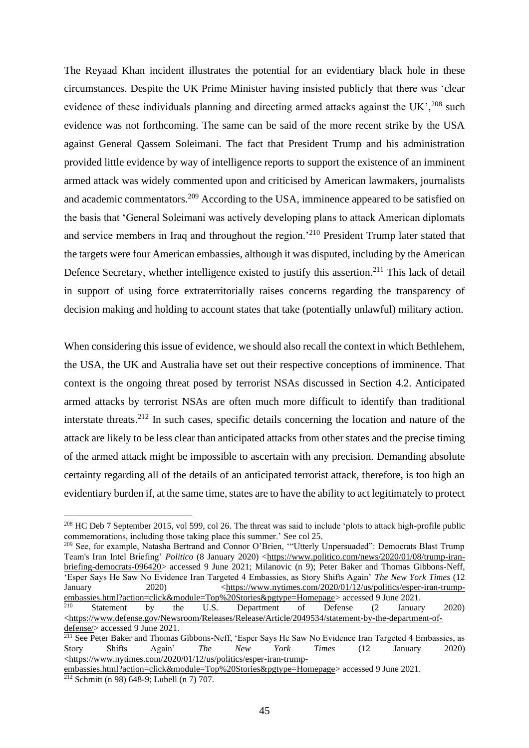The Reyaad Khan incident illustrates the potential for an evidentiary black hole in these circumstances. Despite the UK Prime Minister having insisted publicly that there was 'clear evidence of these individuals planning and directing armed attacks against the UK',[208] such evidence was not forthcoming. The same can be said of the more recent strike by the USA against General Qassem Soleimani. The fact that President Trump and his administration provided little evidence by way of intelligence reports to support the existence of an imminent armed attack was widely commented upon and criticised by American lawmakers, journalists and academic commentators.[209] According to the USA, imminence appeared to be satisfied on the basis that 'General Soleimani was actively developing plans to attack American diplomats and service members in Iraq and throughout the region.'[210] President Trump later stated that the targets were four American embassies, although it was disputed, including by the American Defence Secretary, whether intelligence existed to justify this assertion.[211] This lack of detail in support of using force extraterritorially raises concerns regarding the transparency of decision making and holding to account states that take (potentially unlawful) military action.

When considering this issue of evidence, we should also recall the context in which Bethlehem, the USA, the UK and Australia have set out their respective conceptions of imminence. That context is the ongoing threat posed by terrorist NSAs discussed in Section 4.2. Anticipated armed attacks by terrorist NSAs are often much more difficult to identify than traditional interstate threats.[212] In such cases, specific details concerning the location and nature of the attack are likely to be less clear than anticipated attacks from other states and the precise timing of the armed attack might be impossible to ascertain with any precision. Demanding absolute certainty regarding all of the details of an anticipated terrorist attack, therefore, is too high an evidentiary burden if, at the same time, states are to have the ability to act legitimately to protect

---

[208] HC Deb 7 September 2015, vol 599, col 26. The threat was said to include 'plots to attack high-profile public commemorations, including those taking place this summer.' See col 25.

[209] See, for example, Natasha Bertrand and Connor O'Brien, '"Utterly Unpersuaded": Democrats Blast Trump Team's Iran Intel Briefing' *Politico* (8 January 2020) <https://www.politico.com/news/2020/01/08/trump-iran-briefing-democrats-096420> accessed 9 June 2021; Milanovic (n 9); Peter Baker and Thomas Gibbons-Neff, 'Esper Says He Saw No Evidence Iran Targeted 4 Embassies, as Story Shifts Again' *The New York Times* (12 January 2020) <https://www.nytimes.com/2020/01/12/us/politics/esper-iran-trump-embassies.html?action=click&module=Top%20Stories&pgtype=Homepage> accessed 9 June 2021.

[210] Statement by the U.S. Department of Defense (2 January 2020) <https://www.defense.gov/Newsroom/Releases/Release/Article/2049534/statement-by-the-department-of-defense/> accessed 9 June 2021.

[211] See Peter Baker and Thomas Gibbons-Neff, 'Esper Says He Saw No Evidence Iran Targeted 4 Embassies, as Story Shifts Again' *The New York Times* (12 January 2020) <https://www.nytimes.com/2020/01/12/us/politics/esper-iran-trump-embassies.html?action=click&module=Top%20Stories&pgtype=Homepage> accessed 9 June 2021.

[212] Schmitt (n 98) 648-9; Lubell (n 7) 707.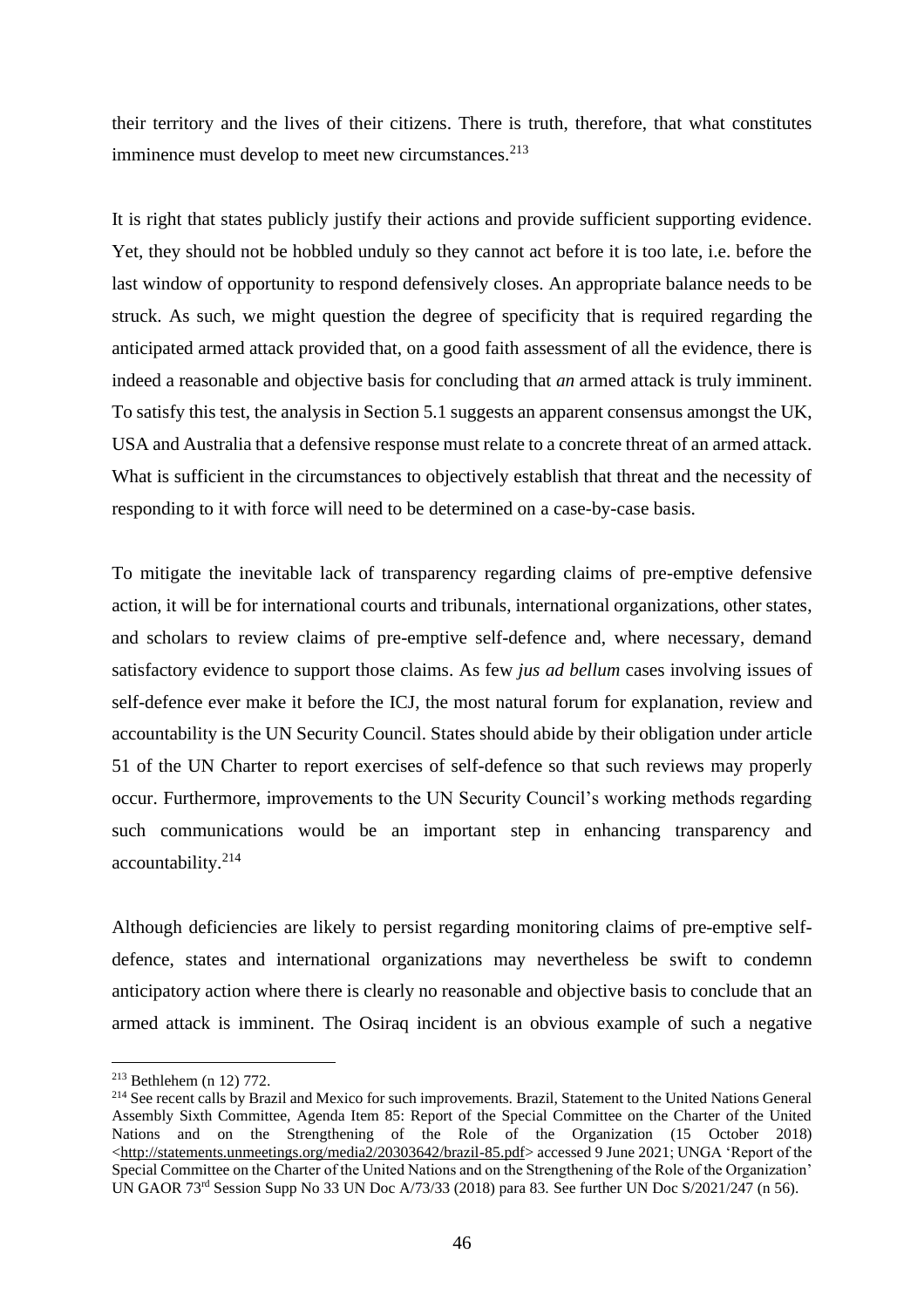their territory and the lives of their citizens. There is truth, therefore, that what constitutes imminence must develop to meet new circumstances.[213]

It is right that states publicly justify their actions and provide sufficient supporting evidence. Yet, they should not be hobbled unduly so they cannot act before it is too late, i.e. before the last window of opportunity to respond defensively closes. An appropriate balance needs to be struck. As such, we might question the degree of specificity that is required regarding the anticipated armed attack provided that, on a good faith assessment of all the evidence, there is indeed a reasonable and objective basis for concluding that *an* armed attack is truly imminent. To satisfy this test, the analysis in Section 5.1 suggests an apparent consensus amongst the UK, USA and Australia that a defensive response must relate to a concrete threat of an armed attack. What is sufficient in the circumstances to objectively establish that threat and the necessity of responding to it with force will need to be determined on a case-by-case basis.

To mitigate the inevitable lack of transparency regarding claims of pre-emptive defensive action, it will be for international courts and tribunals, international organizations, other states, and scholars to review claims of pre-emptive self-defence and, where necessary, demand satisfactory evidence to support those claims. As few *jus ad bellum* cases involving issues of self-defence ever make it before the ICJ, the most natural forum for explanation, review and accountability is the UN Security Council. States should abide by their obligation under article 51 of the UN Charter to report exercises of self-defence so that such reviews may properly occur. Furthermore, improvements to the UN Security Council's working methods regarding such communications would be an important step in enhancing transparency and accountability.[214]

Although deficiencies are likely to persist regarding monitoring claims of pre-emptive self-defence, states and international organizations may nevertheless be swift to condemn anticipatory action where there is clearly no reasonable and objective basis to conclude that an armed attack is imminent. The Osiraq incident is an obvious example of such a negative

---

[213] Bethlehem (n 12) 772.

[214] See recent calls by Brazil and Mexico for such improvements. Brazil, Statement to the United Nations General Assembly Sixth Committee, Agenda Item 85: Report of the Special Committee on the Charter of the United Nations and on the Strengthening of the Role of the Organization (15 October 2018) <http://statements.unmeetings.org/media2/20303642/brazil-85.pdf> accessed 9 June 2021; UNGA 'Report of the Special Committee on the Charter of the United Nations and on the Strengthening of the Role of the Organization' UN GAOR 73rd Session Supp No 33 UN Doc A/73/33 (2018) para 83. See further UN Doc S/2021/247 (n 56).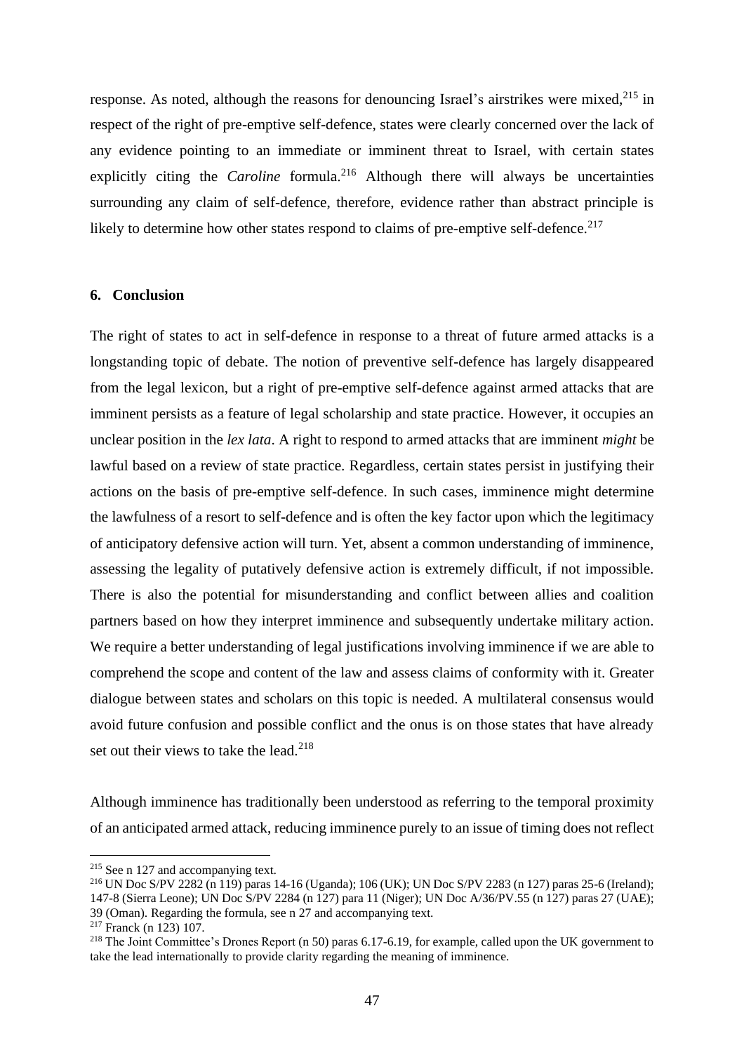response. As noted, although the reasons for denouncing Israel's airstrikes were mixed,[215] in respect of the right of pre-emptive self-defence, states were clearly concerned over the lack of any evidence pointing to an immediate or imminent threat to Israel, with certain states explicitly citing the *Caroline* formula.[216] Although there will always be uncertainties surrounding any claim of self-defence, therefore, evidence rather than abstract principle is likely to determine how other states respond to claims of pre-emptive self-defence.[217]

## 6. Conclusion

The right of states to act in self-defence in response to a threat of future armed attacks is a longstanding topic of debate. The notion of preventive self-defence has largely disappeared from the legal lexicon, but a right of pre-emptive self-defence against armed attacks that are imminent persists as a feature of legal scholarship and state practice. However, it occupies an unclear position in the *lex lata*. A right to respond to armed attacks that are imminent *might* be lawful based on a review of state practice. Regardless, certain states persist in justifying their actions on the basis of pre-emptive self-defence. In such cases, imminence might determine the lawfulness of a resort to self-defence and is often the key factor upon which the legitimacy of anticipatory defensive action will turn. Yet, absent a common understanding of imminence, assessing the legality of putatively defensive action is extremely difficult, if not impossible. There is also the potential for misunderstanding and conflict between allies and coalition partners based on how they interpret imminence and subsequently undertake military action. We require a better understanding of legal justifications involving imminence if we are able to comprehend the scope and content of the law and assess claims of conformity with it. Greater dialogue between states and scholars on this topic is needed. A multilateral consensus would avoid future confusion and possible conflict and the onus is on those states that have already set out their views to take the lead.[218]

Although imminence has traditionally been understood as referring to the temporal proximity of an anticipated armed attack, reducing imminence purely to an issue of timing does not reflect

---

[215] See n 127 and accompanying text.

[216] UN Doc S/PV 2282 (n 119) paras 14-16 (Uganda); 106 (UK); UN Doc S/PV 2283 (n 127) paras 25-6 (Ireland); 147-8 (Sierra Leone); UN Doc S/PV 2284 (n 127) para 11 (Niger); UN Doc A/36/PV.55 (n 127) paras 27 (UAE); 39 (Oman). Regarding the formula, see n 27 and accompanying text.

[217] Franck (n 123) 107.

[218] The Joint Committee's Drones Report (n 50) paras 6.17-6.19, for example, called upon the UK government to take the lead internationally to provide clarity regarding the meaning of imminence.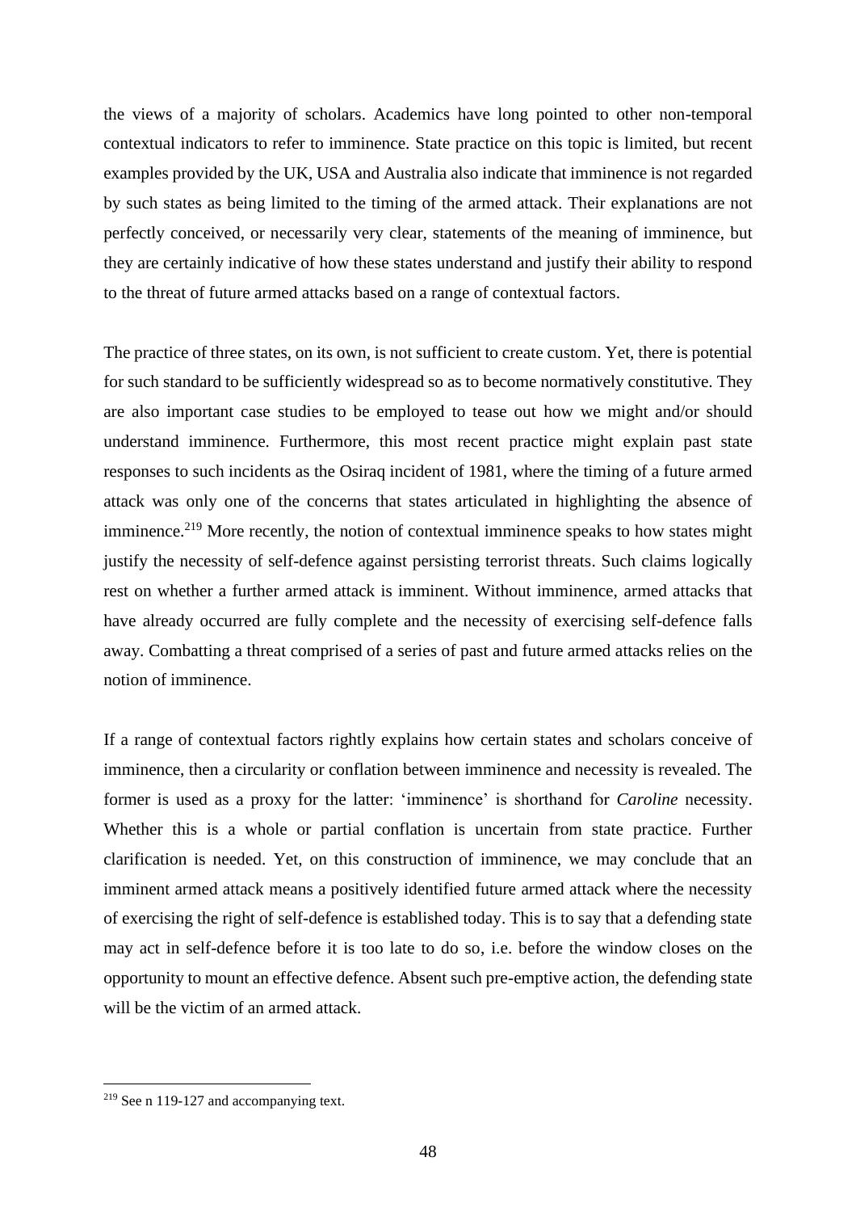the views of a majority of scholars. Academics have long pointed to other non-temporal contextual indicators to refer to imminence. State practice on this topic is limited, but recent examples provided by the UK, USA and Australia also indicate that imminence is not regarded by such states as being limited to the timing of the armed attack. Their explanations are not perfectly conceived, or necessarily very clear, statements of the meaning of imminence, but they are certainly indicative of how these states understand and justify their ability to respond to the threat of future armed attacks based on a range of contextual factors.

The practice of three states, on its own, is not sufficient to create custom. Yet, there is potential for such standard to be sufficiently widespread so as to become normatively constitutive. They are also important case studies to be employed to tease out how we might and/or should understand imminence. Furthermore, this most recent practice might explain past state responses to such incidents as the Osiraq incident of 1981, where the timing of a future armed attack was only one of the concerns that states articulated in highlighting the absence of imminence.[219] More recently, the notion of contextual imminence speaks to how states might justify the necessity of self-defence against persisting terrorist threats. Such claims logically rest on whether a further armed attack is imminent. Without imminence, armed attacks that have already occurred are fully complete and the necessity of exercising self-defence falls away. Combatting a threat comprised of a series of past and future armed attacks relies on the notion of imminence.

If a range of contextual factors rightly explains how certain states and scholars conceive of imminence, then a circularity or conflation between imminence and necessity is revealed. The former is used as a proxy for the latter: 'imminence' is shorthand for *Caroline* necessity. Whether this is a whole or partial conflation is uncertain from state practice. Further clarification is needed. Yet, on this construction of imminence, we may conclude that an imminent armed attack means a positively identified future armed attack where the necessity of exercising the right of self-defence is established today. This is to say that a defending state may act in self-defence before it is too late to do so, i.e. before the window closes on the opportunity to mount an effective defence. Absent such pre-emptive action, the defending state will be the victim of an armed attack.

[219] See n 119-127 and accompanying text.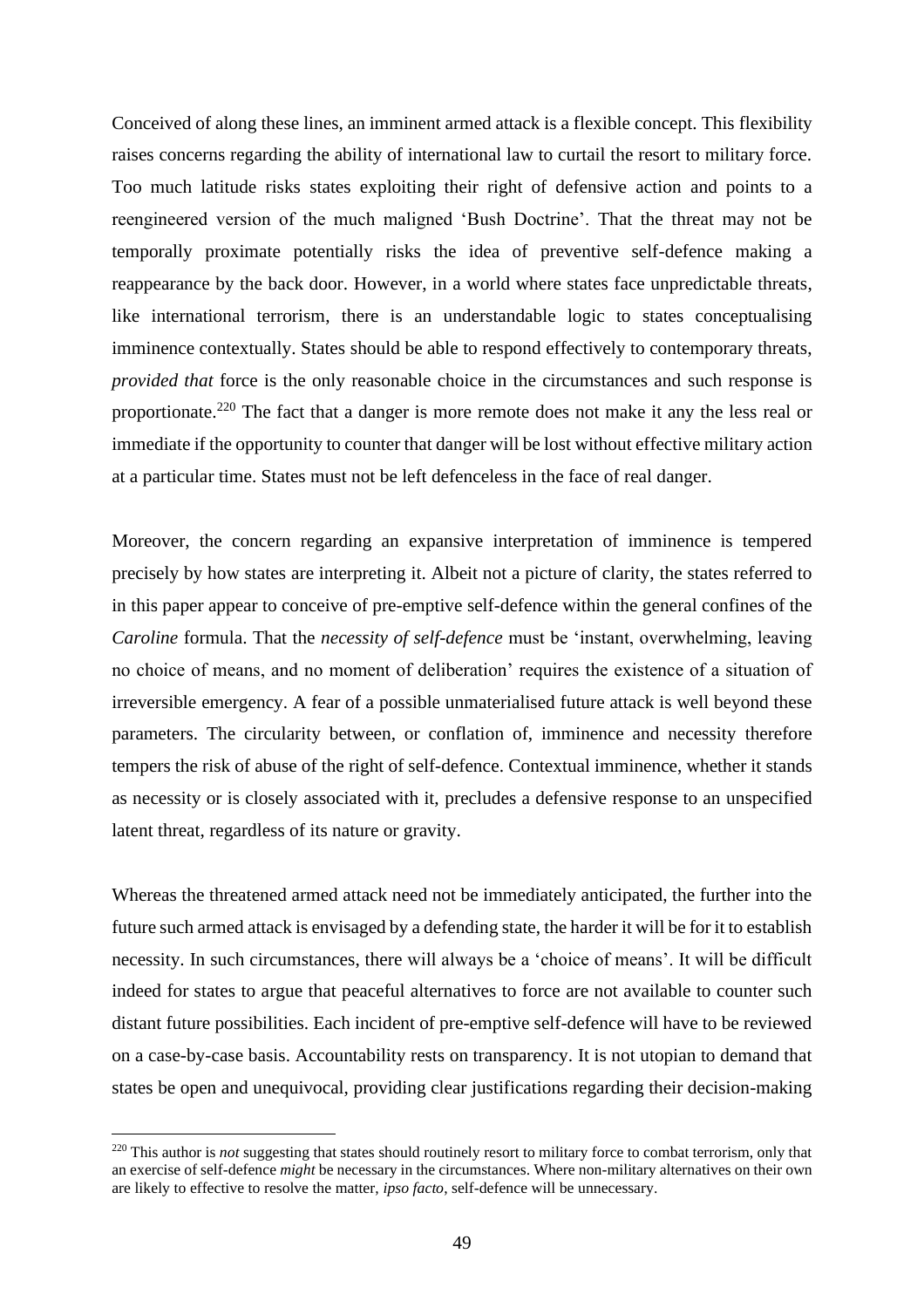Conceived of along these lines, an imminent armed attack is a flexible concept. This flexibility raises concerns regarding the ability of international law to curtail the resort to military force. Too much latitude risks states exploiting their right of defensive action and points to a reengineered version of the much maligned 'Bush Doctrine'. That the threat may not be temporally proximate potentially risks the idea of preventive self-defence making a reappearance by the back door. However, in a world where states face unpredictable threats, like international terrorism, there is an understandable logic to states conceptualising imminence contextually. States should be able to respond effectively to contemporary threats, *provided that* force is the only reasonable choice in the circumstances and such response is proportionate.[220] The fact that a danger is more remote does not make it any the less real or immediate if the opportunity to counter that danger will be lost without effective military action at a particular time. States must not be left defenceless in the face of real danger.

Moreover, the concern regarding an expansive interpretation of imminence is tempered precisely by how states are interpreting it. Albeit not a picture of clarity, the states referred to in this paper appear to conceive of pre-emptive self-defence within the general confines of the *Caroline* formula. That the *necessity of self-defence* must be 'instant, overwhelming, leaving no choice of means, and no moment of deliberation' requires the existence of a situation of irreversible emergency. A fear of a possible unmaterialised future attack is well beyond these parameters. The circularity between, or conflation of, imminence and necessity therefore tempers the risk of abuse of the right of self-defence. Contextual imminence, whether it stands as necessity or is closely associated with it, precludes a defensive response to an unspecified latent threat, regardless of its nature or gravity.

Whereas the threatened armed attack need not be immediately anticipated, the further into the future such armed attack is envisaged by a defending state, the harder it will be for it to establish necessity. In such circumstances, there will always be a 'choice of means'. It will be difficult indeed for states to argue that peaceful alternatives to force are not available to counter such distant future possibilities. Each incident of pre-emptive self-defence will have to be reviewed on a case-by-case basis. Accountability rests on transparency. It is not utopian to demand that states be open and unequivocal, providing clear justifications regarding their decision-making

[220] This author is *not* suggesting that states should routinely resort to military force to combat terrorism, only that an exercise of self-defence *might* be necessary in the circumstances. Where non-military alternatives on their own are likely to effective to resolve the matter, *ipso facto*, self-defence will be unnecessary.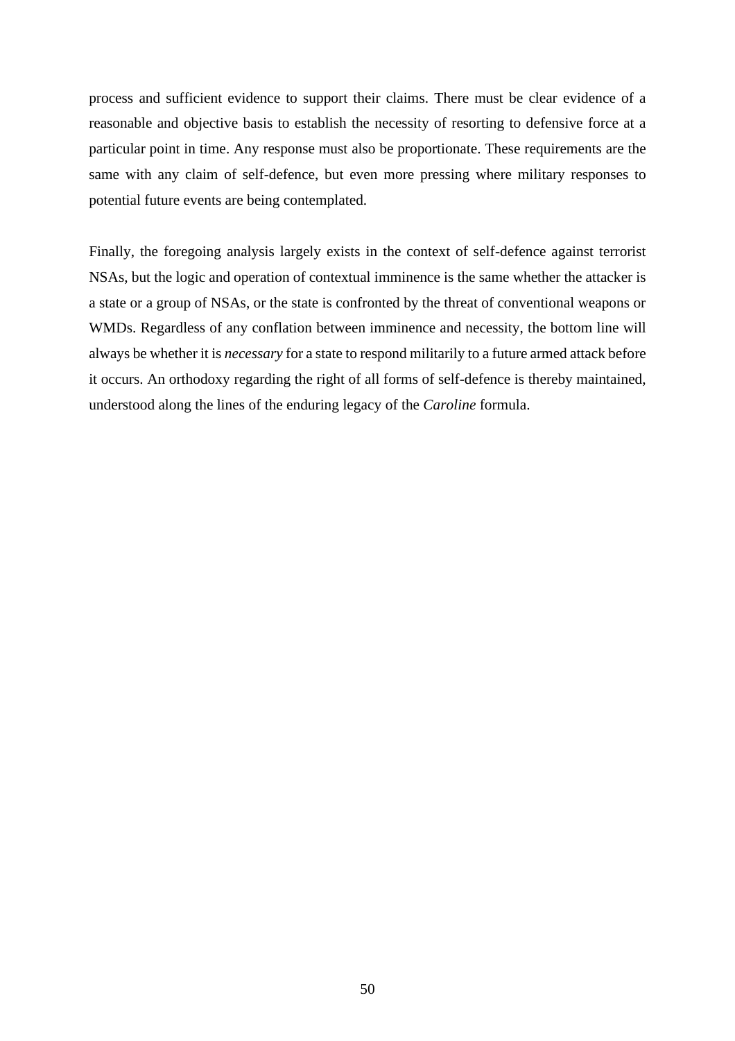process and sufficient evidence to support their claims. There must be clear evidence of a reasonable and objective basis to establish the necessity of resorting to defensive force at a particular point in time. Any response must also be proportionate. These requirements are the same with any claim of self-defence, but even more pressing where military responses to potential future events are being contemplated.

Finally, the foregoing analysis largely exists in the context of self-defence against terrorist NSAs, but the logic and operation of contextual imminence is the same whether the attacker is a state or a group of NSAs, or the state is confronted by the threat of conventional weapons or WMDs. Regardless of any conflation between imminence and necessity, the bottom line will always be whether it is *necessary* for a state to respond militarily to a future armed attack before it occurs. An orthodoxy regarding the right of all forms of self-defence is thereby maintained, understood along the lines of the enduring legacy of the *Caroline* formula.